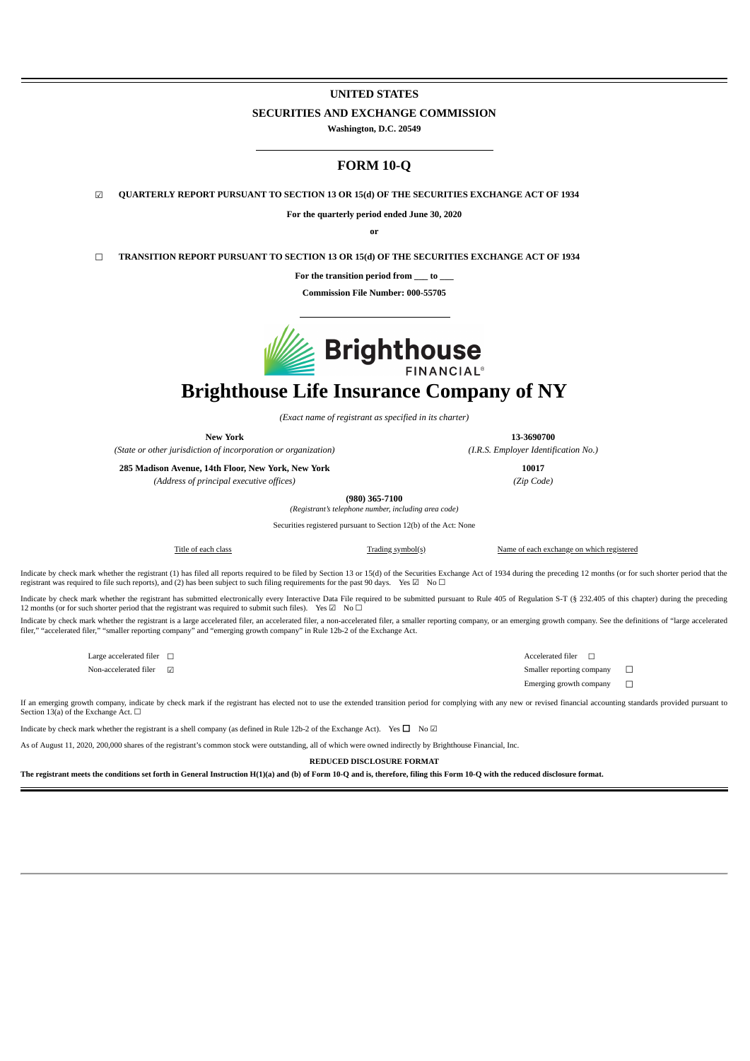**UNITED STATES**

**SECURITIES AND EXCHANGE COMMISSION**

**Washington, D.C. 20549**

# FORM 10-Q

☑ **QUARTERLY REPORT PURSUANT TO SECTION 13 OR 15(d) OF THE SECURITIES EXCHANGE ACT OF 1934**

**For the quarterly period ended June 30, 2020**

**or**

☐ **TRANSITION REPORT PURSUANT TO SECTION 13 OR 15(d) OF THE SECURITIES EXCHANGE ACT OF 1934**

**For the transition period from \_\_\_ to \_\_\_**

**Commission File Number: 000-55705**

Brighthouse FINANCIAL®

# Brighthouse Life Insurance Company of NY

*(Exact name of registrant as specified in its charter)*

| | |
|---|---|
| **New York** | **13-3690700** |
| *(State or other jurisdiction of incorporation or organization)* | *(I.R.S. Employer Identification No.)* |
| **285 Madison Avenue, 14th Floor, New York, New York** | **10017** |
| *(Address of principal executive offices)* | *(Zip Code)* |

**(980) 365-7100**

*(Registrant's telephone number, including area code)*

Securities registered pursuant to Section 12(b) of the Act: None

| Title of each class | Trading symbol(s) | Name of each exchange on which registered |
|---|---|---|

Indicate by check mark whether the registrant (1) has filed all reports required to be filed by Section 13 or 15(d) of the Securities Exchange Act of 1934 during the preceding 12 months (or for such shorter period that the registrant was required to file such reports), and (2) has been subject to such filing requirements for the past 90 days. Yes ☑ No ☐

Indicate by check mark whether the registrant has submitted electronically every Interactive Data File required to be submitted pursuant to Rule 405 of Regulation S-T (§ 232.405 of this chapter) during the preceding 12 months (or for such shorter period that the registrant was required to submit such files). Yes ☑ No ☐

Indicate by check mark whether the registrant is a large accelerated filer, an accelerated filer, a non-accelerated filer, a smaller reporting company, or an emerging growth company. See the definitions of "large accelerated filer," "accelerated filer," "smaller reporting company" and "emerging growth company" in Rule 12b-2 of the Exchange Act.

| | | | |
|---|---|---|---|
| Large accelerated filer | ☐ | Accelerated filer | ☐ |
| Non-accelerated filer | ☑ | Smaller reporting company | ☐ |
| | | Emerging growth company | ☐ |

If an emerging growth company, indicate by check mark if the registrant has elected not to use the extended transition period for complying with any new or revised financial accounting standards provided pursuant to Section 13(a) of the Exchange Act. ☐

Indicate by check mark whether the registrant is a shell company (as defined in Rule 12b-2 of the Exchange Act). Yes ☐ No ☑

As of August 11, 2020, 200,000 shares of the registrant's common stock were outstanding, all of which were owned indirectly by Brighthouse Financial, Inc.

**REDUCED DISCLOSURE FORMAT**

**The registrant meets the conditions set forth in General Instruction H(1)(a) and (b) of Form 10-Q and is, therefore, filing this Form 10-Q with the reduced disclosure format.**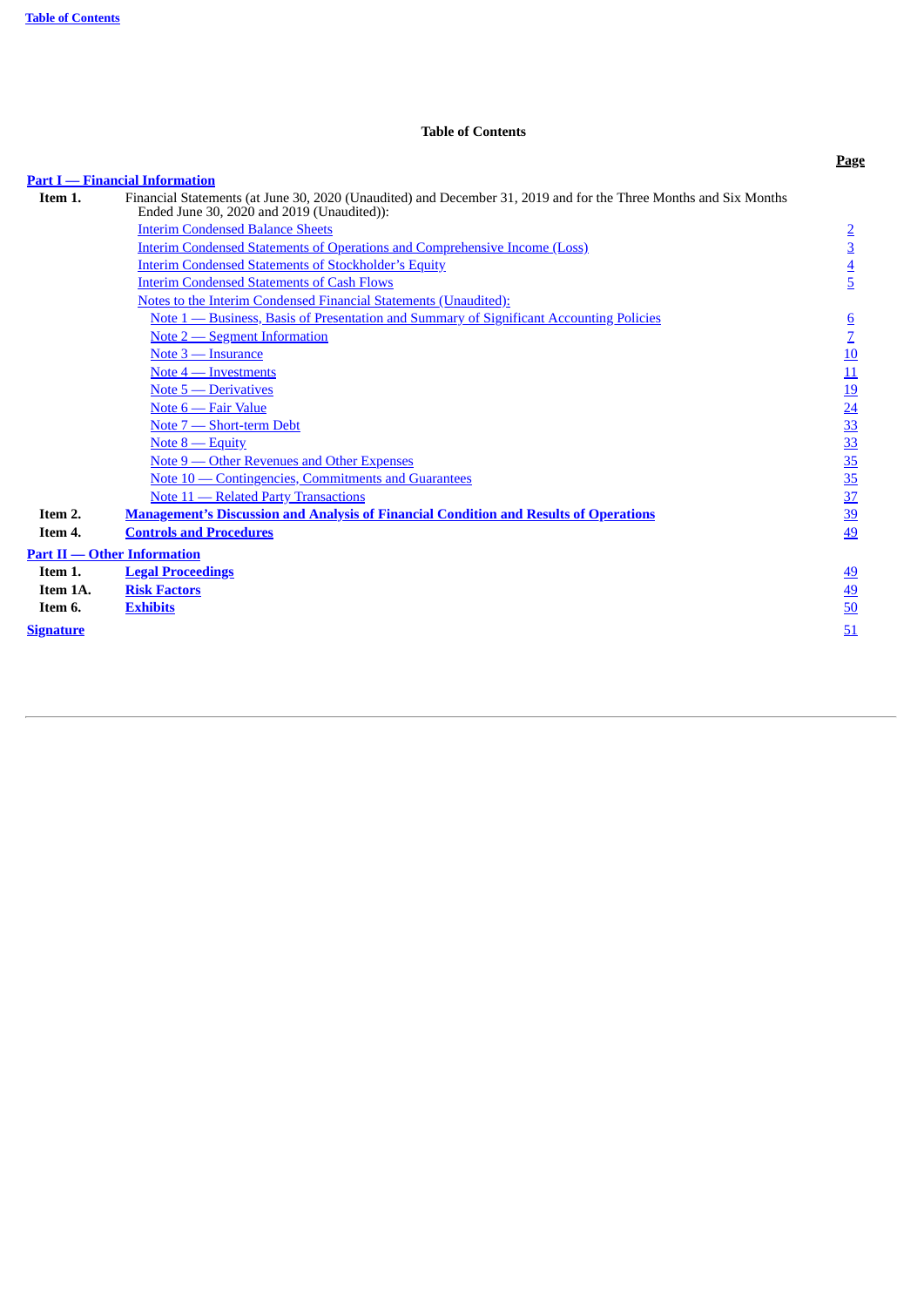## Table of Contents

| | | Page |
|---|---|---|
| **Part I — Financial Information** | | |
| **Item 1.** | Financial Statements (at June 30, 2020 (Unaudited) and December 31, 2019 and for the Three Months and Six Months Ended June 30, 2020 and 2019 (Unaudited)): | |
| | Interim Condensed Balance Sheets | 2 |
| | Interim Condensed Statements of Operations and Comprehensive Income (Loss) | 3 |
| | Interim Condensed Statements of Stockholder's Equity | 4 |
| | Interim Condensed Statements of Cash Flows | 5 |
| | Notes to the Interim Condensed Financial Statements (Unaudited): | |
| | Note 1 — Business, Basis of Presentation and Summary of Significant Accounting Policies | 6 |
| | Note 2 — Segment Information | 7 |
| | Note 3 — Insurance | 10 |
| | Note 4 — Investments | 11 |
| | Note 5 — Derivatives | 19 |
| | Note 6 — Fair Value | 24 |
| | Note 7 — Short-term Debt | 33 |
| | Note 8 — Equity | 33 |
| | Note 9 — Other Revenues and Other Expenses | 35 |
| | Note 10 — Contingencies, Commitments and Guarantees | 35 |
| | Note 11 — Related Party Transactions | 37 |
| **Item 2.** | **Management's Discussion and Analysis of Financial Condition and Results of Operations** | 39 |
| **Item 4.** | **Controls and Procedures** | 49 |
| **Part II — Other Information** | | |
| **Item 1.** | **Legal Proceedings** | 49 |
| **Item 1A.** | **Risk Factors** | 49 |
| **Item 6.** | **Exhibits** | 50 |
| **Signature** | | 51 |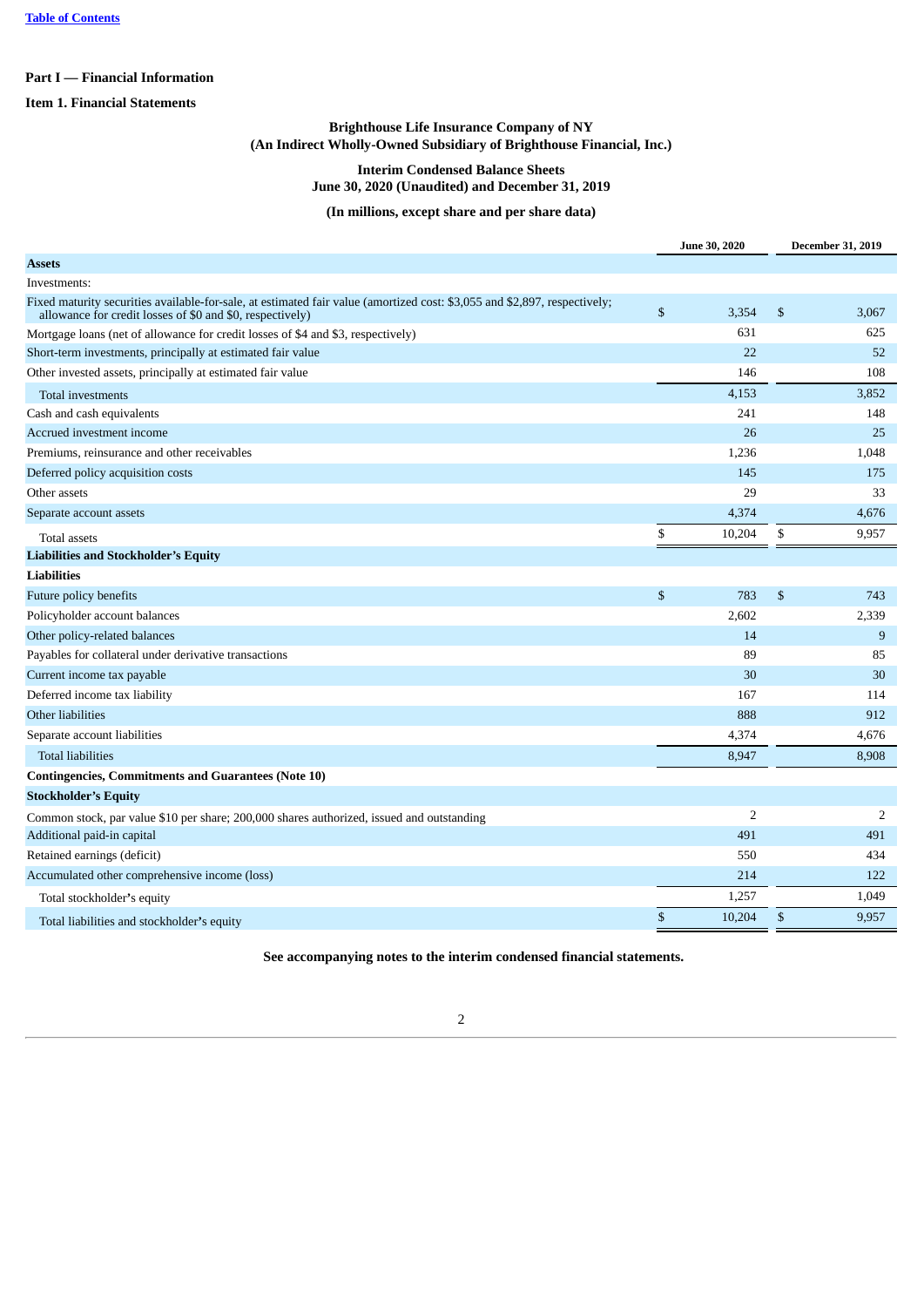[Table of Contents](#)

**Part I — Financial Information**

**Item 1. Financial Statements**

**Brighthouse Life Insurance Company of NY**
**(An Indirect Wholly-Owned Subsidiary of Brighthouse Financial, Inc.)**

**Interim Condensed Balance Sheets**
**June 30, 2020 (Unaudited) and December 31, 2019**

**(In millions, except share and per share data)**

| | June 30, 2020 | December 31, 2019 |
|---|---|---|
| **Assets** | | |
| Investments: | | |
| Fixed maturity securities available-for-sale, at estimated fair value (amortized cost: $3,055 and $2,897, respectively; allowance for credit losses of $0 and $0, respectively) | $ 3,354 | $ 3,067 |
| Mortgage loans (net of allowance for credit losses of $4 and $3, respectively) | 631 | 625 |
| Short-term investments, principally at estimated fair value | 22 | 52 |
| Other invested assets, principally at estimated fair value | 146 | 108 |
| Total investments | 4,153 | 3,852 |
| Cash and cash equivalents | 241 | 148 |
| Accrued investment income | 26 | 25 |
| Premiums, reinsurance and other receivables | 1,236 | 1,048 |
| Deferred policy acquisition costs | 145 | 175 |
| Other assets | 29 | 33 |
| Separate account assets | 4,374 | 4,676 |
| Total assets | $ 10,204 | $ 9,957 |
| **Liabilities and Stockholder's Equity** | | |
| **Liabilities** | | |
| Future policy benefits | $ 783 | $ 743 |
| Policyholder account balances | 2,602 | 2,339 |
| Other policy-related balances | 14 | 9 |
| Payables for collateral under derivative transactions | 89 | 85 |
| Current income tax payable | 30 | 30 |
| Deferred income tax liability | 167 | 114 |
| Other liabilities | 888 | 912 |
| Separate account liabilities | 4,374 | 4,676 |
| Total liabilities | 8,947 | 8,908 |
| **Contingencies, Commitments and Guarantees (Note 10)** | | |
| **Stockholder's Equity** | | |
| Common stock, par value $10 per share; 200,000 shares authorized, issued and outstanding | 2 | 2 |
| Additional paid-in capital | 491 | 491 |
| Retained earnings (deficit) | 550 | 434 |
| Accumulated other comprehensive income (loss) | 214 | 122 |
| Total stockholder's equity | 1,257 | 1,049 |
| Total liabilities and stockholder's equity | $ 10,204 | $ 9,957 |

**See accompanying notes to the interim condensed financial statements.**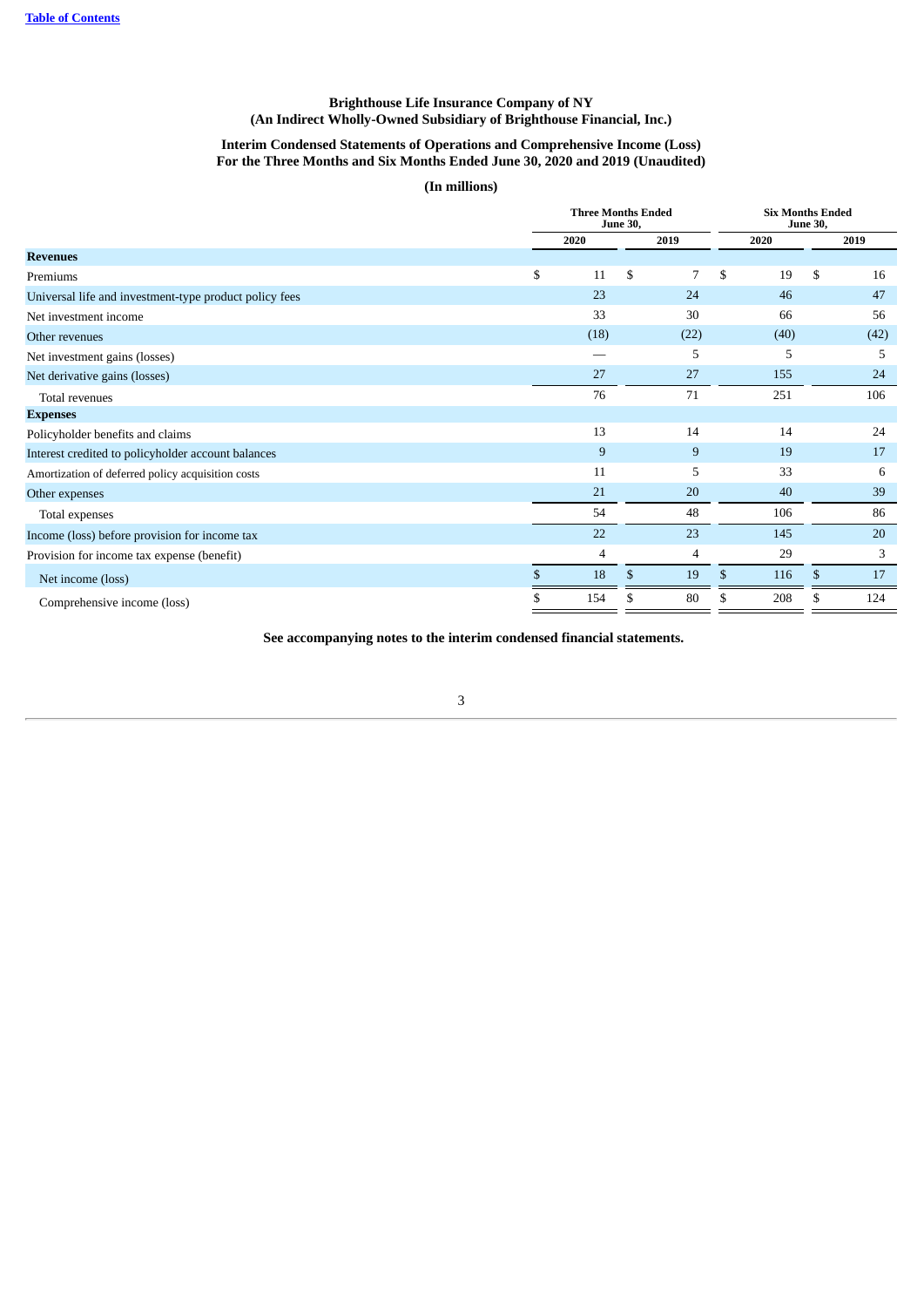**Brighthouse Life Insurance Company of NY**
**(An Indirect Wholly-Owned Subsidiary of Brighthouse Financial, Inc.)**

**Interim Condensed Statements of Operations and Comprehensive Income (Loss)**
**For the Three Months and Six Months Ended June 30, 2020 and 2019 (Unaudited)**

**(In millions)**

| | Three Months Ended June 30, | | Six Months Ended June 30, | |
|---|---|---|---|---|
| | 2020 | 2019 | 2020 | 2019 |
| **Revenues** | | | | |
| Premiums | $ 11 | $ 7 | $ 19 | $ 16 |
| Universal life and investment-type product policy fees | 23 | 24 | 46 | 47 |
| Net investment income | 33 | 30 | 66 | 56 |
| Other revenues | (18) | (22) | (40) | (42) |
| Net investment gains (losses) | — | 5 | 5 | 5 |
| Net derivative gains (losses) | 27 | 27 | 155 | 24 |
| Total revenues | 76 | 71 | 251 | 106 |
| **Expenses** | | | | |
| Policyholder benefits and claims | 13 | 14 | 14 | 24 |
| Interest credited to policyholder account balances | 9 | 9 | 19 | 17 |
| Amortization of deferred policy acquisition costs | 11 | 5 | 33 | 6 |
| Other expenses | 21 | 20 | 40 | 39 |
| Total expenses | 54 | 48 | 106 | 86 |
| Income (loss) before provision for income tax | 22 | 23 | 145 | 20 |
| Provision for income tax expense (benefit) | 4 | 4 | 29 | 3 |
| Net income (loss) | $ 18 | $ 19 | $ 116 | $ 17 |
| Comprehensive income (loss) | $ 154 | $ 80 | $ 208 | $ 124 |

**See accompanying notes to the interim condensed financial statements.**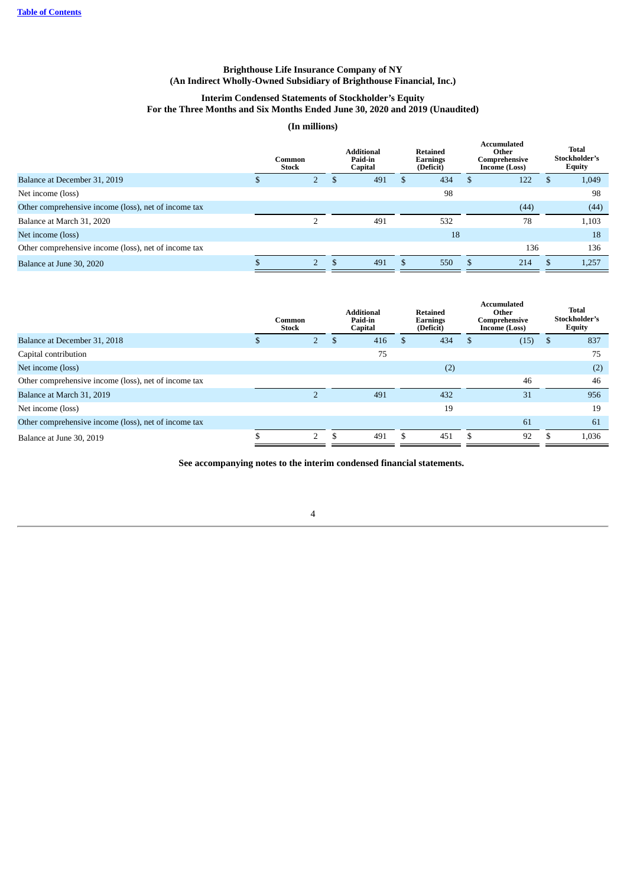**Brighthouse Life Insurance Company of NY**
**(An Indirect Wholly-Owned Subsidiary of Brighthouse Financial, Inc.)**

**Interim Condensed Statements of Stockholder's Equity**
**For the Three Months and Six Months Ended June 30, 2020 and 2019 (Unaudited)**

**(In millions)**

| | Common Stock | Additional Paid-in Capital | Retained Earnings (Deficit) | Accumulated Other Comprehensive Income (Loss) | Total Stockholder's Equity |
|---|---|---|---|---|---|
| Balance at December 31, 2019 | $ 2 | $ 491 | $ 434 | $ 122 | $ 1,049 |
| Net income (loss) | | | 98 | | 98 |
| Other comprehensive income (loss), net of income tax | | | | (44) | (44) |
| Balance at March 31, 2020 | 2 | 491 | 532 | 78 | 1,103 |
| Net income (loss) | | | 18 | | 18 |
| Other comprehensive income (loss), net of income tax | | | | 136 | 136 |
| Balance at June 30, 2020 | $ 2 | $ 491 | $ 550 | $ 214 | $ 1,257 |

| | Common Stock | Additional Paid-in Capital | Retained Earnings (Deficit) | Accumulated Other Comprehensive Income (Loss) | Total Stockholder's Equity |
|---|---|---|---|---|---|
| Balance at December 31, 2018 | $ 2 | $ 416 | $ 434 | $ (15) | $ 837 |
| Capital contribution | | 75 | | | 75 |
| Net income (loss) | | | (2) | | (2) |
| Other comprehensive income (loss), net of income tax | | | | 46 | 46 |
| Balance at March 31, 2019 | 2 | 491 | 432 | 31 | 956 |
| Net income (loss) | | | 19 | | 19 |
| Other comprehensive income (loss), net of income tax | | | | 61 | 61 |
| Balance at June 30, 2019 | $ 2 | $ 491 | $ 451 | $ 92 | $ 1,036 |

**See accompanying notes to the interim condensed financial statements.**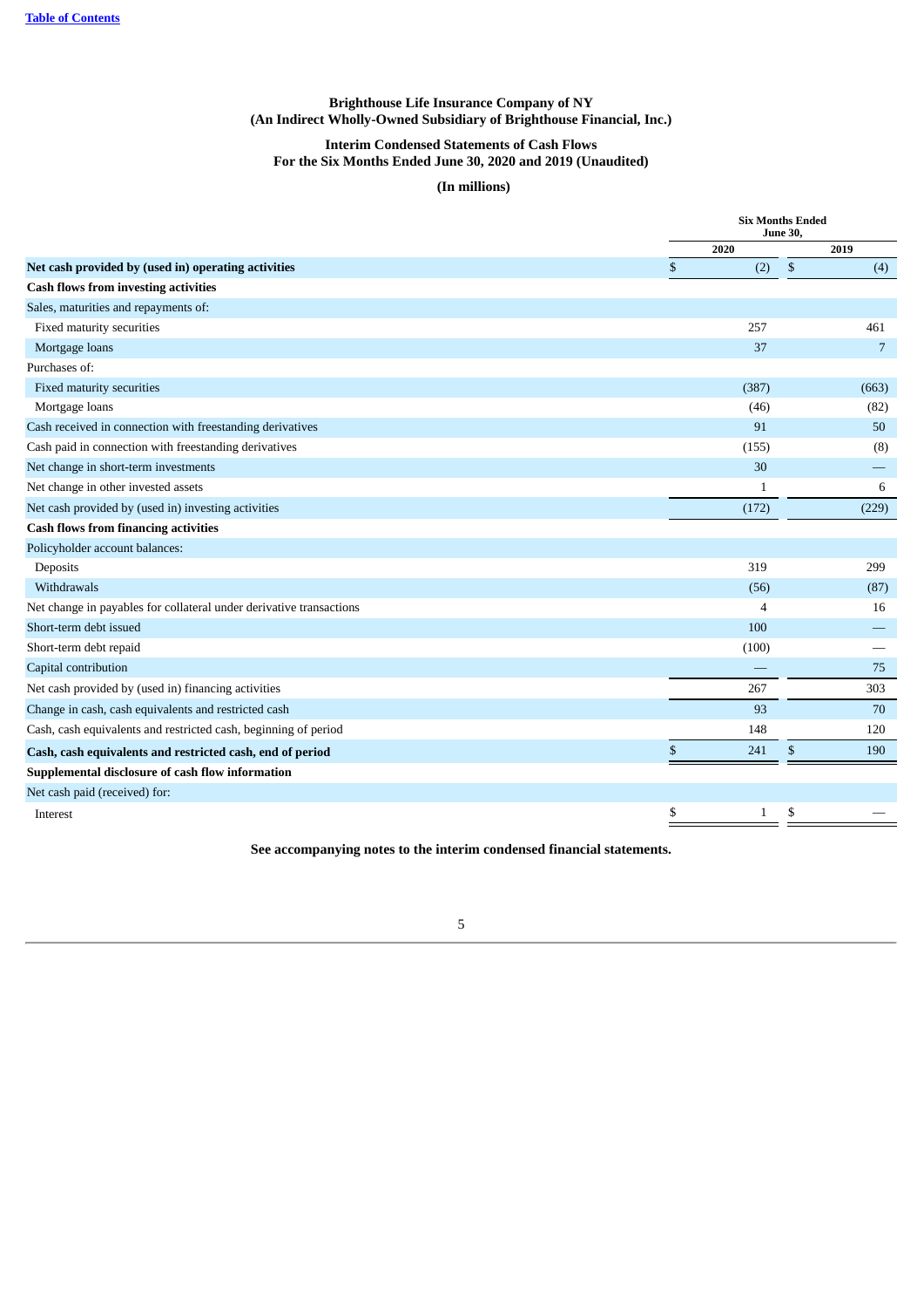Table of Contents

**Brighthouse Life Insurance Company of NY**
**(An Indirect Wholly-Owned Subsidiary of Brighthouse Financial, Inc.)**

**Interim Condensed Statements of Cash Flows**
**For the Six Months Ended June 30, 2020 and 2019 (Unaudited)**

**(In millions)**

| | Six Months Ended June 30, | |
|---|---|---|
| | 2020 | 2019 |
| **Net cash provided by (used in) operating activities** | $ (2) | $ (4) |
| **Cash flows from investing activities** | | |
| Sales, maturities and repayments of: | | |
| Fixed maturity securities | 257 | 461 |
| Mortgage loans | 37 | 7 |
| Purchases of: | | |
| Fixed maturity securities | (387) | (663) |
| Mortgage loans | (46) | (82) |
| Cash received in connection with freestanding derivatives | 91 | 50 |
| Cash paid in connection with freestanding derivatives | (155) | (8) |
| Net change in short-term investments | 30 | — |
| Net change in other invested assets | 1 | 6 |
| Net cash provided by (used in) investing activities | (172) | (229) |
| **Cash flows from financing activities** | | |
| Policyholder account balances: | | |
| Deposits | 319 | 299 |
| Withdrawals | (56) | (87) |
| Net change in payables for collateral under derivative transactions | 4 | 16 |
| Short-term debt issued | 100 | — |
| Short-term debt repaid | (100) | — |
| Capital contribution | — | 75 |
| Net cash provided by (used in) financing activities | 267 | 303 |
| Change in cash, cash equivalents and restricted cash | 93 | 70 |
| Cash, cash equivalents and restricted cash, beginning of period | 148 | 120 |
| **Cash, cash equivalents and restricted cash, end of period** | $ 241 | $ 190 |
| **Supplemental disclosure of cash flow information** | | |
| Net cash paid (received) for: | | |
| Interest | $ 1 | $ — |

**See accompanying notes to the interim condensed financial statements.**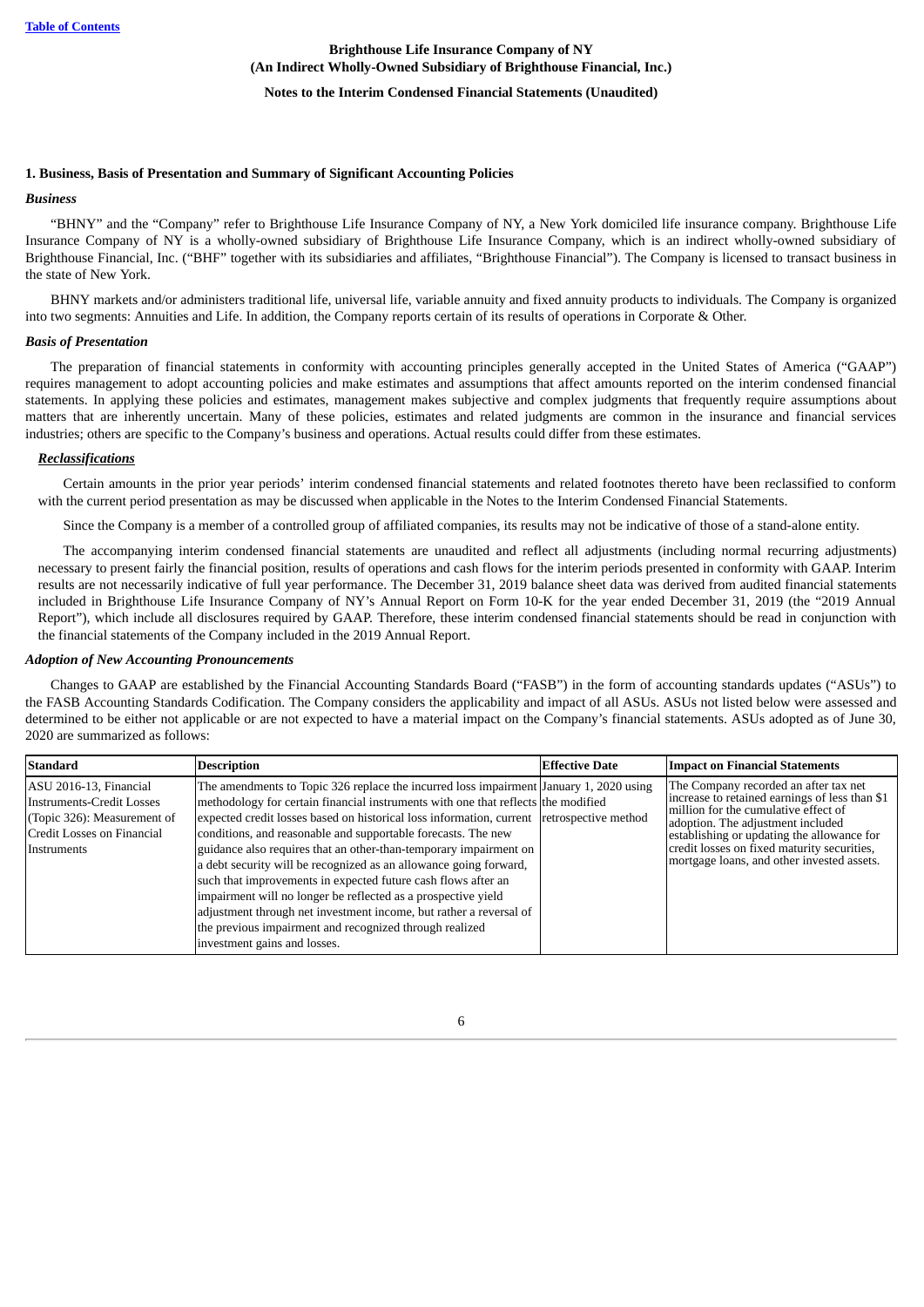**Brighthouse Life Insurance Company of NY**
**(An Indirect Wholly-Owned Subsidiary of Brighthouse Financial, Inc.)**
**Notes to the Interim Condensed Financial Statements (Unaudited)**

## 1. Business, Basis of Presentation and Summary of Significant Accounting Policies

### *Business*

"BHNY" and the "Company" refer to Brighthouse Life Insurance Company of NY, a New York domiciled life insurance company. Brighthouse Life Insurance Company of NY is a wholly-owned subsidiary of Brighthouse Life Insurance Company, which is an indirect wholly-owned subsidiary of Brighthouse Financial, Inc. ("BHF" together with its subsidiaries and affiliates, "Brighthouse Financial"). The Company is licensed to transact business in the state of New York.

BHNY markets and/or administers traditional life, universal life, variable annuity and fixed annuity products to individuals. The Company is organized into two segments: Annuities and Life. In addition, the Company reports certain of its results of operations in Corporate & Other.

### *Basis of Presentation*

The preparation of financial statements in conformity with accounting principles generally accepted in the United States of America ("GAAP") requires management to adopt accounting policies and make estimates and assumptions that affect amounts reported on the interim condensed financial statements. In applying these policies and estimates, management makes subjective and complex judgments that frequently require assumptions about matters that are inherently uncertain. Many of these policies, estimates and related judgments are common in the insurance and financial services industries; others are specific to the Company's business and operations. Actual results could differ from these estimates.

#### ***Reclassifications***

Certain amounts in the prior year periods' interim condensed financial statements and related footnotes thereto have been reclassified to conform with the current period presentation as may be discussed when applicable in the Notes to the Interim Condensed Financial Statements.

Since the Company is a member of a controlled group of affiliated companies, its results may not be indicative of those of a stand-alone entity.

The accompanying interim condensed financial statements are unaudited and reflect all adjustments (including normal recurring adjustments) necessary to present fairly the financial position, results of operations and cash flows for the interim periods presented in conformity with GAAP. Interim results are not necessarily indicative of full year performance. The December 31, 2019 balance sheet data was derived from audited financial statements included in Brighthouse Life Insurance Company of NY's Annual Report on Form 10-K for the year ended December 31, 2019 (the "2019 Annual Report"), which include all disclosures required by GAAP. Therefore, these interim condensed financial statements should be read in conjunction with the financial statements of the Company included in the 2019 Annual Report.

### *Adoption of New Accounting Pronouncements*

Changes to GAAP are established by the Financial Accounting Standards Board ("FASB") in the form of accounting standards updates ("ASUs") to the FASB Accounting Standards Codification. The Company considers the applicability and impact of all ASUs. ASUs not listed below were assessed and determined to be either not applicable or are not expected to have a material impact on the Company's financial statements. ASUs adopted as of June 30, 2020 are summarized as follows:

| Standard | Description | Effective Date | Impact on Financial Statements |
|---|---|---|---|
| ASU 2016-13, Financial Instruments-Credit Losses (Topic 326): Measurement of Credit Losses on Financial Instruments | The amendments to Topic 326 replace the incurred loss impairment methodology for certain financial instruments with one that reflects expected credit losses based on historical loss information, current conditions, and reasonable and supportable forecasts. The new guidance also requires that an other-than-temporary impairment on a debt security will be recognized as an allowance going forward, such that improvements in expected future cash flows after an impairment will no longer be reflected as a prospective yield adjustment through net investment income, but rather a reversal of the previous impairment and recognized through realized investment gains and losses. | January 1, 2020 using the modified retrospective method | The Company recorded an after tax net increase to retained earnings of less than $1 million for the cumulative effect of adoption. The adjustment included establishing or updating the allowance for credit losses on fixed maturity securities, mortgage loans, and other invested assets. |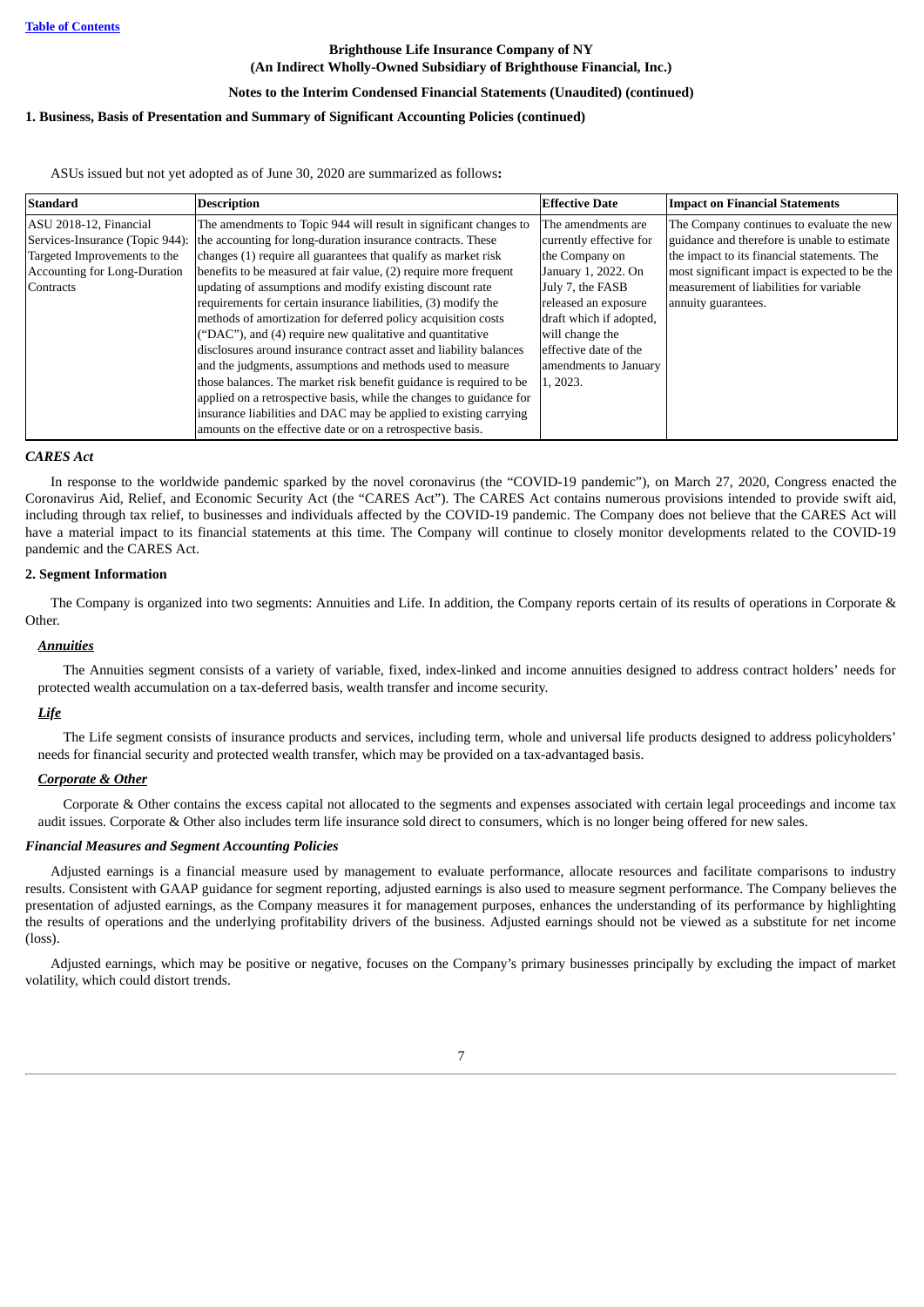**Brighthouse Life Insurance Company of NY**
**(An Indirect Wholly-Owned Subsidiary of Brighthouse Financial, Inc.)**

**Notes to the Interim Condensed Financial Statements (Unaudited) (continued)**

**1. Business, Basis of Presentation and Summary of Significant Accounting Policies (continued)**

ASUs issued but not yet adopted as of June 30, 2020 are summarized as follows**:**

| Standard | Description | Effective Date | Impact on Financial Statements |
|---|---|---|---|
| ASU 2018-12, Financial Services-Insurance (Topic 944): Targeted Improvements to the Accounting for Long-Duration Contracts | The amendments to Topic 944 will result in significant changes to the accounting for long-duration insurance contracts. These changes (1) require all guarantees that qualify as market risk benefits to be measured at fair value, (2) require more frequent updating of assumptions and modify existing discount rate requirements for certain insurance liabilities, (3) modify the methods of amortization for deferred policy acquisition costs ("DAC"), and (4) require new qualitative and quantitative disclosures around insurance contract asset and liability balances and the judgments, assumptions and methods used to measure those balances. The market risk benefit guidance is required to be applied on a retrospective basis, while the changes to guidance for insurance liabilities and DAC may be applied to existing carrying amounts on the effective date or on a retrospective basis. | The amendments are currently effective for the Company on January 1, 2022. On July 7, the FASB released an exposure draft which if adopted, will change the effective date of the amendments to January 1, 2023. | The Company continues to evaluate the new guidance and therefore is unable to estimate the impact to its financial statements. The most significant impact is expected to be the measurement of liabilities for variable annuity guarantees. |

***CARES Act***

In response to the worldwide pandemic sparked by the novel coronavirus (the "COVID-19 pandemic"), on March 27, 2020, Congress enacted the Coronavirus Aid, Relief, and Economic Security Act (the "CARES Act"). The CARES Act contains numerous provisions intended to provide swift aid, including through tax relief, to businesses and individuals affected by the COVID-19 pandemic. The Company does not believe that the CARES Act will have a material impact to its financial statements at this time. The Company will continue to closely monitor developments related to the COVID-19 pandemic and the CARES Act.

**2. Segment Information**

The Company is organized into two segments: Annuities and Life. In addition, the Company reports certain of its results of operations in Corporate & Other.

***Annuities***

The Annuities segment consists of a variety of variable, fixed, index-linked and income annuities designed to address contract holders' needs for protected wealth accumulation on a tax-deferred basis, wealth transfer and income security.

***Life***

The Life segment consists of insurance products and services, including term, whole and universal life products designed to address policyholders' needs for financial security and protected wealth transfer, which may be provided on a tax-advantaged basis.

***Corporate & Other***

Corporate & Other contains the excess capital not allocated to the segments and expenses associated with certain legal proceedings and income tax audit issues. Corporate & Other also includes term life insurance sold direct to consumers, which is no longer being offered for new sales.

***Financial Measures and Segment Accounting Policies***

Adjusted earnings is a financial measure used by management to evaluate performance, allocate resources and facilitate comparisons to industry results. Consistent with GAAP guidance for segment reporting, adjusted earnings is also used to measure segment performance. The Company believes the presentation of adjusted earnings, as the Company measures it for management purposes, enhances the understanding of its performance by highlighting the results of operations and the underlying profitability drivers of the business. Adjusted earnings should not be viewed as a substitute for net income (loss).

Adjusted earnings, which may be positive or negative, focuses on the Company's primary businesses principally by excluding the impact of market volatility, which could distort trends.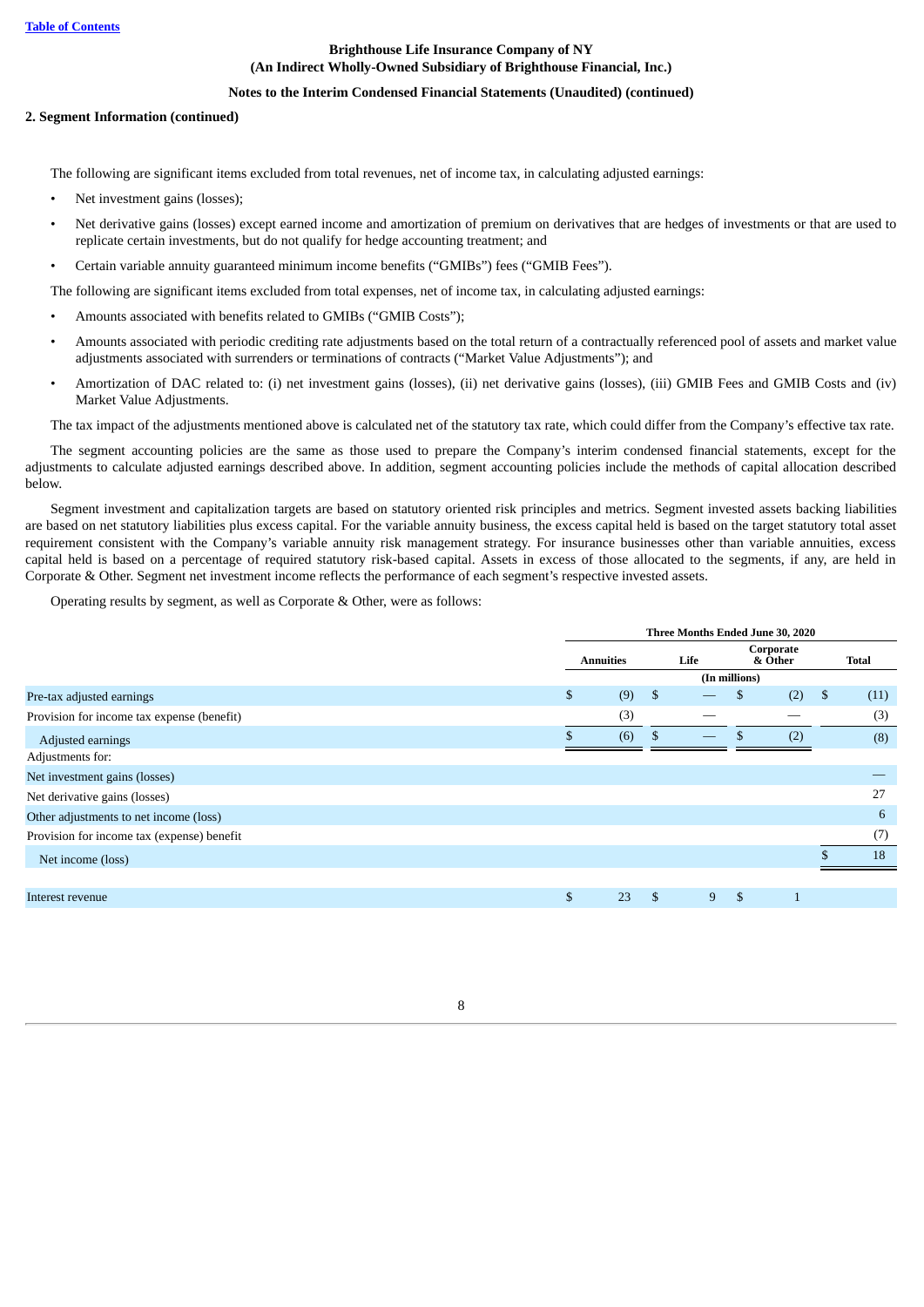**2. Segment Information (continued)**

The following are significant items excluded from total revenues, net of income tax, in calculating adjusted earnings:

- Net investment gains (losses);
- Net derivative gains (losses) except earned income and amortization of premium on derivatives that are hedges of investments or that are used to replicate certain investments, but do not qualify for hedge accounting treatment; and
- Certain variable annuity guaranteed minimum income benefits ("GMIBs") fees ("GMIB Fees").

The following are significant items excluded from total expenses, net of income tax, in calculating adjusted earnings:

- Amounts associated with benefits related to GMIBs ("GMIB Costs");
- Amounts associated with periodic crediting rate adjustments based on the total return of a contractually referenced pool of assets and market value adjustments associated with surrenders or terminations of contracts ("Market Value Adjustments"); and
- Amortization of DAC related to: (i) net investment gains (losses), (ii) net derivative gains (losses), (iii) GMIB Fees and GMIB Costs and (iv) Market Value Adjustments.

The tax impact of the adjustments mentioned above is calculated net of the statutory tax rate, which could differ from the Company's effective tax rate.

The segment accounting policies are the same as those used to prepare the Company's interim condensed financial statements, except for the adjustments to calculate adjusted earnings described above. In addition, segment accounting policies include the methods of capital allocation described below.

Segment investment and capitalization targets are based on statutory oriented risk principles and metrics. Segment invested assets backing liabilities are based on net statutory liabilities plus excess capital. For the variable annuity business, the excess capital held is based on the target statutory total asset requirement consistent with the Company's variable annuity risk management strategy. For insurance businesses other than variable annuities, excess capital held is based on a percentage of required statutory risk-based capital. Assets in excess of those allocated to the segments, if any, are held in Corporate & Other. Segment net investment income reflects the performance of each segment's respective invested assets.

Operating results by segment, as well as Corporate & Other, were as follows:

| | Three Months Ended June 30, 2020 | | | |
|---|---|---|---|---|
| | Annuities | Life | Corporate & Other | Total |
| | (In millions) | | | |
| Pre-tax adjusted earnings | $ (9) | $ — | $ (2) | $ (11) |
| Provision for income tax expense (benefit) | (3) | — | — | (3) |
| Adjusted earnings | $ (6) | $ — | $ (2) | (8) |
| Adjustments for: | | | | |
| Net investment gains (losses) | | | | — |
| Net derivative gains (losses) | | | | 27 |
| Other adjustments to net income (loss) | | | | 6 |
| Provision for income tax (expense) benefit | | | | (7) |
| Net income (loss) | | | | $ 18 |
| | | | | |
| Interest revenue | $ 23 | $ 9 | $ 1 | |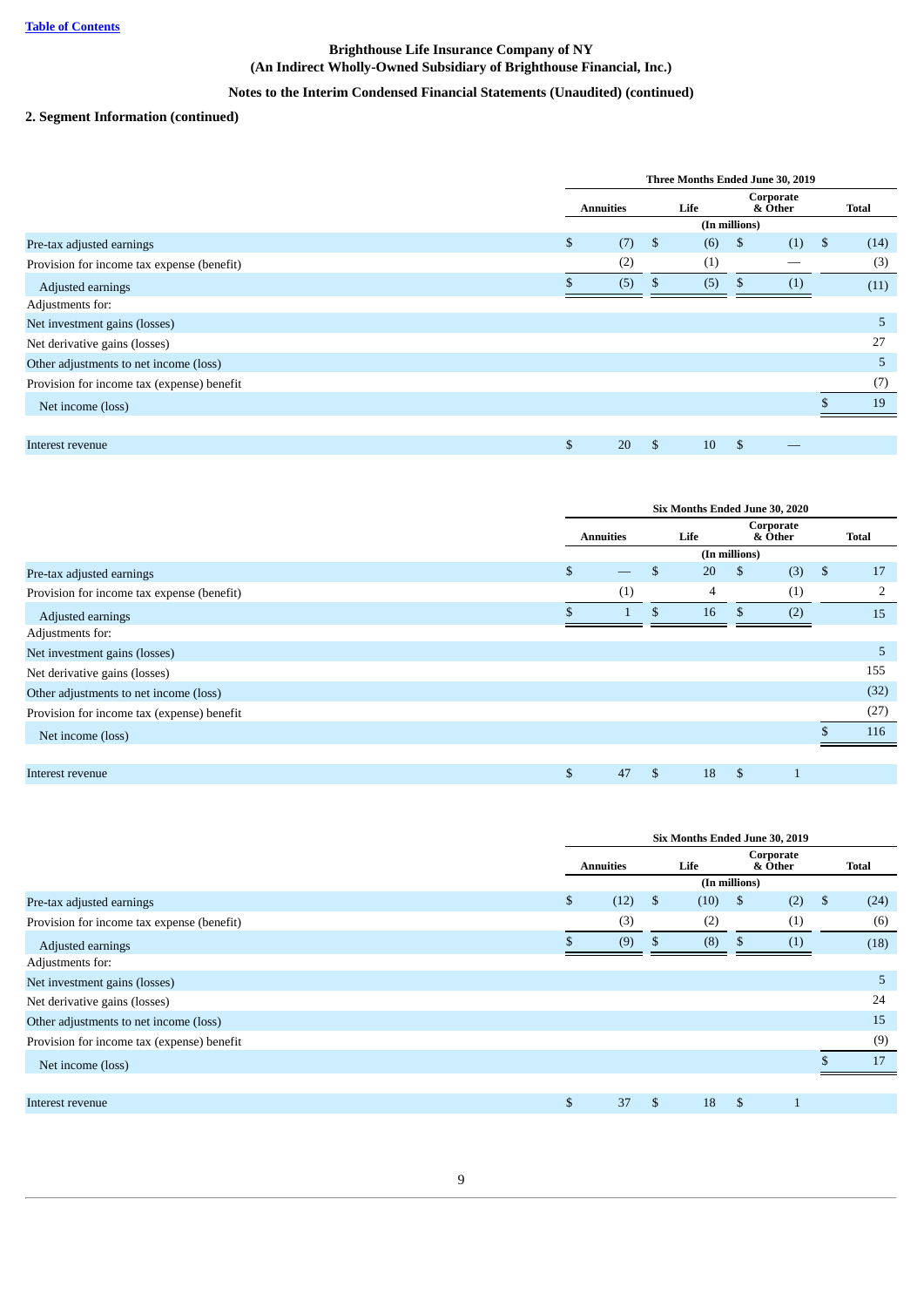[Table of Contents](#)

**Brighthouse Life Insurance Company of NY**
**(An Indirect Wholly-Owned Subsidiary of Brighthouse Financial, Inc.)**

**Notes to the Interim Condensed Financial Statements (Unaudited) (continued)**

**2. Segment Information (continued)**

| | Three Months Ended June 30, 2019 | | | |
|---|---|---|---|---|
| | Annuities | Life | Corporate & Other | Total |
| | (In millions) | | | |
| Pre-tax adjusted earnings | $ (7) | $ (6) | $ (1) | $ (14) |
| Provision for income tax expense (benefit) | (2) | (1) | — | (3) |
| Adjusted earnings | $ (5) | $ (5) | $ (1) | (11) |
| Adjustments for: | | | | |
| Net investment gains (losses) | | | | 5 |
| Net derivative gains (losses) | | | | 27 |
| Other adjustments to net income (loss) | | | | 5 |
| Provision for income tax (expense) benefit | | | | (7) |
| Net income (loss) | | | | $ 19 |
| | | | | |
| Interest revenue | $ 20 | $ 10 | $ — | |

| | Six Months Ended June 30, 2020 | | | |
|---|---|---|---|---|
| | Annuities | Life | Corporate & Other | Total |
| | (In millions) | | | |
| Pre-tax adjusted earnings | $ — | $ 20 | $ (3) | $ 17 |
| Provision for income tax expense (benefit) | (1) | 4 | (1) | 2 |
| Adjusted earnings | $ 1 | $ 16 | $ (2) | 15 |
| Adjustments for: | | | | |
| Net investment gains (losses) | | | | 5 |
| Net derivative gains (losses) | | | | 155 |
| Other adjustments to net income (loss) | | | | (32) |
| Provision for income tax (expense) benefit | | | | (27) |
| Net income (loss) | | | | $ 116 |
| | | | | |
| Interest revenue | $ 47 | $ 18 | $ 1 | |

| | Six Months Ended June 30, 2019 | | | |
|---|---|---|---|---|
| | Annuities | Life | Corporate & Other | Total |
| | (In millions) | | | |
| Pre-tax adjusted earnings | $ (12) | $ (10) | $ (2) | $ (24) |
| Provision for income tax expense (benefit) | (3) | (2) | (1) | (6) |
| Adjusted earnings | $ (9) | $ (8) | $ (1) | (18) |
| Adjustments for: | | | | |
| Net investment gains (losses) | | | | 5 |
| Net derivative gains (losses) | | | | 24 |
| Other adjustments to net income (loss) | | | | 15 |
| Provision for income tax (expense) benefit | | | | (9) |
| Net income (loss) | | | | $ 17 |
| | | | | |
| Interest revenue | $ 37 | $ 18 | $ 1 | |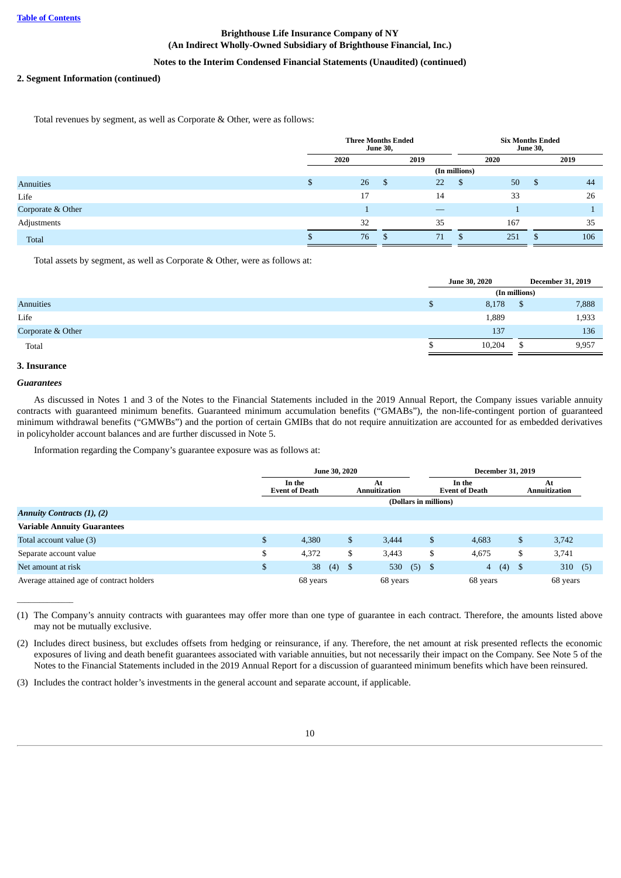**Brighthouse Life Insurance Company of NY**
**(An Indirect Wholly-Owned Subsidiary of Brighthouse Financial, Inc.)**

**Notes to the Interim Condensed Financial Statements (Unaudited) (continued)**

**2. Segment Information (continued)**

Total revenues by segment, as well as Corporate & Other, were as follows:

| | Three Months Ended June 30, | | Six Months Ended June 30, | |
|---|---|---|---|---|
| | 2020 | 2019 | 2020 | 2019 |
| | (In millions) | | | |
| Annuities | $ 26 | $ 22 | $ 50 | $ 44 |
| Life | 17 | 14 | 33 | 26 |
| Corporate & Other | 1 | — | 1 | 1 |
| Adjustments | 32 | 35 | 167 | 35 |
| Total | $ 76 | $ 71 | $ 251 | $ 106 |

Total assets by segment, as well as Corporate & Other, were as follows at:

| | June 30, 2020 | December 31, 2019 |
|---|---|---|
| | (In millions) | |
| Annuities | $ 8,178 | $ 7,888 |
| Life | 1,889 | 1,933 |
| Corporate & Other | 137 | 136 |
| Total | $ 10,204 | $ 9,957 |

**3. Insurance**

***Guarantees***

As discussed in Notes 1 and 3 of the Notes to the Financial Statements included in the 2019 Annual Report, the Company issues variable annuity contracts with guaranteed minimum benefits. Guaranteed minimum accumulation benefits ("GMABs"), the non-life-contingent portion of guaranteed minimum withdrawal benefits ("GMWBs") and the portion of certain GMIBs that do not require annuitization are accounted for as embedded derivatives in policyholder account balances and are further discussed in Note 5.

Information regarding the Company's guarantee exposure was as follows at:

| | June 30, 2020 | | December 31, 2019 | |
|---|---|---|---|---|
| | In the Event of Death | At Annuitization | In the Event of Death | At Annuitization |
| | (Dollars in millions) | | | |
| ***Annuity Contracts (1), (2)*** | | | | |
| **Variable Annuity Guarantees** | | | | |
| Total account value (3) | $ 4,380 | $ 3,444 | $ 4,683 | $ 3,742 |
| Separate account value | $ 4,372 | $ 3,443 | $ 4,675 | $ 3,741 |
| Net amount at risk | $ 38 (4) | $ 530 (5) | $ 4 (4) | $ 310 (5) |
| Average attained age of contract holders | 68 years | 68 years | 68 years | 68 years |

---

(1) The Company's annuity contracts with guarantees may offer more than one type of guarantee in each contract. Therefore, the amounts listed above may not be mutually exclusive.

(2) Includes direct business, but excludes offsets from hedging or reinsurance, if any. Therefore, the net amount at risk presented reflects the economic exposures of living and death benefit guarantees associated with variable annuities, but not necessarily their impact on the Company. See Note 5 of the Notes to the Financial Statements included in the 2019 Annual Report for a discussion of guaranteed minimum benefits which have been reinsured.

(3) Includes the contract holder's investments in the general account and separate account, if applicable.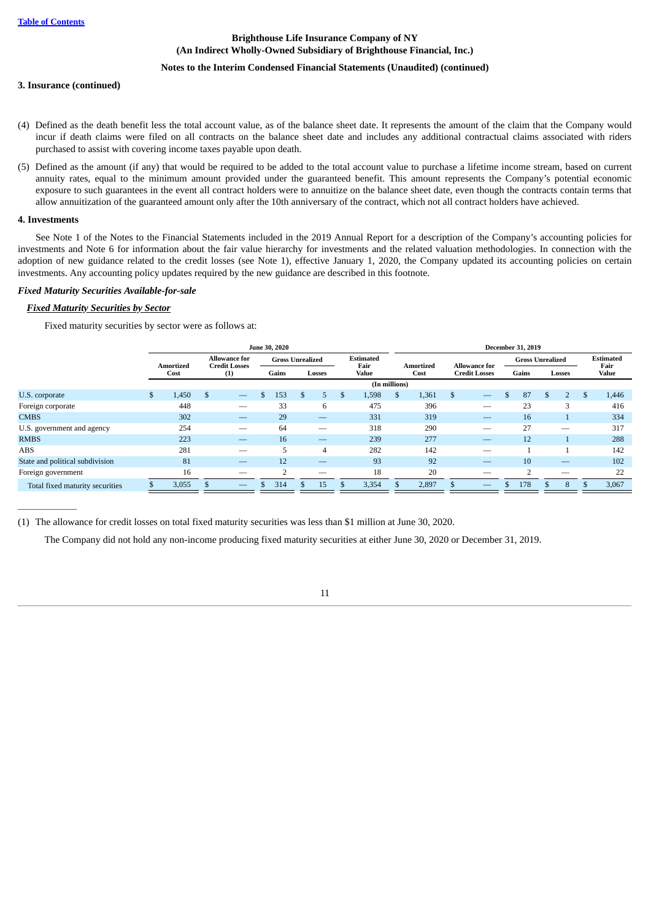**Table of Contents**

**3. Insurance (continued)**

(4) Defined as the death benefit less the total account value, as of the balance sheet date. It represents the amount of the claim that the Company would incur if death claims were filed on all contracts on the balance sheet date and includes any additional contractual claims associated with riders purchased to assist with covering income taxes payable upon death.

(5) Defined as the amount (if any) that would be required to be added to the total account value to purchase a lifetime income stream, based on current annuity rates, equal to the minimum amount provided under the guaranteed benefit. This amount represents the Company's potential economic exposure to such guarantees in the event all contract holders were to annuitize on the balance sheet date, even though the contracts contain terms that allow annuitization of the guaranteed amount only after the 10th anniversary of the contract, which not all contract holders have achieved.

**4. Investments**

See Note 1 of the Notes to the Financial Statements included in the 2019 Annual Report for a description of the Company's accounting policies for investments and Note 6 for information about the fair value hierarchy for investments and the related valuation methodologies. In connection with the adoption of new guidance related to the credit losses (see Note 1), effective January 1, 2020, the Company updated its accounting policies on certain investments. Any accounting policy updates required by the new guidance are described in this footnote.

***Fixed Maturity Securities Available-for-sale***

***Fixed Maturity Securities by Sector***

Fixed maturity securities by sector were as follows at:

| | June 30, 2020 | | | | | December 31, 2019 | | | | |
|---|---|---|---|---|---|---|---|---|---|---|
| | Amortized Cost | Allowance for Credit Losses (1) | Gross Unrealized | | Estimated Fair Value | Amortized Cost | Allowance for Credit Losses | Gross Unrealized | | Estimated Fair Value |
| | | | Gains | Losses | | | | Gains | Losses | |
| | (In millions) | | | | | | | | | |
| U.S. corporate | $ 1,450 | $ — | $ 153 | $ 5 | $ 1,598 | $ 1,361 | $ — | $ 87 | $ 2 | $ 1,446 |
| Foreign corporate | 448 | — | 33 | 6 | 475 | 396 | — | 23 | 3 | 416 |
| CMBS | 302 | — | 29 | — | 331 | 319 | — | 16 | 1 | 334 |
| U.S. government and agency | 254 | — | 64 | — | 318 | 290 | — | 27 | — | 317 |
| RMBS | 223 | — | 16 | — | 239 | 277 | — | 12 | 1 | 288 |
| ABS | 281 | — | 5 | 4 | 282 | 142 | — | 1 | 1 | 142 |
| State and political subdivision | 81 | — | 12 | — | 93 | 92 | — | 10 | — | 102 |
| Foreign government | 16 | — | 2 | — | 18 | 20 | — | 2 | — | 22 |
| Total fixed maturity securities | $ 3,055 | $ — | $ 314 | $ 15 | $ 3,354 | $ 2,897 | $ — | $ 178 | $ 8 | $ 3,067 |

(1) The allowance for credit losses on total fixed maturity securities was less than $1 million at June 30, 2020.

The Company did not hold any non-income producing fixed maturity securities at either June 30, 2020 or December 31, 2019.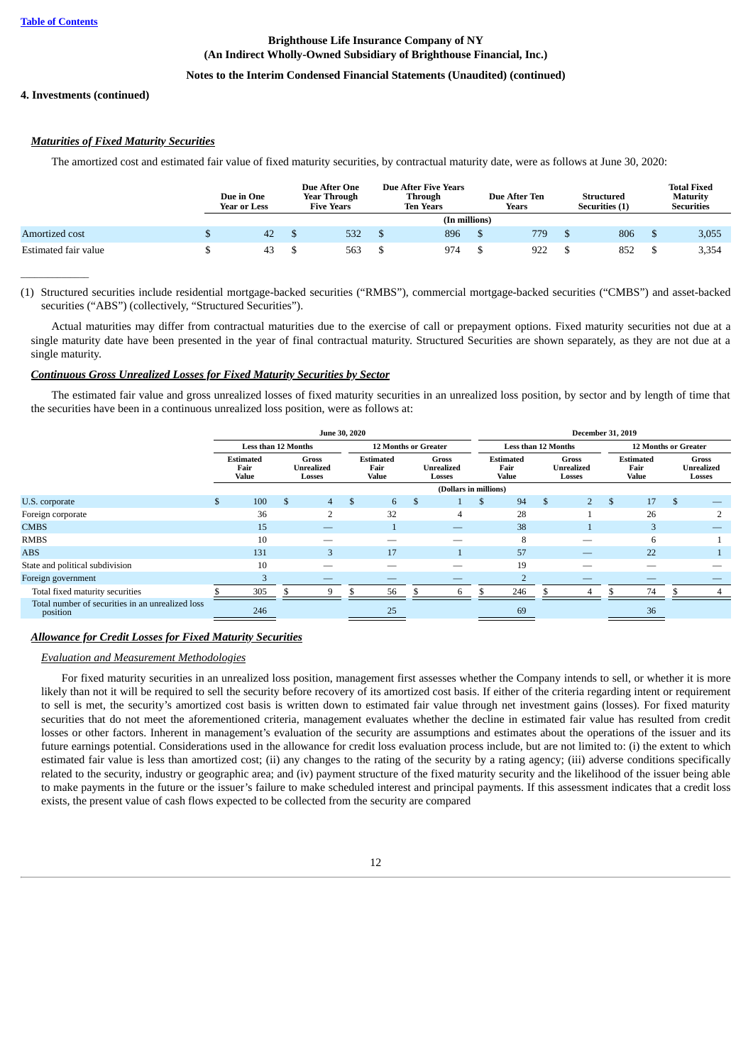Brighthouse Life Insurance Company of NY
(An Indirect Wholly-Owned Subsidiary of Brighthouse Financial, Inc.)

Notes to the Interim Condensed Financial Statements (Unaudited) (continued)

**4. Investments (continued)**

***Maturities of Fixed Maturity Securities***

The amortized cost and estimated fair value of fixed maturity securities, by contractual maturity date, were as follows at June 30, 2020:

| | Due in One Year or Less | Due After One Year Through Five Years | Due After Five Years Through Ten Years | Due After Ten Years | Structured Securities (1) | Total Fixed Maturity Securities |
|---|---|---|---|---|---|---|
| | (In millions) | | | | | |
| Amortized cost | $ 42 | $ 532 | $ 896 | $ 779 | $ 806 | $ 3,055 |
| Estimated fair value | $ 43 | $ 563 | $ 974 | $ 922 | $ 852 | $ 3,354 |

(1) Structured securities include residential mortgage-backed securities ("RMBS"), commercial mortgage-backed securities ("CMBS") and asset-backed securities ("ABS") (collectively, "Structured Securities").

Actual maturities may differ from contractual maturities due to the exercise of call or prepayment options. Fixed maturity securities not due at a single maturity date have been presented in the year of final contractual maturity. Structured Securities are shown separately, as they are not due at a single maturity.

***Continuous Gross Unrealized Losses for Fixed Maturity Securities by Sector***

The estimated fair value and gross unrealized losses of fixed maturity securities in an unrealized loss position, by sector and by length of time that the securities have been in a continuous unrealized loss position, were as follows at:

| | June 30, 2020 | | | | December 31, 2019 | | | |
|---|---|---|---|---|---|---|---|---|
| | Less than 12 Months | | 12 Months or Greater | | Less than 12 Months | | 12 Months or Greater | |
| | Estimated Fair Value | Gross Unrealized Losses | Estimated Fair Value | Gross Unrealized Losses | Estimated Fair Value | Gross Unrealized Losses | Estimated Fair Value | Gross Unrealized Losses |
| | (Dollars in millions) | | | | | | | |
| U.S. corporate | $ 100 | $ 4 | $ 6 | $ 1 | $ 94 | $ 2 | $ 17 | $ — |
| Foreign corporate | 36 | 2 | 32 | 4 | 28 | 1 | 26 | 2 |
| CMBS | 15 | — | 1 | — | 38 | 1 | 3 | — |
| RMBS | 10 | — | — | — | 8 | — | 6 | 1 |
| ABS | 131 | 3 | 17 | 1 | 57 | — | 22 | 1 |
| State and political subdivision | 10 | — | — | — | 19 | — | — | — |
| Foreign government | 3 | — | — | — | 2 | — | — | — |
| Total fixed maturity securities | $ 305 | $ 9 | $ 56 | $ 6 | $ 246 | $ 4 | $ 74 | $ 4 |
| Total number of securities in an unrealized loss position | 246 | | 25 | | 69 | | 36 | |

***Allowance for Credit Losses for Fixed Maturity Securities***

*Evaluation and Measurement Methodologies*

For fixed maturity securities in an unrealized loss position, management first assesses whether the Company intends to sell, or whether it is more likely than not it will be required to sell the security before recovery of its amortized cost basis. If either of the criteria regarding intent or requirement to sell is met, the security's amortized cost basis is written down to estimated fair value through net investment gains (losses). For fixed maturity securities that do not meet the aforementioned criteria, management evaluates whether the decline in estimated fair value has resulted from credit losses or other factors. Inherent in management's evaluation of the security are assumptions and estimates about the operations of the issuer and its future earnings potential. Considerations used in the allowance for credit loss evaluation process include, but are not limited to: (i) the extent to which estimated fair value is less than amortized cost; (ii) any changes to the rating of the security by a rating agency; (iii) adverse conditions specifically related to the security, industry or geographic area; and (iv) payment structure of the fixed maturity security and the likelihood of the issuer being able to make payments in the future or the issuer's failure to make scheduled interest and principal payments. If this assessment indicates that a credit loss exists, the present value of cash flows expected to be collected from the security are compared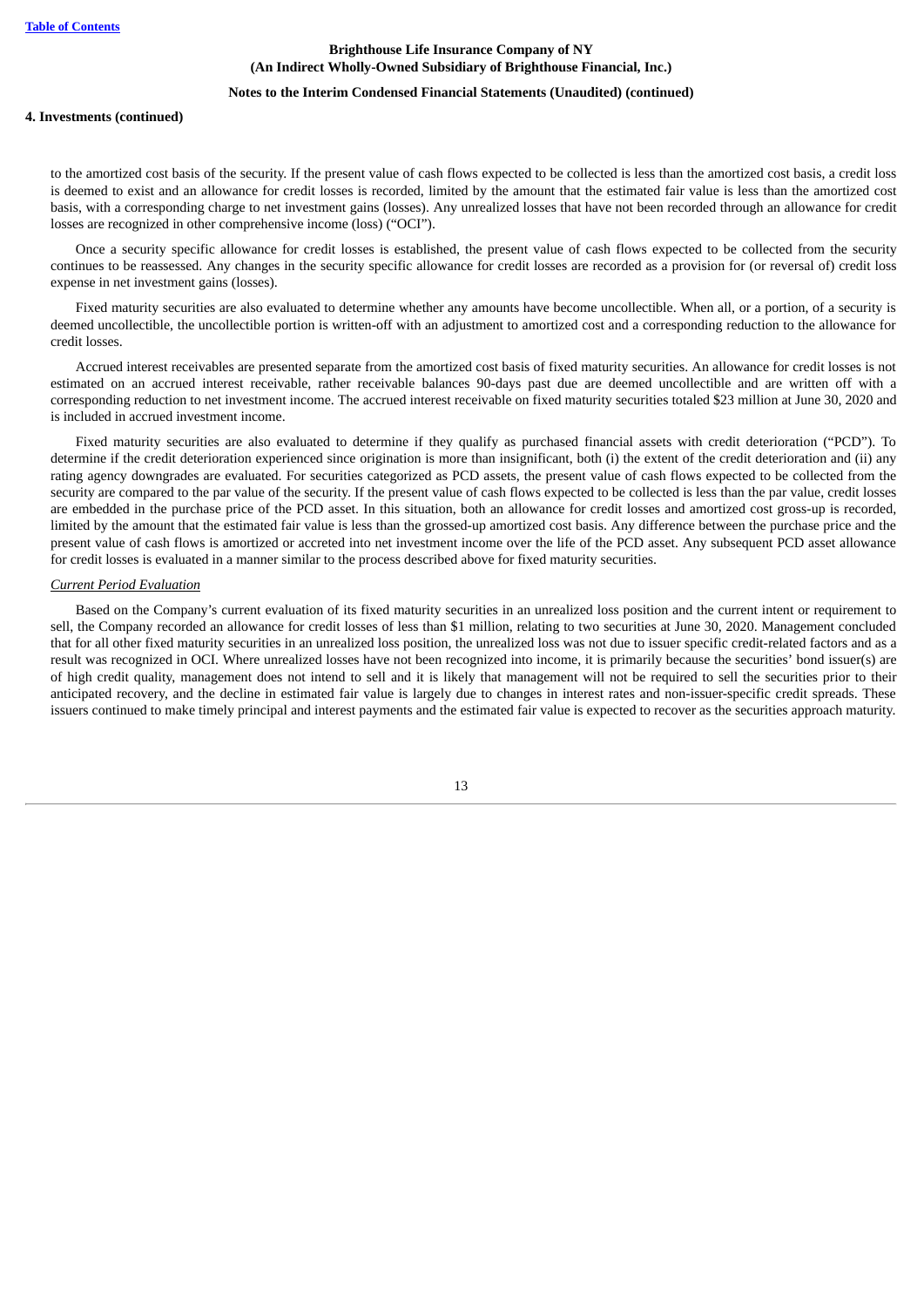to the amortized cost basis of the security. If the present value of cash flows expected to be collected is less than the amortized cost basis, a credit loss is deemed to exist and an allowance for credit losses is recorded, limited by the amount that the estimated fair value is less than the amortized cost basis, with a corresponding charge to net investment gains (losses). Any unrealized losses that have not been recorded through an allowance for credit losses are recognized in other comprehensive income (loss) ("OCI").

Once a security specific allowance for credit losses is established, the present value of cash flows expected to be collected from the security continues to be reassessed. Any changes in the security specific allowance for credit losses are recorded as a provision for (or reversal of) credit loss expense in net investment gains (losses).

Fixed maturity securities are also evaluated to determine whether any amounts have become uncollectible. When all, or a portion, of a security is deemed uncollectible, the uncollectible portion is written-off with an adjustment to amortized cost and a corresponding reduction to the allowance for credit losses.

Accrued interest receivables are presented separate from the amortized cost basis of fixed maturity securities. An allowance for credit losses is not estimated on an accrued interest receivable, rather receivable balances 90-days past due are deemed uncollectible and are written off with a corresponding reduction to net investment income. The accrued interest receivable on fixed maturity securities totaled $23 million at June 30, 2020 and is included in accrued investment income.

Fixed maturity securities are also evaluated to determine if they qualify as purchased financial assets with credit deterioration ("PCD"). To determine if the credit deterioration experienced since origination is more than insignificant, both (i) the extent of the credit deterioration and (ii) any rating agency downgrades are evaluated. For securities categorized as PCD assets, the present value of cash flows expected to be collected from the security are compared to the par value of the security. If the present value of cash flows expected to be collected is less than the par value, credit losses are embedded in the purchase price of the PCD asset. In this situation, both an allowance for credit losses and amortized cost gross-up is recorded, limited by the amount that the estimated fair value is less than the grossed-up amortized cost basis. Any difference between the purchase price and the present value of cash flows is amortized or accreted into net investment income over the life of the PCD asset. Any subsequent PCD asset allowance for credit losses is evaluated in a manner similar to the process described above for fixed maturity securities.

*Current Period Evaluation*

Based on the Company's current evaluation of its fixed maturity securities in an unrealized loss position and the current intent or requirement to sell, the Company recorded an allowance for credit losses of less than $1 million, relating to two securities at June 30, 2020. Management concluded that for all other fixed maturity securities in an unrealized loss position, the unrealized loss was not due to issuer specific credit-related factors and as a result was recognized in OCI. Where unrealized losses have not been recognized into income, it is primarily because the securities' bond issuer(s) are of high credit quality, management does not intend to sell and it is likely that management will not be required to sell the securities prior to their anticipated recovery, and the decline in estimated fair value is largely due to changes in interest rates and non-issuer-specific credit spreads. These issuers continued to make timely principal and interest payments and the estimated fair value is expected to recover as the securities approach maturity.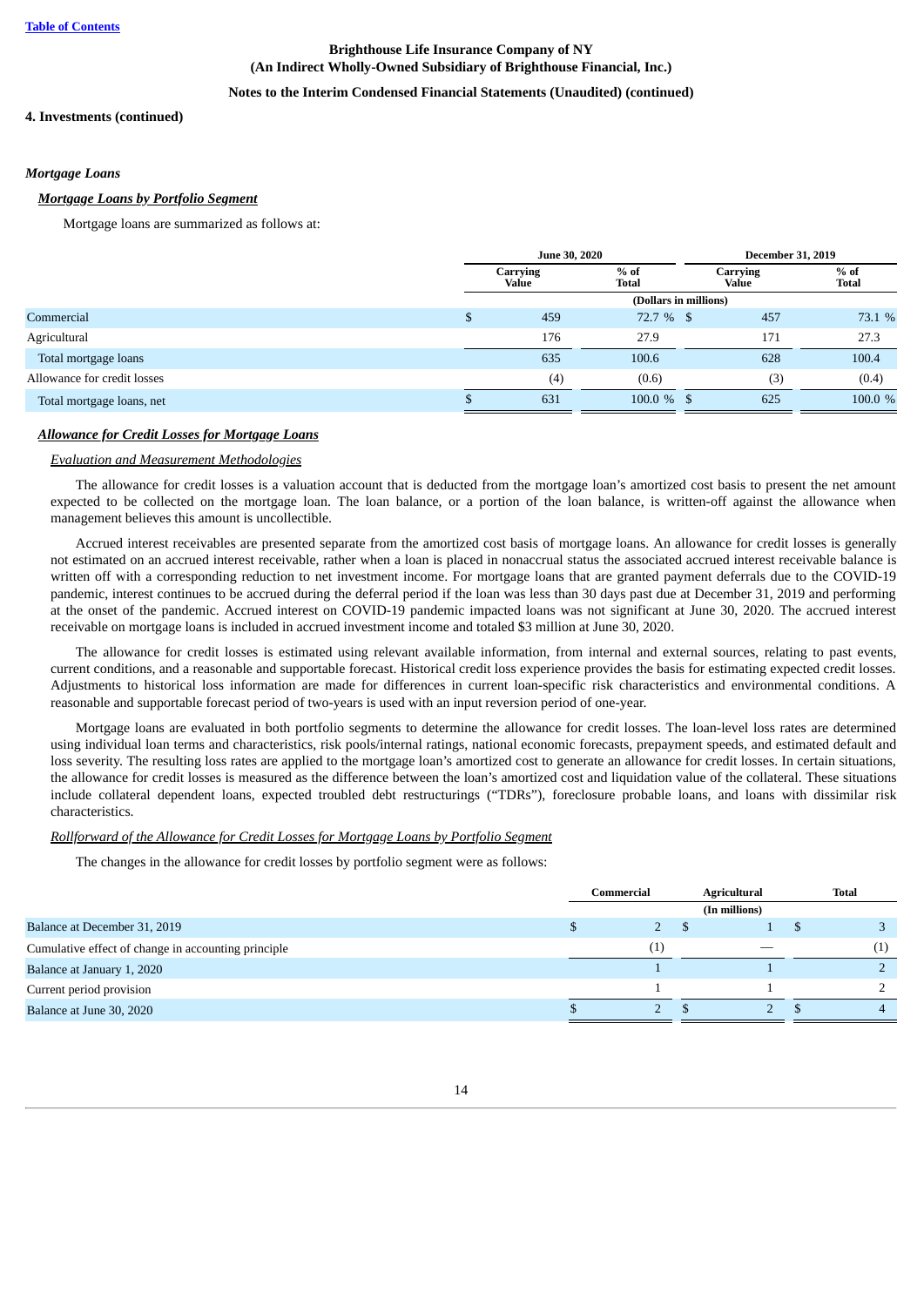**Brighthouse Life Insurance Company of NY**
**(An Indirect Wholly-Owned Subsidiary of Brighthouse Financial, Inc.)**

**Notes to the Interim Condensed Financial Statements (Unaudited) (continued)**

**4. Investments (continued)**

***Mortgage Loans***

***Mortgage Loans by Portfolio Segment***

Mortgage loans are summarized as follows at:

| | June 30, 2020 | | December 31, 2019 | |
|---|---|---|---|---|
| | Carrying Value | % of Total | Carrying Value | % of Total |
| | (Dollars in millions) | | | |
| Commercial | $ 459 | 72.7 % | $ 457 | 73.1 % |
| Agricultural | 176 | 27.9 | 171 | 27.3 |
| Total mortgage loans | 635 | 100.6 | 628 | 100.4 |
| Allowance for credit losses | (4) | (0.6) | (3) | (0.4) |
| Total mortgage loans, net | $ 631 | 100.0 % | $ 625 | 100.0 % |

***Allowance for Credit Losses for Mortgage Loans***

*Evaluation and Measurement Methodologies*

The allowance for credit losses is a valuation account that is deducted from the mortgage loan's amortized cost basis to present the net amount expected to be collected on the mortgage loan. The loan balance, or a portion of the loan balance, is written-off against the allowance when management believes this amount is uncollectible.

Accrued interest receivables are presented separate from the amortized cost basis of mortgage loans. An allowance for credit losses is generally not estimated on an accrued interest receivable, rather when a loan is placed in nonaccrual status the associated accrued interest receivable balance is written off with a corresponding reduction to net investment income. For mortgage loans that are granted payment deferrals due to the COVID-19 pandemic, interest continues to be accrued during the deferral period if the loan was less than 30 days past due at December 31, 2019 and performing at the onset of the pandemic. Accrued interest on COVID-19 pandemic impacted loans was not significant at June 30, 2020. The accrued interest receivable on mortgage loans is included in accrued investment income and totaled $3 million at June 30, 2020.

The allowance for credit losses is estimated using relevant available information, from internal and external sources, relating to past events, current conditions, and a reasonable and supportable forecast. Historical credit loss experience provides the basis for estimating expected credit losses. Adjustments to historical loss information are made for differences in current loan-specific risk characteristics and environmental conditions. A reasonable and supportable forecast period of two-years is used with an input reversion period of one-year.

Mortgage loans are evaluated in both portfolio segments to determine the allowance for credit losses. The loan-level loss rates are determined using individual loan terms and characteristics, risk pools/internal ratings, national economic forecasts, prepayment speeds, and estimated default and loss severity. The resulting loss rates are applied to the mortgage loan's amortized cost to generate an allowance for credit losses. In certain situations, the allowance for credit losses is measured as the difference between the loan's amortized cost and liquidation value of the collateral. These situations include collateral dependent loans, expected troubled debt restructurings ("TDRs"), foreclosure probable loans, and loans with dissimilar risk characteristics.

*Rollforward of the Allowance for Credit Losses for Mortgage Loans by Portfolio Segment*

The changes in the allowance for credit losses by portfolio segment were as follows:

| | Commercial | Agricultural | Total |
|---|---|---|---|
| | (In millions) | | |
| Balance at December 31, 2019 | $ 2 | $ 1 | $ 3 |
| Cumulative effect of change in accounting principle | (1) | — | (1) |
| Balance at January 1, 2020 | 1 | 1 | 2 |
| Current period provision | 1 | 1 | 2 |
| Balance at June 30, 2020 | $ 2 | $ 2 | $ 4 |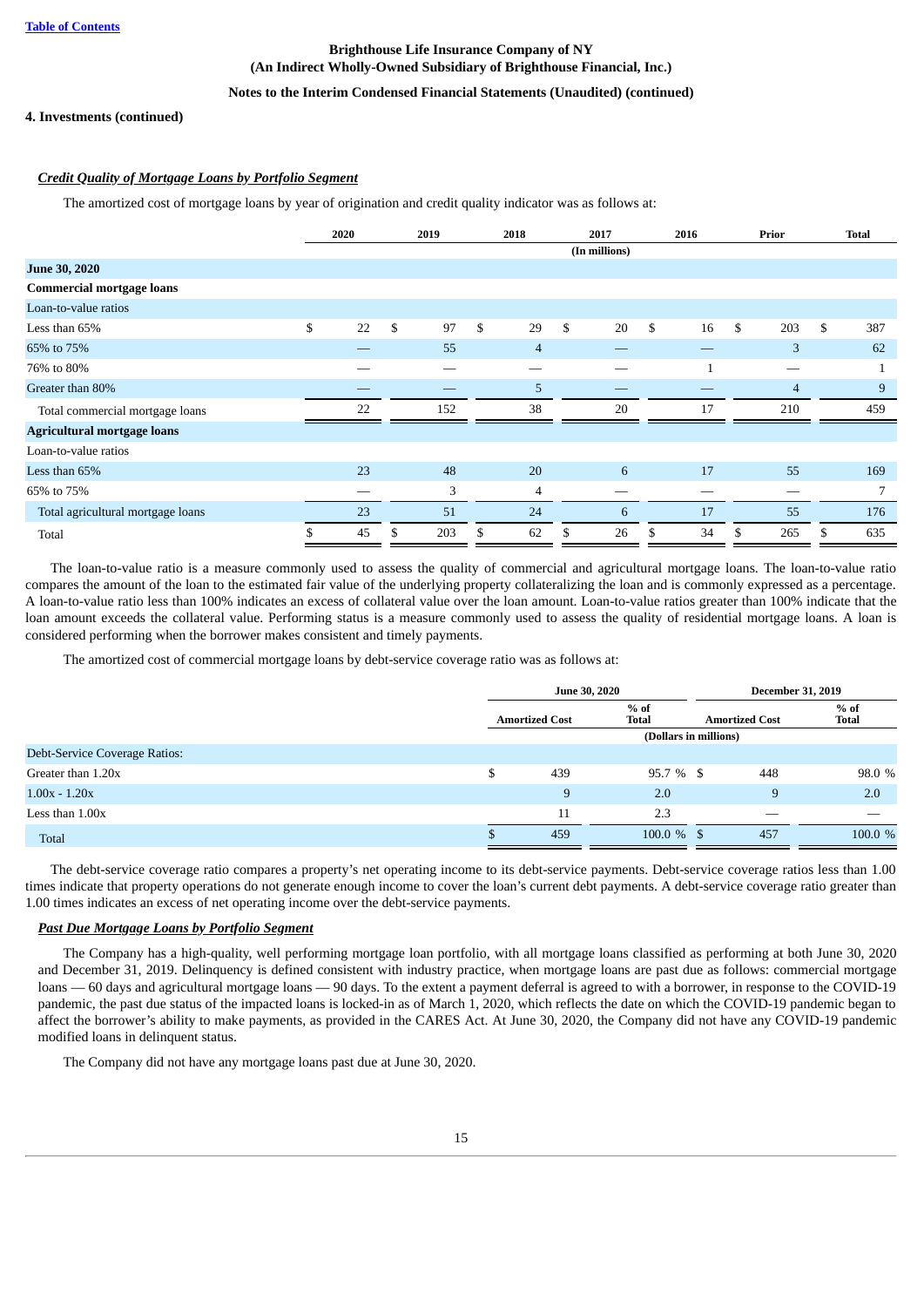Brighthouse Life Insurance Company of NY
(An Indirect Wholly-Owned Subsidiary of Brighthouse Financial, Inc.)
Notes to the Interim Condensed Financial Statements (Unaudited) (continued)

**4. Investments (continued)**

***Credit Quality of Mortgage Loans by Portfolio Segment***

The amortized cost of mortgage loans by year of origination and credit quality indicator was as follows at:

| | 2020 | 2019 | 2018 | 2017 | 2016 | Prior | Total |
|---|---|---|---|---|---|---|---|
| | | | | (In millions) | | | |
| **June 30, 2020** | | | | | | | |
| **Commercial mortgage loans** | | | | | | | |
| Loan-to-value ratios | | | | | | | |
| Less than 65% | $ 22 | $ 97 | $ 29 | $ 20 | $ 16 | $ 203 | $ 387 |
| 65% to 75% | — | 55 | 4 | — | — | 3 | 62 |
| 76% to 80% | — | — | — | — | 1 | — | 1 |
| Greater than 80% | — | — | 5 | — | — | 4 | 9 |
| Total commercial mortgage loans | 22 | 152 | 38 | 20 | 17 | 210 | 459 |
| **Agricultural mortgage loans** | | | | | | | |
| Loan-to-value ratios | | | | | | | |
| Less than 65% | 23 | 48 | 20 | 6 | 17 | 55 | 169 |
| 65% to 75% | — | 3 | 4 | — | — | — | 7 |
| Total agricultural mortgage loans | 23 | 51 | 24 | 6 | 17 | 55 | 176 |
| Total | $ 45 | $ 203 | $ 62 | $ 26 | $ 34 | $ 265 | $ 635 |

The loan-to-value ratio is a measure commonly used to assess the quality of commercial and agricultural mortgage loans. The loan-to-value ratio compares the amount of the loan to the estimated fair value of the underlying property collateralizing the loan and is commonly expressed as a percentage. A loan-to-value ratio less than 100% indicates an excess of collateral value over the loan amount. Loan-to-value ratios greater than 100% indicate that the loan amount exceeds the collateral value. Performing status is a measure commonly used to assess the quality of residential mortgage loans. A loan is considered performing when the borrower makes consistent and timely payments.

The amortized cost of commercial mortgage loans by debt-service coverage ratio was as follows at:

| | June 30, 2020 | | December 31, 2019 | |
|---|---|---|---|---|
| | Amortized Cost | % of Total | Amortized Cost | % of Total |
| | (Dollars in millions) | | | |
| Debt-Service Coverage Ratios: | | | | |
| Greater than 1.20x | $ 439 | 95.7 % | $ 448 | 98.0 % |
| 1.00x - 1.20x | 9 | 2.0 | 9 | 2.0 |
| Less than 1.00x | 11 | 2.3 | — | — |
| Total | $ 459 | 100.0 % | $ 457 | 100.0 % |

The debt-service coverage ratio compares a property's net operating income to its debt-service payments. Debt-service coverage ratios less than 1.00 times indicate that property operations do not generate enough income to cover the loan's current debt payments. A debt-service coverage ratio greater than 1.00 times indicates an excess of net operating income over the debt-service payments.

***Past Due Mortgage Loans by Portfolio Segment***

The Company has a high-quality, well performing mortgage loan portfolio, with all mortgage loans classified as performing at both June 30, 2020 and December 31, 2019. Delinquency is defined consistent with industry practice, when mortgage loans are past due as follows: commercial mortgage loans — 60 days and agricultural mortgage loans — 90 days. To the extent a payment deferral is agreed to with a borrower, in response to the COVID-19 pandemic, the past due status of the impacted loans is locked-in as of March 1, 2020, which reflects the date on which the COVID-19 pandemic began to affect the borrower's ability to make payments, as provided in the CARES Act. At June 30, 2020, the Company did not have any COVID-19 pandemic modified loans in delinquent status.

The Company did not have any mortgage loans past due at June 30, 2020.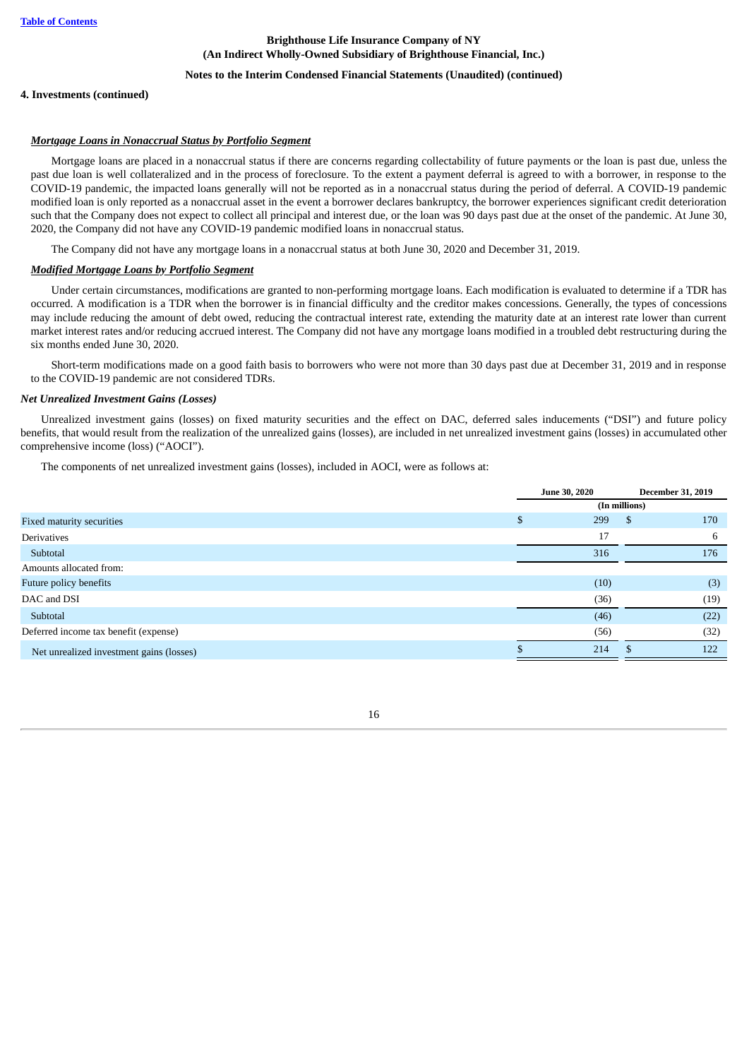**Brighthouse Life Insurance Company of NY**
**(An Indirect Wholly-Owned Subsidiary of Brighthouse Financial, Inc.)**

**Notes to the Interim Condensed Financial Statements (Unaudited) (continued)**

**4. Investments (continued)**

***Mortgage Loans in Nonaccrual Status by Portfolio Segment***

Mortgage loans are placed in a nonaccrual status if there are concerns regarding collectability of future payments or the loan is past due, unless the past due loan is well collateralized and in the process of foreclosure. To the extent a payment deferral is agreed to with a borrower, in response to the COVID-19 pandemic, the impacted loans generally will not be reported as in a nonaccrual status during the period of deferral. A COVID-19 pandemic modified loan is only reported as a nonaccrual asset in the event a borrower declares bankruptcy, the borrower experiences significant credit deterioration such that the Company does not expect to collect all principal and interest due, or the loan was 90 days past due at the onset of the pandemic. At June 30, 2020, the Company did not have any COVID-19 pandemic modified loans in nonaccrual status.

The Company did not have any mortgage loans in a nonaccrual status at both June 30, 2020 and December 31, 2019.

***Modified Mortgage Loans by Portfolio Segment***

Under certain circumstances, modifications are granted to non-performing mortgage loans. Each modification is evaluated to determine if a TDR has occurred. A modification is a TDR when the borrower is in financial difficulty and the creditor makes concessions. Generally, the types of concessions may include reducing the amount of debt owed, reducing the contractual interest rate, extending the maturity date at an interest rate lower than current market interest rates and/or reducing accrued interest. The Company did not have any mortgage loans modified in a troubled debt restructuring during the six months ended June 30, 2020.

Short-term modifications made on a good faith basis to borrowers who were not more than 30 days past due at December 31, 2019 and in response to the COVID-19 pandemic are not considered TDRs.

***Net Unrealized Investment Gains (Losses)***

Unrealized investment gains (losses) on fixed maturity securities and the effect on DAC, deferred sales inducements ("DSI") and future policy benefits, that would result from the realization of the unrealized gains (losses), are included in net unrealized investment gains (losses) in accumulated other comprehensive income (loss) ("AOCI").

The components of net unrealized investment gains (losses), included in AOCI, were as follows at:

| | June 30, 2020 | December 31, 2019 |
|---|---|---|
| | (In millions) | |
| Fixed maturity securities | $ 299 | $ 170 |
| Derivatives | 17 | 6 |
| Subtotal | 316 | 176 |
| Amounts allocated from: | | |
| Future policy benefits | (10) | (3) |
| DAC and DSI | (36) | (19) |
| Subtotal | (46) | (22) |
| Deferred income tax benefit (expense) | (56) | (32) |
| Net unrealized investment gains (losses) | $ 214 | $ 122 |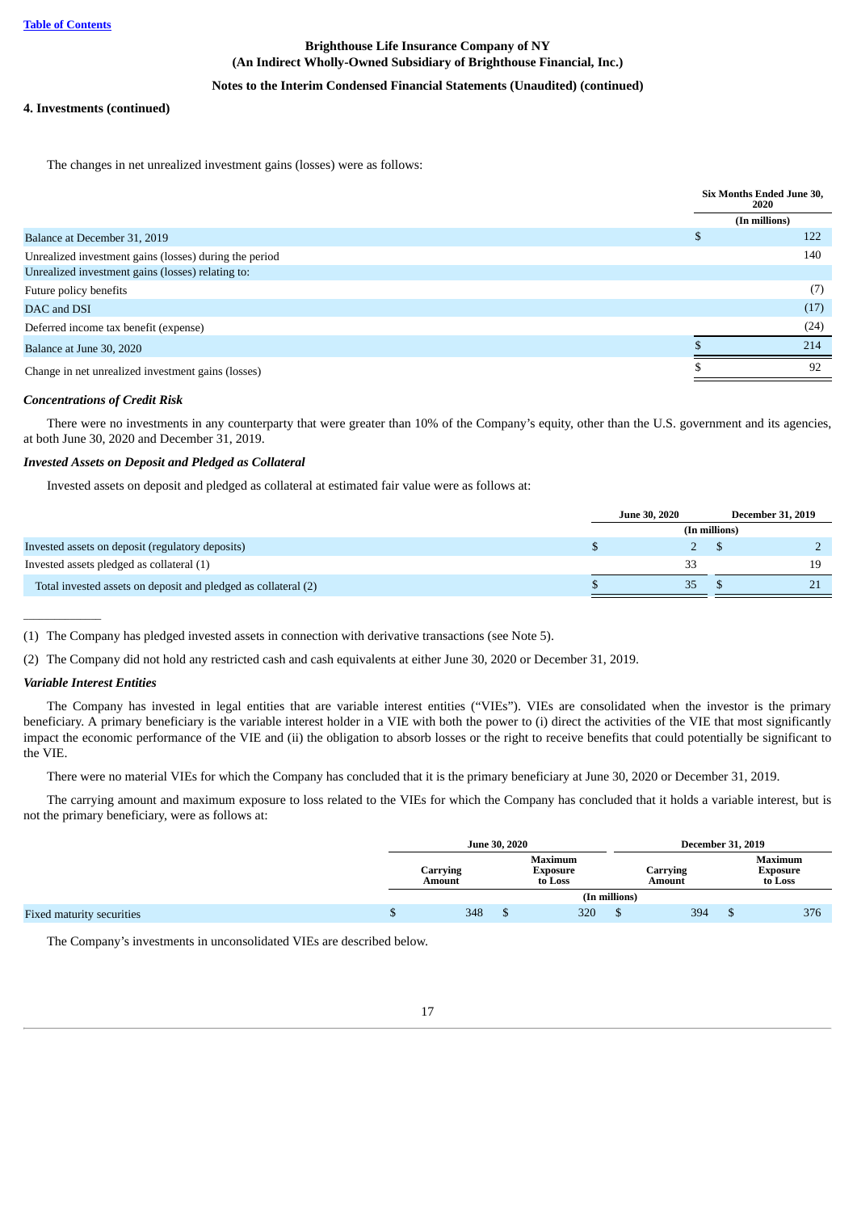## 4. Investments (continued)

The changes in net unrealized investment gains (losses) were as follows:

| | Six Months Ended June 30, 2020 |
|---|---|
| | (In millions) |
| Balance at December 31, 2019 | $ 122 |
| Unrealized investment gains (losses) during the period | 140 |
| Unrealized investment gains (losses) relating to: | |
| Future policy benefits | (7) |
| DAC and DSI | (17) |
| Deferred income tax benefit (expense) | (24) |
| Balance at June 30, 2020 | $ 214 |
| Change in net unrealized investment gains (losses) | $ 92 |

### *Concentrations of Credit Risk*

There were no investments in any counterparty that were greater than 10% of the Company's equity, other than the U.S. government and its agencies, at both June 30, 2020 and December 31, 2019.

### *Invested Assets on Deposit and Pledged as Collateral*

Invested assets on deposit and pledged as collateral at estimated fair value were as follows at:

| | June 30, 2020 | December 31, 2019 |
|---|---|---|
| | (In millions) | |
| Invested assets on deposit (regulatory deposits) | $ 2 | $ 2 |
| Invested assets pledged as collateral (1) | 33 | 19 |
| Total invested assets on deposit and pledged as collateral (2) | $ 35 | $ 21 |

______________

(1) The Company has pledged invested assets in connection with derivative transactions (see Note 5).

(2) The Company did not hold any restricted cash and cash equivalents at either June 30, 2020 or December 31, 2019.

### *Variable Interest Entities*

The Company has invested in legal entities that are variable interest entities ("VIEs"). VIEs are consolidated when the investor is the primary beneficiary. A primary beneficiary is the variable interest holder in a VIE with both the power to (i) direct the activities of the VIE that most significantly impact the economic performance of the VIE and (ii) the obligation to absorb losses or the right to receive benefits that could potentially be significant to the VIE.

There were no material VIEs for which the Company has concluded that it is the primary beneficiary at June 30, 2020 or December 31, 2019.

The carrying amount and maximum exposure to loss related to the VIEs for which the Company has concluded that it holds a variable interest, but is not the primary beneficiary, were as follows at:

| | June 30, 2020 | | December 31, 2019 | |
|---|---|---|---|---|
| | Carrying Amount | Maximum Exposure to Loss | Carrying Amount | Maximum Exposure to Loss |
| | (In millions) | | | |
| Fixed maturity securities | $ 348 | $ 320 | $ 394 | $ 376 |

The Company's investments in unconsolidated VIEs are described below.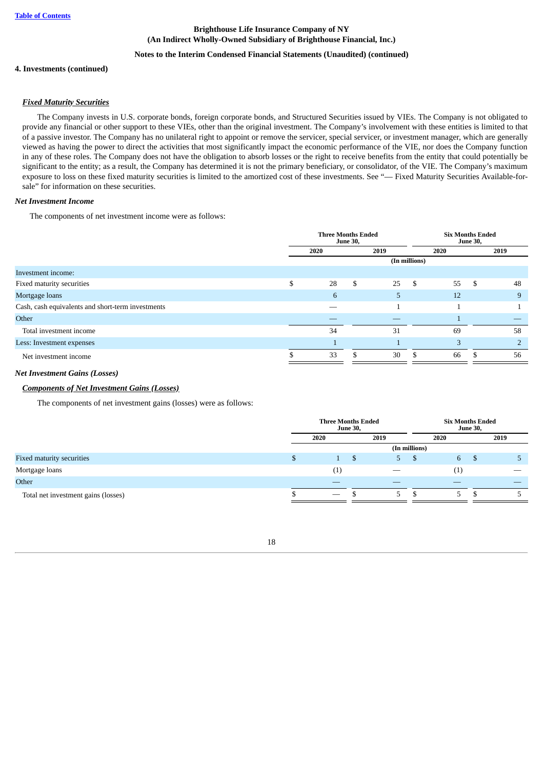Brighthouse Life Insurance Company of NY
(An Indirect Wholly-Owned Subsidiary of Brighthouse Financial, Inc.)

**Notes to the Interim Condensed Financial Statements (Unaudited) (continued)**

**4. Investments (continued)**

***Fixed Maturity Securities***

The Company invests in U.S. corporate bonds, foreign corporate bonds, and Structured Securities issued by VIEs. The Company is not obligated to provide any financial or other support to these VIEs, other than the original investment. The Company's involvement with these entities is limited to that of a passive investor. The Company has no unilateral right to appoint or remove the servicer, special servicer, or investment manager, which are generally viewed as having the power to direct the activities that most significantly impact the economic performance of the VIE, nor does the Company function in any of these roles. The Company does not have the obligation to absorb losses or the right to receive benefits from the entity that could potentially be significant to the entity; as a result, the Company has determined it is not the primary beneficiary, or consolidator, of the VIE. The Company's maximum exposure to loss on these fixed maturity securities is limited to the amortized cost of these investments. See "— Fixed Maturity Securities Available-for-sale" for information on these securities.

***Net Investment Income***

The components of net investment income were as follows:

| | Three Months Ended June 30, | | Six Months Ended June 30, | |
|---|---|---|---|---|
| | 2020 | 2019 | 2020 | 2019 |
| | (In millions) | | | |
| Investment income: | | | | |
| Fixed maturity securities | $ 28 | $ 25 | $ 55 | $ 48 |
| Mortgage loans | 6 | 5 | 12 | 9 |
| Cash, cash equivalents and short-term investments | — | 1 | 1 | 1 |
| Other | — | — | 1 | — |
| Total investment income | 34 | 31 | 69 | 58 |
| Less: Investment expenses | 1 | 1 | 3 | 2 |
| Net investment income | $ 33 | $ 30 | $ 66 | $ 56 |

***Net Investment Gains (Losses)***

***Components of Net Investment Gains (Losses)***

The components of net investment gains (losses) were as follows:

| | Three Months Ended June 30, | | Six Months Ended June 30, | |
|---|---|---|---|---|
| | 2020 | 2019 | 2020 | 2019 |
| | (In millions) | | | |
| Fixed maturity securities | $ 1 | $ 5 | $ 6 | $ 5 |
| Mortgage loans | (1) | — | (1) | — |
| Other | — | — | — | — |
| Total net investment gains (losses) | $ — | $ 5 | $ 5 | $ 5 |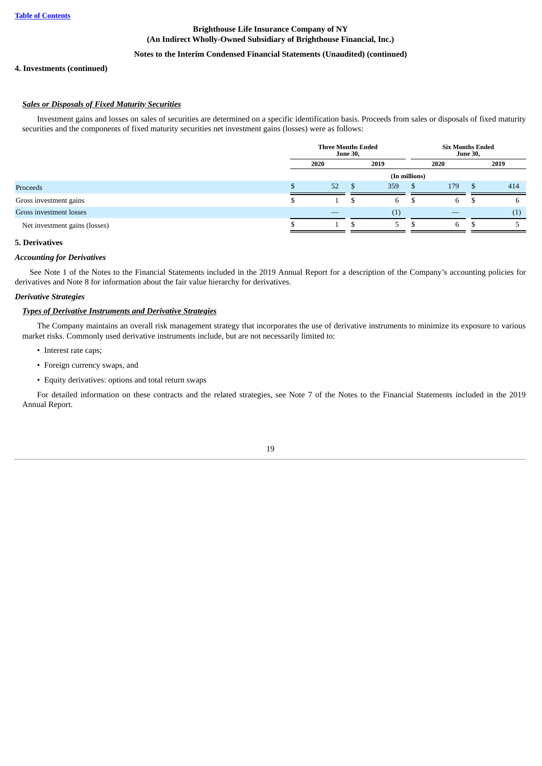**Brighthouse Life Insurance Company of NY**
**(An Indirect Wholly-Owned Subsidiary of Brighthouse Financial, Inc.)**

**Notes to the Interim Condensed Financial Statements (Unaudited) (continued)**

**4. Investments (continued)**

***Sales or Disposals of Fixed Maturity Securities***

Investment gains and losses on sales of securities are determined on a specific identification basis. Proceeds from sales or disposals of fixed maturity securities and the components of fixed maturity securities net investment gains (losses) were as follows:

| | Three Months Ended June 30, | | Six Months Ended June 30, | |
|---|---|---|---|---|
| | 2020 | 2019 | 2020 | 2019 |
| | (In millions) | | | |
| Proceeds | $ 52 | $ 359 | $ 179 | $ 414 |
| Gross investment gains | $ 1 | $ 6 | $ 6 | $ 6 |
| Gross investment losses | — | (1) | — | (1) |
| Net investment gains (losses) | $ 1 | $ 5 | $ 6 | $ 5 |

## 5. Derivatives

***Accounting for Derivatives***

See Note 1 of the Notes to the Financial Statements included in the 2019 Annual Report for a description of the Company's accounting policies for derivatives and Note 8 for information about the fair value hierarchy for derivatives.

***Derivative Strategies***

***Types of Derivative Instruments and Derivative Strategies***

The Company maintains an overall risk management strategy that incorporates the use of derivative instruments to minimize its exposure to various market risks. Commonly used derivative instruments include, but are not necessarily limited to:

- Interest rate caps;
- Foreign currency swaps, and
- Equity derivatives: options and total return swaps

For detailed information on these contracts and the related strategies, see Note 7 of the Notes to the Financial Statements included in the 2019 Annual Report.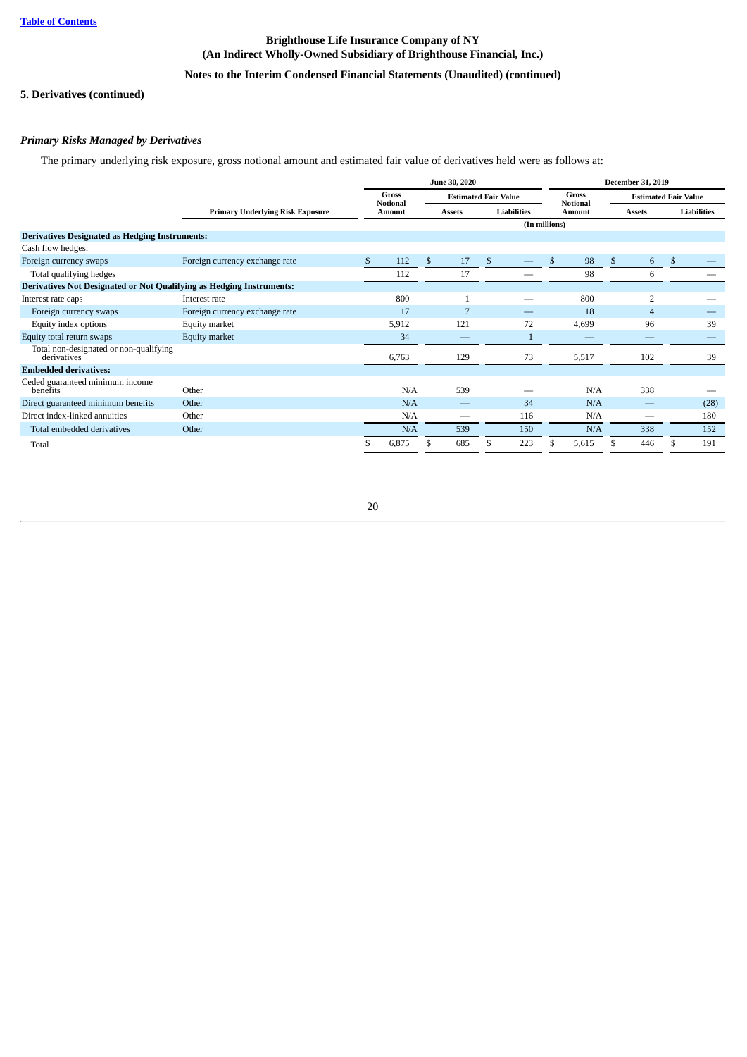Brighthouse Life Insurance Company of NY
(An Indirect Wholly-Owned Subsidiary of Brighthouse Financial, Inc.)

Notes to the Interim Condensed Financial Statements (Unaudited) (continued)

## 5. Derivatives (continued)

### *Primary Risks Managed by Derivatives*

The primary underlying risk exposure, gross notional amount and estimated fair value of derivatives held were as follows at:

| | | June 30, 2020 | | | December 31, 2019 | | |
|---|---|---|---|---|---|---|---|
| | | Gross Notional | Estimated Fair Value | | Gross Notional | Estimated Fair Value | |
| | Primary Underlying Risk Exposure | Amount | Assets | Liabilities | Amount | Assets | Liabilities |
| | | (In millions) | | | | | |
| **Derivatives Designated as Hedging Instruments:** | | | | | | | |
| Cash flow hedges: | | | | | | | |
| Foreign currency swaps | Foreign currency exchange rate | $ 112 | $ 17 | $ — | $ 98 | $ 6 | $ — |
| Total qualifying hedges | | 112 | 17 | — | 98 | 6 | — |
| **Derivatives Not Designated or Not Qualifying as Hedging Instruments:** | | | | | | | |
| Interest rate caps | Interest rate | 800 | 1 | — | 800 | 2 | — |
| Foreign currency swaps | Foreign currency exchange rate | 17 | 7 | — | 18 | 4 | — |
| Equity index options | Equity market | 5,912 | 121 | 72 | 4,699 | 96 | 39 |
| Equity total return swaps | Equity market | 34 | — | 1 | — | — | — |
| Total non-designated or non-qualifying derivatives | | 6,763 | 129 | 73 | 5,517 | 102 | 39 |
| **Embedded derivatives:** | | | | | | | |
| Ceded guaranteed minimum income benefits | Other | N/A | 539 | — | N/A | 338 | — |
| Direct guaranteed minimum benefits | Other | N/A | — | 34 | N/A | — | (28) |
| Direct index-linked annuities | Other | N/A | — | 116 | N/A | — | 180 |
| Total embedded derivatives | Other | N/A | 539 | 150 | N/A | 338 | 152 |
| Total | | $ 6,875 | $ 685 | $ 223 | $ 5,615 | $ 446 | $ 191 |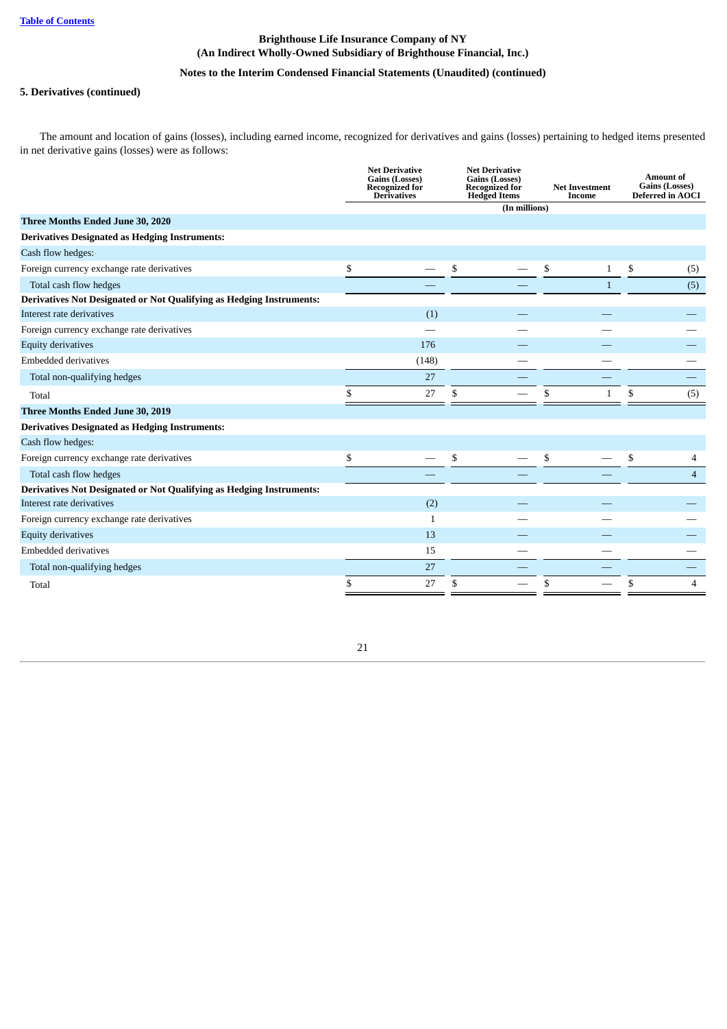Brighthouse Life Insurance Company of NY
(An Indirect Wholly-Owned Subsidiary of Brighthouse Financial, Inc.)

Notes to the Interim Condensed Financial Statements (Unaudited) (continued)

**5. Derivatives (continued)**

The amount and location of gains (losses), including earned income, recognized for derivatives and gains (losses) pertaining to hedged items presented in net derivative gains (losses) were as follows:

| | Net Derivative Gains (Losses) Recognized for Derivatives | Net Derivative Gains (Losses) Recognized for Hedged Items | Net Investment Income | Amount of Gains (Losses) Deferred in AOCI |
|---|---|---|---|---|
| | (In millions) | | | |
| **Three Months Ended June 30, 2020** | | | | |
| **Derivatives Designated as Hedging Instruments:** | | | | |
| Cash flow hedges: | | | | |
| Foreign currency exchange rate derivatives | $ — | $ — | $ 1 | $ (5) |
| Total cash flow hedges | — | — | 1 | (5) |
| **Derivatives Not Designated or Not Qualifying as Hedging Instruments:** | | | | |
| Interest rate derivatives | (1) | — | — | — |
| Foreign currency exchange rate derivatives | — | — | — | — |
| Equity derivatives | 176 | — | — | — |
| Embedded derivatives | (148) | — | — | — |
| Total non-qualifying hedges | 27 | — | — | — |
| Total | $ 27 | $ — | $ 1 | $ (5) |
| **Three Months Ended June 30, 2019** | | | | |
| **Derivatives Designated as Hedging Instruments:** | | | | |
| Cash flow hedges: | | | | |
| Foreign currency exchange rate derivatives | $ — | $ — | $ — | $ 4 |
| Total cash flow hedges | — | — | — | 4 |
| **Derivatives Not Designated or Not Qualifying as Hedging Instruments:** | | | | |
| Interest rate derivatives | (2) | — | — | — |
| Foreign currency exchange rate derivatives | 1 | — | — | — |
| Equity derivatives | 13 | — | — | — |
| Embedded derivatives | 15 | — | — | — |
| Total non-qualifying hedges | 27 | — | — | — |
| Total | $ 27 | $ — | $ — | $ 4 |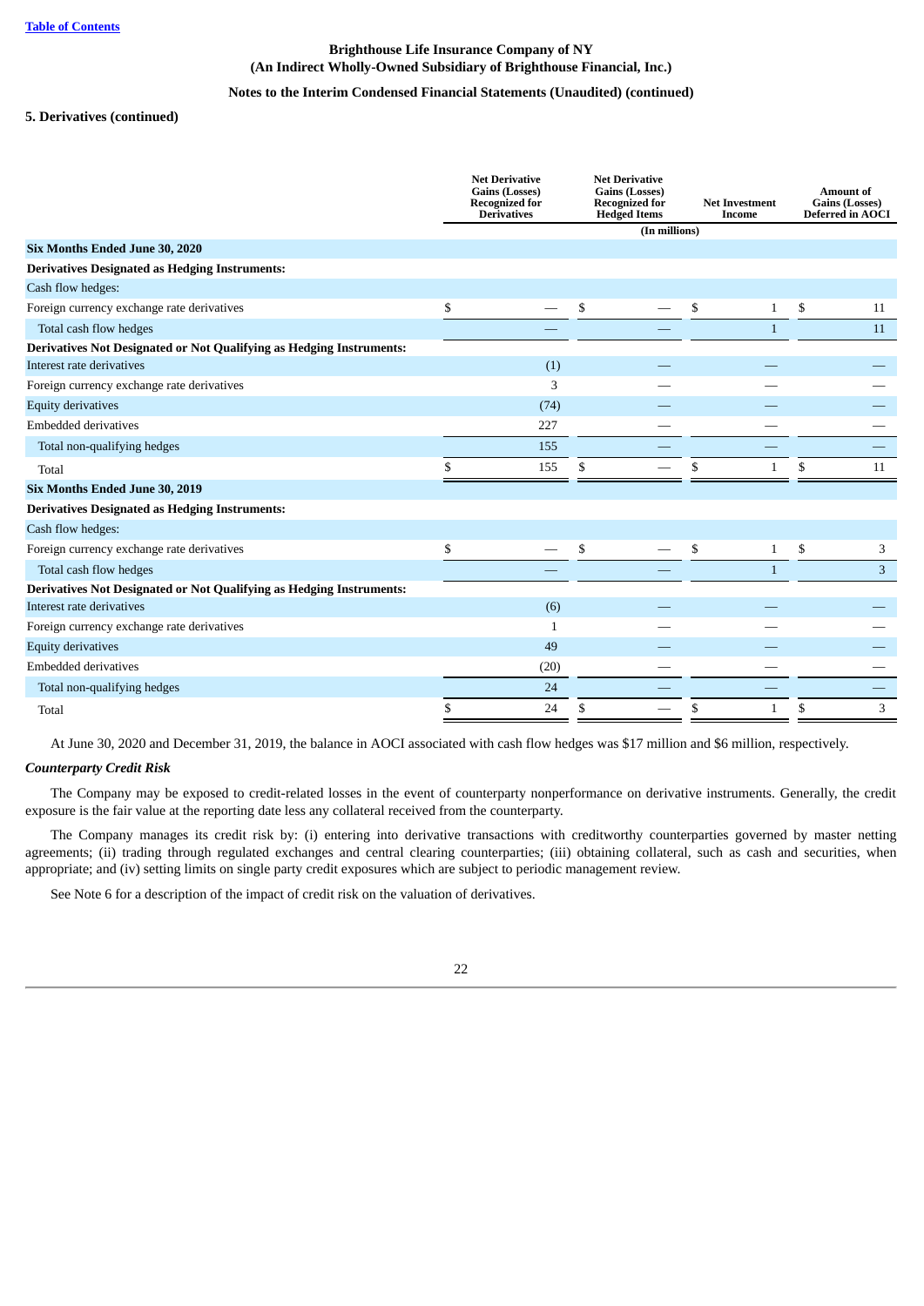Brighthouse Life Insurance Company of NY
(An Indirect Wholly-Owned Subsidiary of Brighthouse Financial, Inc.)

Notes to the Interim Condensed Financial Statements (Unaudited) (continued)

**5. Derivatives (continued)**

| | Net Derivative Gains (Losses) Recognized for Derivatives | Net Derivative Gains (Losses) Recognized for Hedged Items | Net Investment Income | Amount of Gains (Losses) Deferred in AOCI |
|---|---|---|---|---|
| | (In millions) | | | |
| **Six Months Ended June 30, 2020** | | | | |
| **Derivatives Designated as Hedging Instruments:** | | | | |
| Cash flow hedges: | | | | |
| Foreign currency exchange rate derivatives | $ — | $ — | $ 1 | $ 11 |
| Total cash flow hedges | — | — | 1 | 11 |
| **Derivatives Not Designated or Not Qualifying as Hedging Instruments:** | | | | |
| Interest rate derivatives | (1) | — | — | — |
| Foreign currency exchange rate derivatives | 3 | — | — | — |
| Equity derivatives | (74) | — | — | — |
| Embedded derivatives | 227 | — | — | — |
| Total non-qualifying hedges | 155 | — | — | — |
| Total | $ 155 | $ — | $ 1 | $ 11 |
| **Six Months Ended June 30, 2019** | | | | |
| **Derivatives Designated as Hedging Instruments:** | | | | |
| Cash flow hedges: | | | | |
| Foreign currency exchange rate derivatives | $ — | $ — | $ 1 | $ 3 |
| Total cash flow hedges | — | — | 1 | 3 |
| **Derivatives Not Designated or Not Qualifying as Hedging Instruments:** | | | | |
| Interest rate derivatives | (6) | — | — | — |
| Foreign currency exchange rate derivatives | 1 | — | — | — |
| Equity derivatives | 49 | — | — | — |
| Embedded derivatives | (20) | — | — | — |
| Total non-qualifying hedges | 24 | — | — | — |
| Total | $ 24 | $ — | $ 1 | $ 3 |

At June 30, 2020 and December 31, 2019, the balance in AOCI associated with cash flow hedges was $17 million and $6 million, respectively.

***Counterparty Credit Risk***

The Company may be exposed to credit-related losses in the event of counterparty nonperformance on derivative instruments. Generally, the credit exposure is the fair value at the reporting date less any collateral received from the counterparty.

The Company manages its credit risk by: (i) entering into derivative transactions with creditworthy counterparties governed by master netting agreements; (ii) trading through regulated exchanges and central clearing counterparties; (iii) obtaining collateral, such as cash and securities, when appropriate; and (iv) setting limits on single party credit exposures which are subject to periodic management review.

See Note 6 for a description of the impact of credit risk on the valuation of derivatives.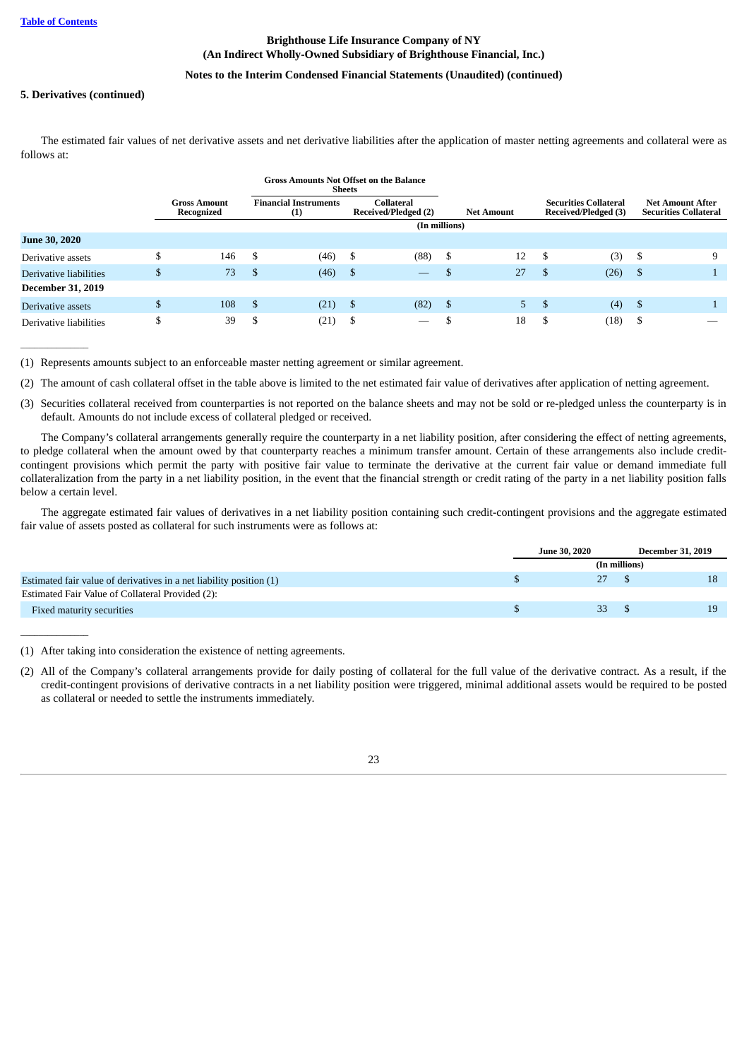**5. Derivatives (continued)**

The estimated fair values of net derivative assets and net derivative liabilities after the application of master netting agreements and collateral were as follows at:

| | Gross Amount Recognized | Gross Amounts Not Offset on the Balance Sheets | | Net Amount | Securities Collateral Received/Pledged (3) | Net Amount After Securities Collateral |
|---|---|---|---|---|---|---|
| | | Financial Instruments (1) | Collateral Received/Pledged (2) | | | |
| | (In millions) | | | | | |
| **June 30, 2020** | | | | | | |
| Derivative assets | $ 146 | $ (46) | $ (88) | $ 12 | $ (3) | $ 9 |
| Derivative liabilities | $ 73 | $ (46) | $ — | $ 27 | $ (26) | $ 1 |
| **December 31, 2019** | | | | | | |
| Derivative assets | $ 108 | $ (21) | $ (82) | $ 5 | $ (4) | $ 1 |
| Derivative liabilities | $ 39 | $ (21) | $ — | $ 18 | $ (18) | $ — |

(1) Represents amounts subject to an enforceable master netting agreement or similar agreement.

(2) The amount of cash collateral offset in the table above is limited to the net estimated fair value of derivatives after application of netting agreement.

(3) Securities collateral received from counterparties is not reported on the balance sheets and may not be sold or re-pledged unless the counterparty is in default. Amounts do not include excess of collateral pledged or received.

The Company's collateral arrangements generally require the counterparty in a net liability position, after considering the effect of netting agreements, to pledge collateral when the amount owed by that counterparty reaches a minimum transfer amount. Certain of these arrangements also include credit-contingent provisions which permit the party with positive fair value to terminate the derivative at the current fair value or demand immediate full collateralization from the party in a net liability position, in the event that the financial strength or credit rating of the party in a net liability position falls below a certain level.

The aggregate estimated fair values of derivatives in a net liability position containing such credit-contingent provisions and the aggregate estimated fair value of assets posted as collateral for such instruments were as follows at:

| | June 30, 2020 | December 31, 2019 |
|---|---|---|
| | (In millions) | |
| Estimated fair value of derivatives in a net liability position (1) | $ 27 | $ 18 |
| Estimated Fair Value of Collateral Provided (2): | | |
| Fixed maturity securities | $ 33 | $ 19 |

(1) After taking into consideration the existence of netting agreements.

(2) All of the Company's collateral arrangements provide for daily posting of collateral for the full value of the derivative contract. As a result, if the credit-contingent provisions of derivative contracts in a net liability position were triggered, minimal additional assets would be required to be posted as collateral or needed to settle the instruments immediately.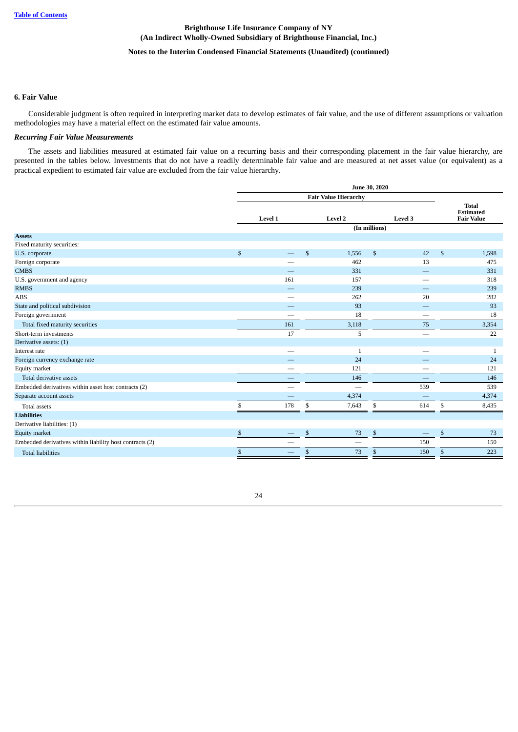## 6. Fair Value

Considerable judgment is often required in interpreting market data to develop estimates of fair value, and the use of different assumptions or valuation methodologies may have a material effect on the estimated fair value amounts.

### *Recurring Fair Value Measurements*

The assets and liabilities measured at estimated fair value on a recurring basis and their corresponding placement in the fair value hierarchy, are presented in the tables below. Investments that do not have a readily determinable fair value and are measured at net asset value (or equivalent) as a practical expedient to estimated fair value are excluded from the fair value hierarchy.

| | June 30, 2020 | | | |
|---|---|---|---|---|
| | Fair Value Hierarchy | | | |
| | Level 1 | Level 2 | Level 3 | Total Estimated Fair Value |
| | (In millions) | | | |
| **Assets** | | | | |
| Fixed maturity securities: | | | | |
| U.S. corporate | $ — | $ 1,556 | $ 42 | $ 1,598 |
| Foreign corporate | — | 462 | 13 | 475 |
| CMBS | — | 331 | — | 331 |
| U.S. government and agency | 161 | 157 | — | 318 |
| RMBS | — | 239 | — | 239 |
| ABS | — | 262 | 20 | 282 |
| State and political subdivision | — | 93 | — | 93 |
| Foreign government | — | 18 | — | 18 |
| Total fixed maturity securities | 161 | 3,118 | 75 | 3,354 |
| Short-term investments | 17 | 5 | — | 22 |
| Derivative assets: (1) | | | | |
| Interest rate | — | 1 | — | 1 |
| Foreign currency exchange rate | — | 24 | — | 24 |
| Equity market | — | 121 | — | 121 |
| Total derivative assets | — | 146 | — | 146 |
| Embedded derivatives within asset host contracts (2) | — | — | 539 | 539 |
| Separate account assets | — | 4,374 | — | 4,374 |
| Total assets | $ 178 | $ 7,643 | $ 614 | $ 8,435 |
| **Liabilities** | | | | |
| Derivative liabilities: (1) | | | | |
| Equity market | $ — | $ 73 | $ — | $ 73 |
| Embedded derivatives within liability host contracts (2) | — | — | 150 | 150 |
| Total liabilities | $ — | $ 73 | $ 150 | $ 223 |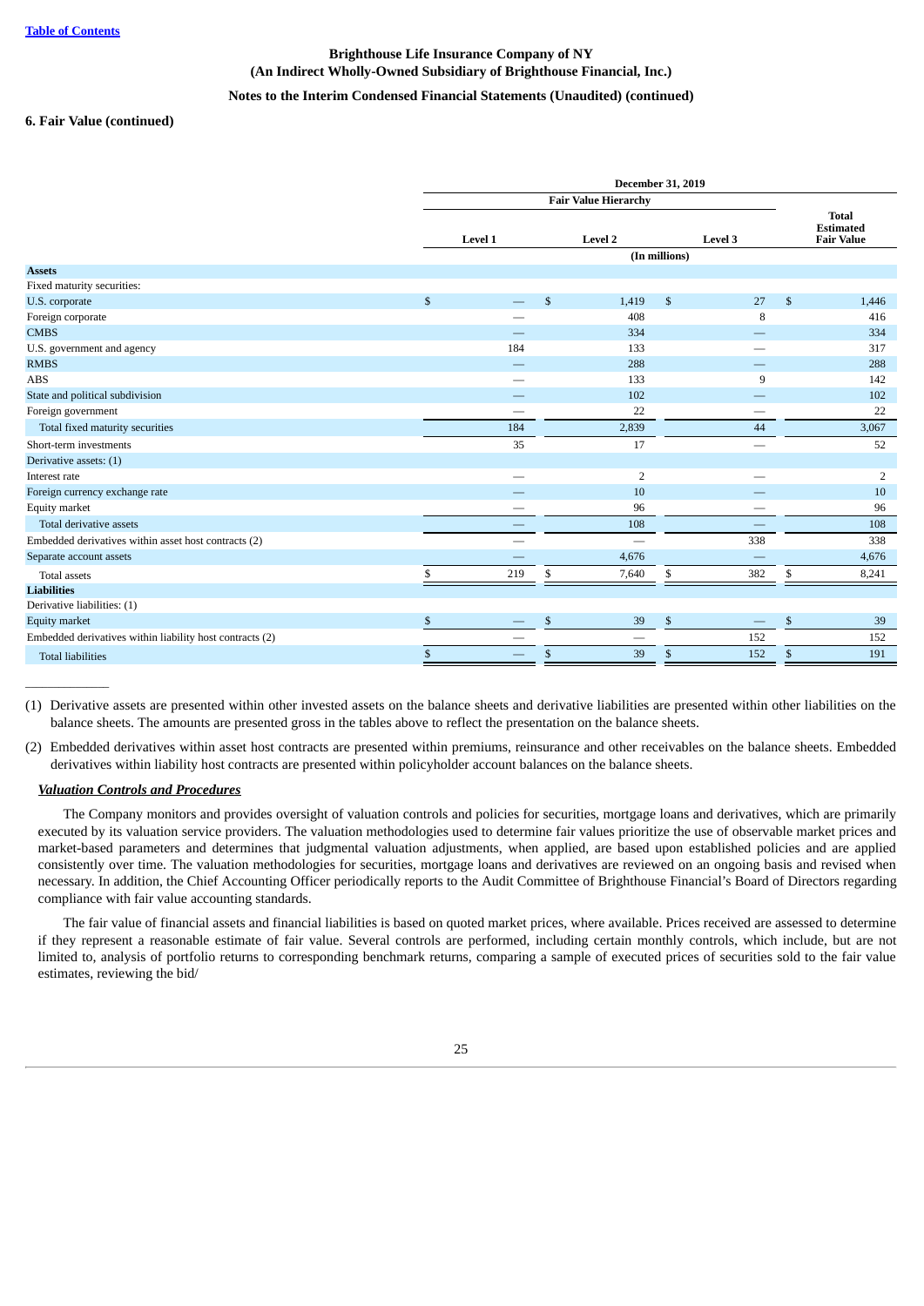**Brighthouse Life Insurance Company of NY**
**(An Indirect Wholly-Owned Subsidiary of Brighthouse Financial, Inc.)**
**Notes to the Interim Condensed Financial Statements (Unaudited) (continued)**

**6. Fair Value (continued)**

| | December 31, 2019 | | | |
|---|---|---|---|---|
| | Fair Value Hierarchy | | | Total Estimated Fair Value |
| | Level 1 | Level 2 | Level 3 | |
| | (In millions) | | | |
| **Assets** | | | | |
| Fixed maturity securities: | | | | |
| U.S. corporate | $ — | $ 1,419 | $ 27 | $ 1,446 |
| Foreign corporate | — | 408 | 8 | 416 |
| CMBS | — | 334 | — | 334 |
| U.S. government and agency | 184 | 133 | — | 317 |
| RMBS | — | 288 | — | 288 |
| ABS | — | 133 | 9 | 142 |
| State and political subdivision | — | 102 | — | 102 |
| Foreign government | — | 22 | — | 22 |
| Total fixed maturity securities | 184 | 2,839 | 44 | 3,067 |
| Short-term investments | 35 | 17 | — | 52 |
| Derivative assets: (1) | | | | |
| Interest rate | — | 2 | — | 2 |
| Foreign currency exchange rate | — | 10 | — | 10 |
| Equity market | — | 96 | — | 96 |
| Total derivative assets | — | 108 | — | 108 |
| Embedded derivatives within asset host contracts (2) | — | — | 338 | 338 |
| Separate account assets | — | 4,676 | — | 4,676 |
| Total assets | $ 219 | $ 7,640 | $ 382 | $ 8,241 |
| **Liabilities** | | | | |
| Derivative liabilities: (1) | | | | |
| Equity market | $ — | $ 39 | $ — | $ 39 |
| Embedded derivatives within liability host contracts (2) | — | — | 152 | 152 |
| Total liabilities | $ — | $ 39 | $ 152 | $ 191 |

______________

(1) Derivative assets are presented within other invested assets on the balance sheets and derivative liabilities are presented within other liabilities on the balance sheets. The amounts are presented gross in the tables above to reflect the presentation on the balance sheets.

(2) Embedded derivatives within asset host contracts are presented within premiums, reinsurance and other receivables on the balance sheets. Embedded derivatives within liability host contracts are presented within policyholder account balances on the balance sheets.

***Valuation Controls and Procedures***

The Company monitors and provides oversight of valuation controls and policies for securities, mortgage loans and derivatives, which are primarily executed by its valuation service providers. The valuation methodologies used to determine fair values prioritize the use of observable market prices and market-based parameters and determines that judgmental valuation adjustments, when applied, are based upon established policies and are applied consistently over time. The valuation methodologies for securities, mortgage loans and derivatives are reviewed on an ongoing basis and revised when necessary. In addition, the Chief Accounting Officer periodically reports to the Audit Committee of Brighthouse Financial's Board of Directors regarding compliance with fair value accounting standards.

The fair value of financial assets and financial liabilities is based on quoted market prices, where available. Prices received are assessed to determine if they represent a reasonable estimate of fair value. Several controls are performed, including certain monthly controls, which include, but are not limited to, analysis of portfolio returns to corresponding benchmark returns, comparing a sample of executed prices of securities sold to the fair value estimates, reviewing the bid/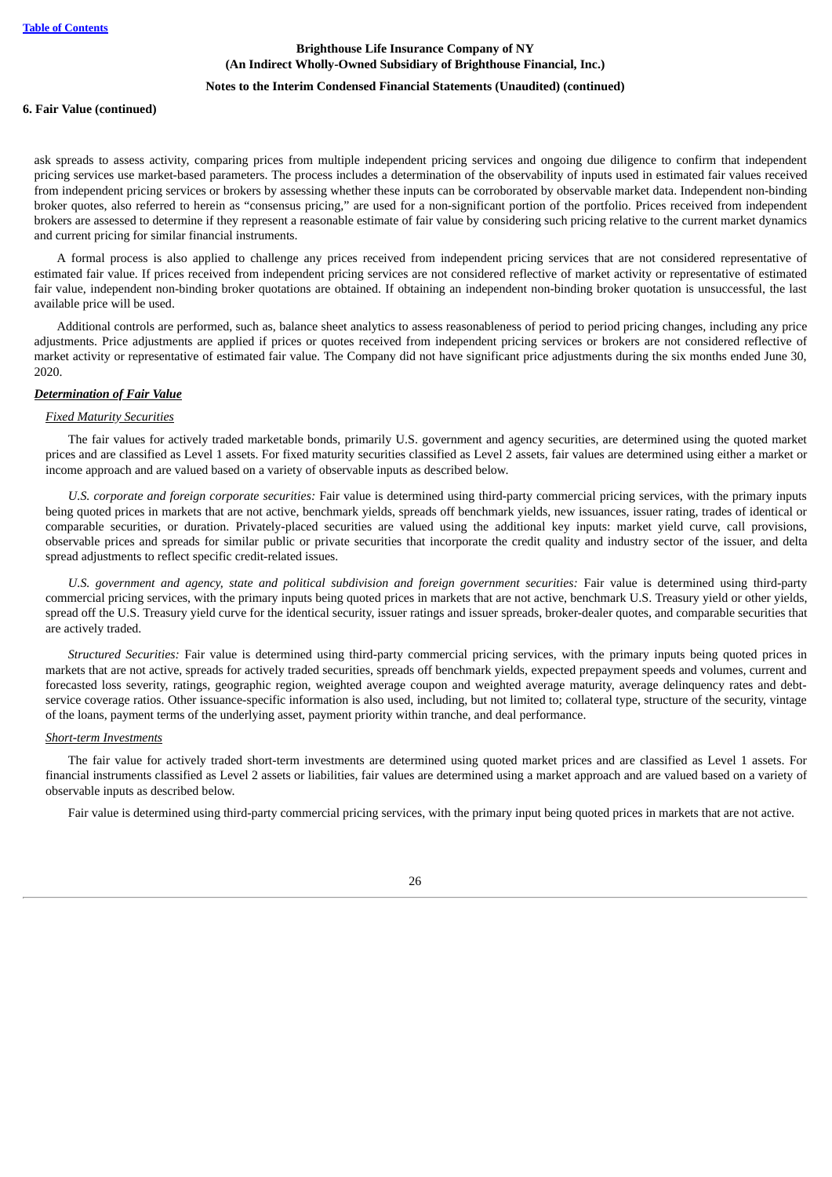ask spreads to assess activity, comparing prices from multiple independent pricing services and ongoing due diligence to confirm that independent pricing services use market-based parameters. The process includes a determination of the observability of inputs used in estimated fair values received from independent pricing services or brokers by assessing whether these inputs can be corroborated by observable market data. Independent non-binding broker quotes, also referred to herein as "consensus pricing," are used for a non-significant portion of the portfolio. Prices received from independent brokers are assessed to determine if they represent a reasonable estimate of fair value by considering such pricing relative to the current market dynamics and current pricing for similar financial instruments.

A formal process is also applied to challenge any prices received from independent pricing services that are not considered representative of estimated fair value. If prices received from independent pricing services are not considered reflective of market activity or representative of estimated fair value, independent non-binding broker quotations are obtained. If obtaining an independent non-binding broker quotation is unsuccessful, the last available price will be used.

Additional controls are performed, such as, balance sheet analytics to assess reasonableness of period to period pricing changes, including any price adjustments. Price adjustments are applied if prices or quotes received from independent pricing services or brokers are not considered reflective of market activity or representative of estimated fair value. The Company did not have significant price adjustments during the six months ended June 30, 2020.

***Determination of Fair Value***

*Fixed Maturity Securities*

The fair values for actively traded marketable bonds, primarily U.S. government and agency securities, are determined using the quoted market prices and are classified as Level 1 assets. For fixed maturity securities classified as Level 2 assets, fair values are determined using either a market or income approach and are valued based on a variety of observable inputs as described below.

*U.S. corporate and foreign corporate securities:* Fair value is determined using third-party commercial pricing services, with the primary inputs being quoted prices in markets that are not active, benchmark yields, spreads off benchmark yields, new issuances, issuer rating, trades of identical or comparable securities, or duration. Privately-placed securities are valued using the additional key inputs: market yield curve, call provisions, observable prices and spreads for similar public or private securities that incorporate the credit quality and industry sector of the issuer, and delta spread adjustments to reflect specific credit-related issues.

*U.S. government and agency, state and political subdivision and foreign government securities:* Fair value is determined using third-party commercial pricing services, with the primary inputs being quoted prices in markets that are not active, benchmark U.S. Treasury yield or other yields, spread off the U.S. Treasury yield curve for the identical security, issuer ratings and issuer spreads, broker-dealer quotes, and comparable securities that are actively traded.

*Structured Securities:* Fair value is determined using third-party commercial pricing services, with the primary inputs being quoted prices in markets that are not active, spreads for actively traded securities, spreads off benchmark yields, expected prepayment speeds and volumes, current and forecasted loss severity, ratings, geographic region, weighted average coupon and weighted average maturity, average delinquency rates and debt-service coverage ratios. Other issuance-specific information is also used, including, but not limited to; collateral type, structure of the security, vintage of the loans, payment terms of the underlying asset, payment priority within tranche, and deal performance.

*Short-term Investments*

The fair value for actively traded short-term investments are determined using quoted market prices and are classified as Level 1 assets. For financial instruments classified as Level 2 assets or liabilities, fair values are determined using a market approach and are valued based on a variety of observable inputs as described below.

Fair value is determined using third-party commercial pricing services, with the primary input being quoted prices in markets that are not active.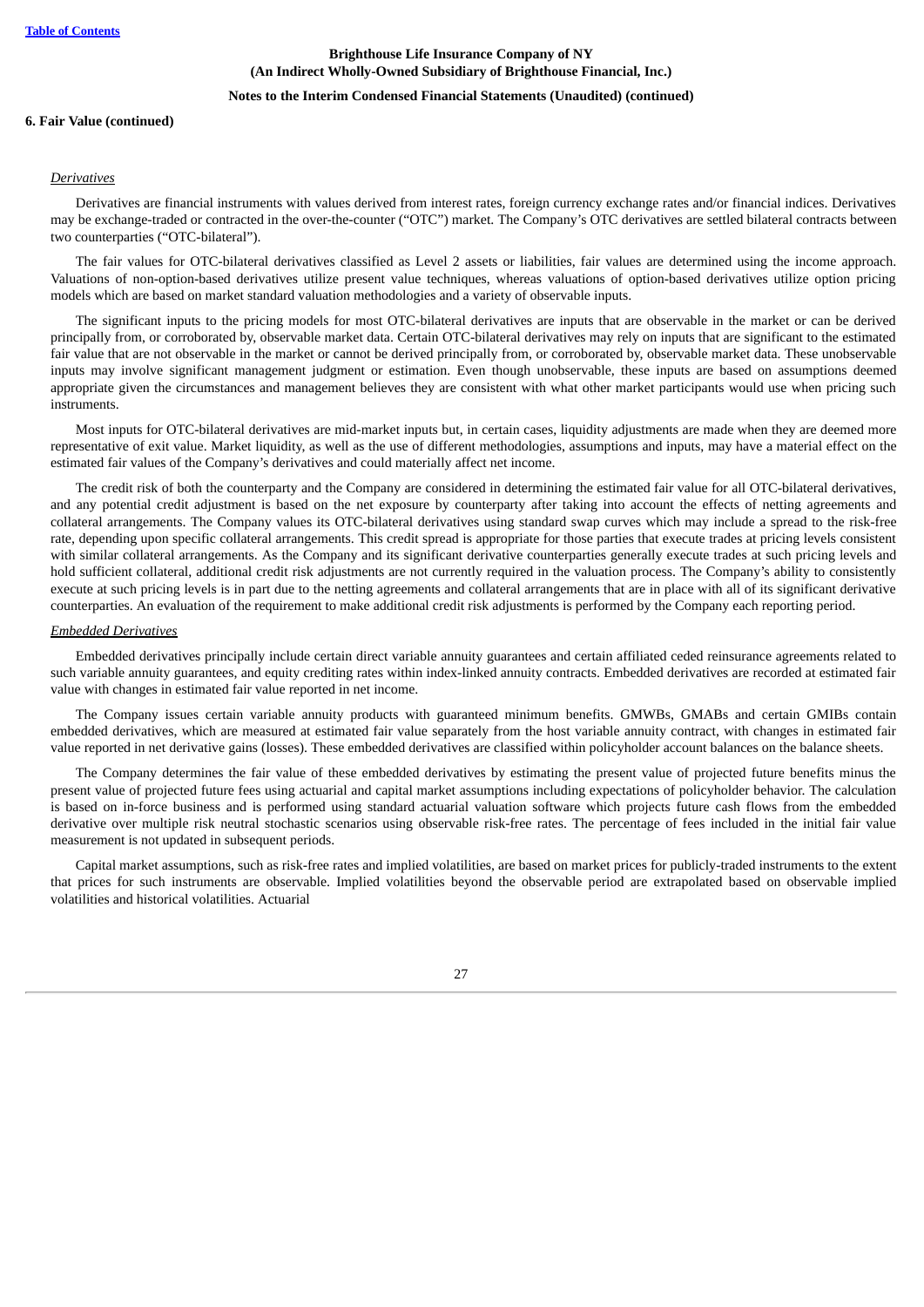**6. Fair Value (continued)**

*Derivatives*

Derivatives are financial instruments with values derived from interest rates, foreign currency exchange rates and/or financial indices. Derivatives may be exchange-traded or contracted in the over-the-counter ("OTC") market. The Company's OTC derivatives are settled bilateral contracts between two counterparties ("OTC-bilateral").

The fair values for OTC-bilateral derivatives classified as Level 2 assets or liabilities, fair values are determined using the income approach. Valuations of non-option-based derivatives utilize present value techniques, whereas valuations of option-based derivatives utilize option pricing models which are based on market standard valuation methodologies and a variety of observable inputs.

The significant inputs to the pricing models for most OTC-bilateral derivatives are inputs that are observable in the market or can be derived principally from, or corroborated by, observable market data. Certain OTC-bilateral derivatives may rely on inputs that are significant to the estimated fair value that are not observable in the market or cannot be derived principally from, or corroborated by, observable market data. These unobservable inputs may involve significant management judgment or estimation. Even though unobservable, these inputs are based on assumptions deemed appropriate given the circumstances and management believes they are consistent with what other market participants would use when pricing such instruments.

Most inputs for OTC-bilateral derivatives are mid-market inputs but, in certain cases, liquidity adjustments are made when they are deemed more representative of exit value. Market liquidity, as well as the use of different methodologies, assumptions and inputs, may have a material effect on the estimated fair values of the Company's derivatives and could materially affect net income.

The credit risk of both the counterparty and the Company are considered in determining the estimated fair value for all OTC-bilateral derivatives, and any potential credit adjustment is based on the net exposure by counterparty after taking into account the effects of netting agreements and collateral arrangements. The Company values its OTC-bilateral derivatives using standard swap curves which may include a spread to the risk-free rate, depending upon specific collateral arrangements. This credit spread is appropriate for those parties that execute trades at pricing levels consistent with similar collateral arrangements. As the Company and its significant derivative counterparties generally execute trades at such pricing levels and hold sufficient collateral, additional credit risk adjustments are not currently required in the valuation process. The Company's ability to consistently execute at such pricing levels is in part due to the netting agreements and collateral arrangements that are in place with all of its significant derivative counterparties. An evaluation of the requirement to make additional credit risk adjustments is performed by the Company each reporting period.

*Embedded Derivatives*

Embedded derivatives principally include certain direct variable annuity guarantees and certain affiliated ceded reinsurance agreements related to such variable annuity guarantees, and equity crediting rates within index-linked annuity contracts. Embedded derivatives are recorded at estimated fair value with changes in estimated fair value reported in net income.

The Company issues certain variable annuity products with guaranteed minimum benefits. GMWBs, GMABs and certain GMIBs contain embedded derivatives, which are measured at estimated fair value separately from the host variable annuity contract, with changes in estimated fair value reported in net derivative gains (losses). These embedded derivatives are classified within policyholder account balances on the balance sheets.

The Company determines the fair value of these embedded derivatives by estimating the present value of projected future benefits minus the present value of projected future fees using actuarial and capital market assumptions including expectations of policyholder behavior. The calculation is based on in-force business and is performed using standard actuarial valuation software which projects future cash flows from the embedded derivative over multiple risk neutral stochastic scenarios using observable risk-free rates. The percentage of fees included in the initial fair value measurement is not updated in subsequent periods.

Capital market assumptions, such as risk-free rates and implied volatilities, are based on market prices for publicly-traded instruments to the extent that prices for such instruments are observable. Implied volatilities beyond the observable period are extrapolated based on observable implied volatilities and historical volatilities. Actuarial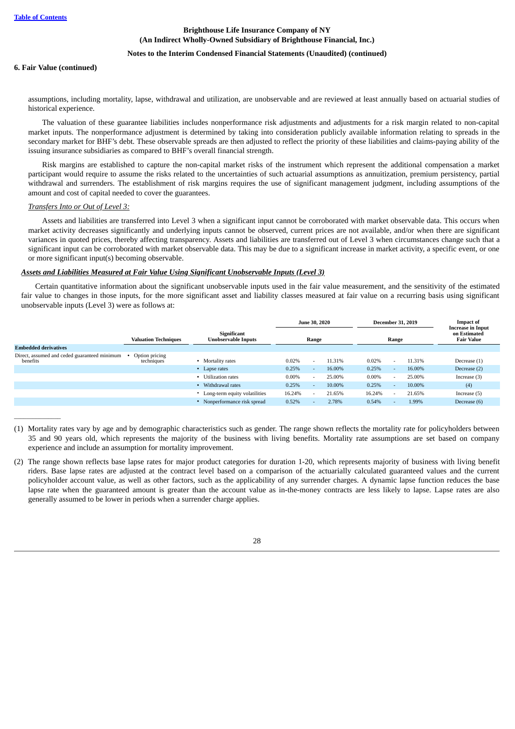**6. Fair Value (continued)**

assumptions, including mortality, lapse, withdrawal and utilization, are unobservable and are reviewed at least annually based on actuarial studies of historical experience.

The valuation of these guarantee liabilities includes nonperformance risk adjustments and adjustments for a risk margin related to non-capital market inputs. The nonperformance adjustment is determined by taking into consideration publicly available information relating to spreads in the secondary market for BHF's debt. These observable spreads are then adjusted to reflect the priority of these liabilities and claims-paying ability of the issuing insurance subsidiaries as compared to BHF's overall financial strength.

Risk margins are established to capture the non-capital market risks of the instrument which represent the additional compensation a market participant would require to assume the risks related to the uncertainties of such actuarial assumptions as annuitization, premium persistency, partial withdrawal and surrenders. The establishment of risk margins requires the use of significant management judgment, including assumptions of the amount and cost of capital needed to cover the guarantees.

*Transfers Into or Out of Level 3:*

Assets and liabilities are transferred into Level 3 when a significant input cannot be corroborated with market observable data. This occurs when market activity decreases significantly and underlying inputs cannot be observed, current prices are not available, and/or when there are significant variances in quoted prices, thereby affecting transparency. Assets and liabilities are transferred out of Level 3 when circumstances change such that a significant input can be corroborated with market observable data. This may be due to a significant increase in market activity, a specific event, or one or more significant input(s) becoming observable.

***Assets and Liabilities Measured at Fair Value Using Significant Unobservable Inputs (Level 3)***

Certain quantitative information about the significant unobservable inputs used in the fair value measurement, and the sensitivity of the estimated fair value to changes in those inputs, for the more significant asset and liability classes measured at fair value on a recurring basis using significant unobservable inputs (Level 3) were as follows at:

| | Valuation Techniques | Significant Unobservable Inputs | June 30, 2020 Range | | | December 31, 2019 Range | | | Impact of Increase in Input on Estimated Fair Value |
|---|---|---|---|---|---|---|---|---|---|
| **Embedded derivatives** | | | | | | | | | |
| Direct, assumed and ceded guaranteed minimum benefits | • Option pricing techniques | • Mortality rates | 0.02% | - | 11.31% | 0.02% | - | 11.31% | Decrease (1) |
| | | • Lapse rates | 0.25% | - | 16.00% | 0.25% | - | 16.00% | Decrease (2) |
| | | • Utilization rates | 0.00% | - | 25.00% | 0.00% | - | 25.00% | Increase (3) |
| | | • Withdrawal rates | 0.25% | - | 10.00% | 0.25% | - | 10.00% | (4) |
| | | • Long-term equity volatilities | 16.24% | - | 21.65% | 16.24% | - | 21.65% | Increase (5) |
| | | • Nonperformance risk spread | 0.52% | - | 2.78% | 0.54% | - | 1.99% | Decrease (6) |

---

(1) Mortality rates vary by age and by demographic characteristics such as gender. The range shown reflects the mortality rate for policyholders between 35 and 90 years old, which represents the majority of the business with living benefits. Mortality rate assumptions are set based on company experience and include an assumption for mortality improvement.

(2) The range shown reflects base lapse rates for major product categories for duration 1-20, which represents majority of business with living benefit riders. Base lapse rates are adjusted at the contract level based on a comparison of the actuarially calculated guaranteed values and the current policyholder account value, as well as other factors, such as the applicability of any surrender charges. A dynamic lapse function reduces the base lapse rate when the guaranteed amount is greater than the account value as in-the-money contracts are less likely to lapse. Lapse rates are also generally assumed to be lower in periods when a surrender charge applies.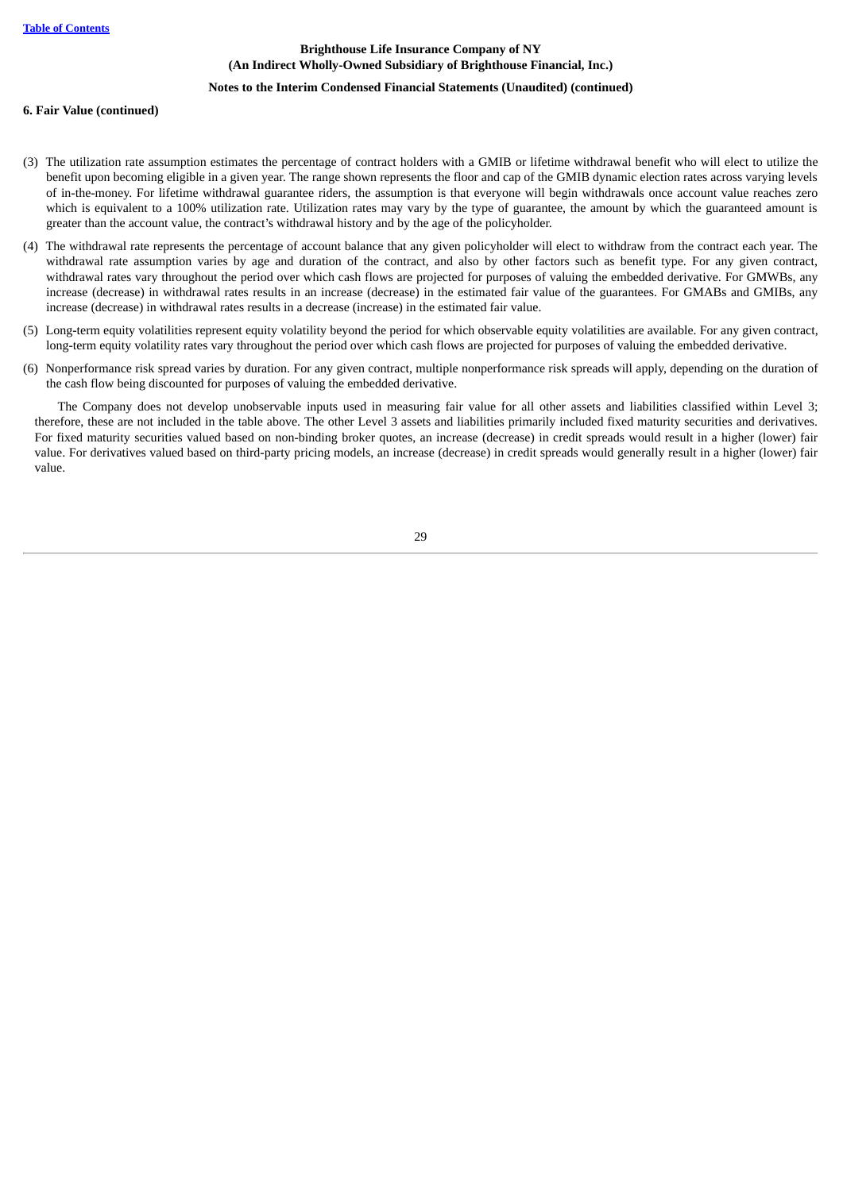**6. Fair Value (continued)**

(3) The utilization rate assumption estimates the percentage of contract holders with a GMIB or lifetime withdrawal benefit who will elect to utilize the benefit upon becoming eligible in a given year. The range shown represents the floor and cap of the GMIB dynamic election rates across varying levels of in-the-money. For lifetime withdrawal guarantee riders, the assumption is that everyone will begin withdrawals once account value reaches zero which is equivalent to a 100% utilization rate. Utilization rates may vary by the type of guarantee, the amount by which the guaranteed amount is greater than the account value, the contract's withdrawal history and by the age of the policyholder.

(4) The withdrawal rate represents the percentage of account balance that any given policyholder will elect to withdraw from the contract each year. The withdrawal rate assumption varies by age and duration of the contract, and also by other factors such as benefit type. For any given contract, withdrawal rates vary throughout the period over which cash flows are projected for purposes of valuing the embedded derivative. For GMWBs, any increase (decrease) in withdrawal rates results in an increase (decrease) in the estimated fair value of the guarantees. For GMABs and GMIBs, any increase (decrease) in withdrawal rates results in a decrease (increase) in the estimated fair value.

(5) Long-term equity volatilities represent equity volatility beyond the period for which observable equity volatilities are available. For any given contract, long-term equity volatility rates vary throughout the period over which cash flows are projected for purposes of valuing the embedded derivative.

(6) Nonperformance risk spread varies by duration. For any given contract, multiple nonperformance risk spreads will apply, depending on the duration of the cash flow being discounted for purposes of valuing the embedded derivative.

The Company does not develop unobservable inputs used in measuring fair value for all other assets and liabilities classified within Level 3; therefore, these are not included in the table above. The other Level 3 assets and liabilities primarily included fixed maturity securities and derivatives. For fixed maturity securities valued based on non-binding broker quotes, an increase (decrease) in credit spreads would result in a higher (lower) fair value. For derivatives valued based on third-party pricing models, an increase (decrease) in credit spreads would generally result in a higher (lower) fair value.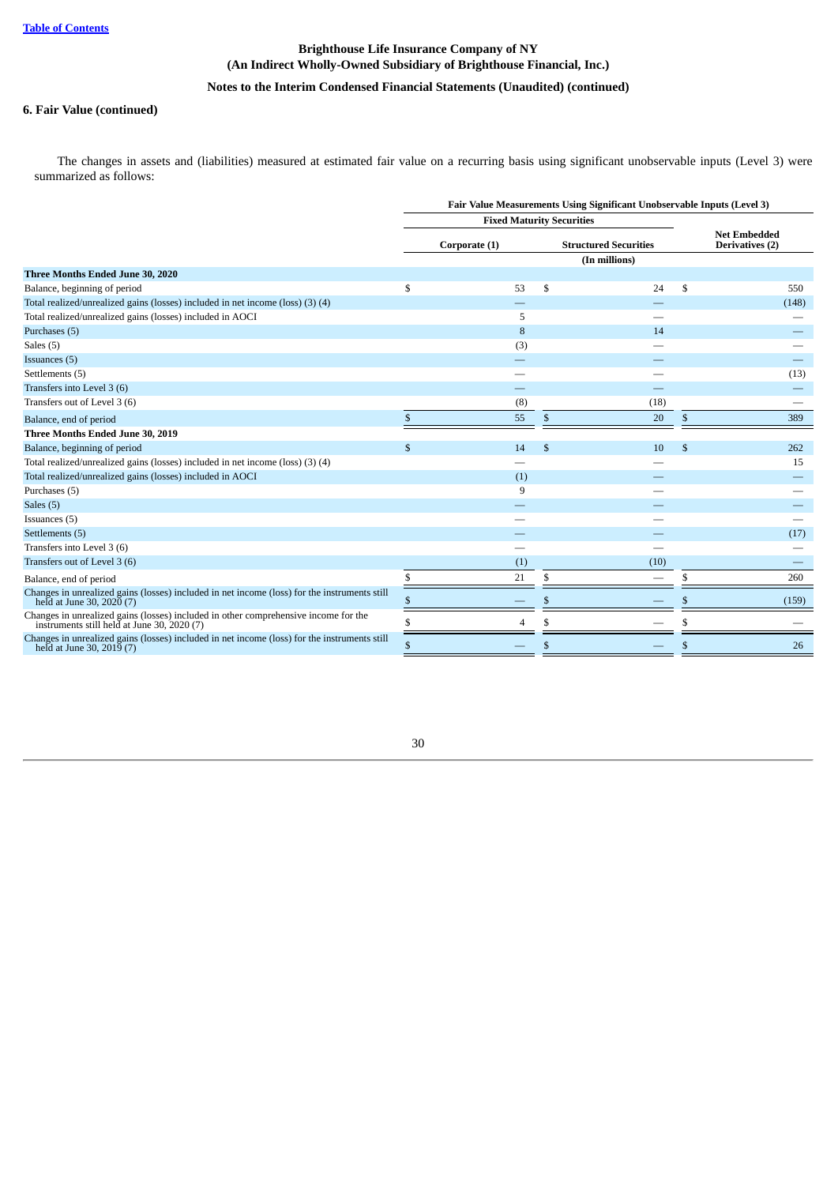**Brighthouse Life Insurance Company of NY**
**(An Indirect Wholly-Owned Subsidiary of Brighthouse Financial, Inc.)**

**Notes to the Interim Condensed Financial Statements (Unaudited) (continued)**

## 6. Fair Value (continued)

The changes in assets and (liabilities) measured at estimated fair value on a recurring basis using significant unobservable inputs (Level 3) were summarized as follows:

| | Fair Value Measurements Using Significant Unobservable Inputs (Level 3) | | |
|---|---|---|---|
| | Fixed Maturity Securities | | |
| | Corporate (1) | Structured Securities | Net Embedded Derivatives (2) |
| | (In millions) | | |
| **Three Months Ended June 30, 2020** | | | |
| Balance, beginning of period | $ 53 | $ 24 | $ 550 |
| Total realized/unrealized gains (losses) included in net income (loss) (3) (4) | — | — | (148) |
| Total realized/unrealized gains (losses) included in AOCI | 5 | — | — |
| Purchases (5) | 8 | 14 | — |
| Sales (5) | (3) | — | — |
| Issuances (5) | — | — | — |
| Settlements (5) | — | — | (13) |
| Transfers into Level 3 (6) | — | — | — |
| Transfers out of Level 3 (6) | (8) | (18) | — |
| Balance, end of period | $ 55 | $ 20 | $ 389 |
| **Three Months Ended June 30, 2019** | | | |
| Balance, beginning of period | $ 14 | $ 10 | $ 262 |
| Total realized/unrealized gains (losses) included in net income (loss) (3) (4) | — | — | 15 |
| Total realized/unrealized gains (losses) included in AOCI | (1) | — | — |
| Purchases (5) | 9 | — | — |
| Sales (5) | — | — | — |
| Issuances (5) | — | — | — |
| Settlements (5) | — | — | (17) |
| Transfers into Level 3 (6) | — | — | — |
| Transfers out of Level 3 (6) | (1) | (10) | — |
| Balance, end of period | $ 21 | $ — | $ 260 |
| Changes in unrealized gains (losses) included in net income (loss) for the instruments still held at June 30, 2020 (7) | $ — | $ — | $ (159) |
| Changes in unrealized gains (losses) included in other comprehensive income for the instruments still held at June 30, 2020 (7) | $ 4 | $ — | $ — |
| Changes in unrealized gains (losses) included in net income (loss) for the instruments still held at June 30, 2019 (7) | $ — | $ — | $ 26 |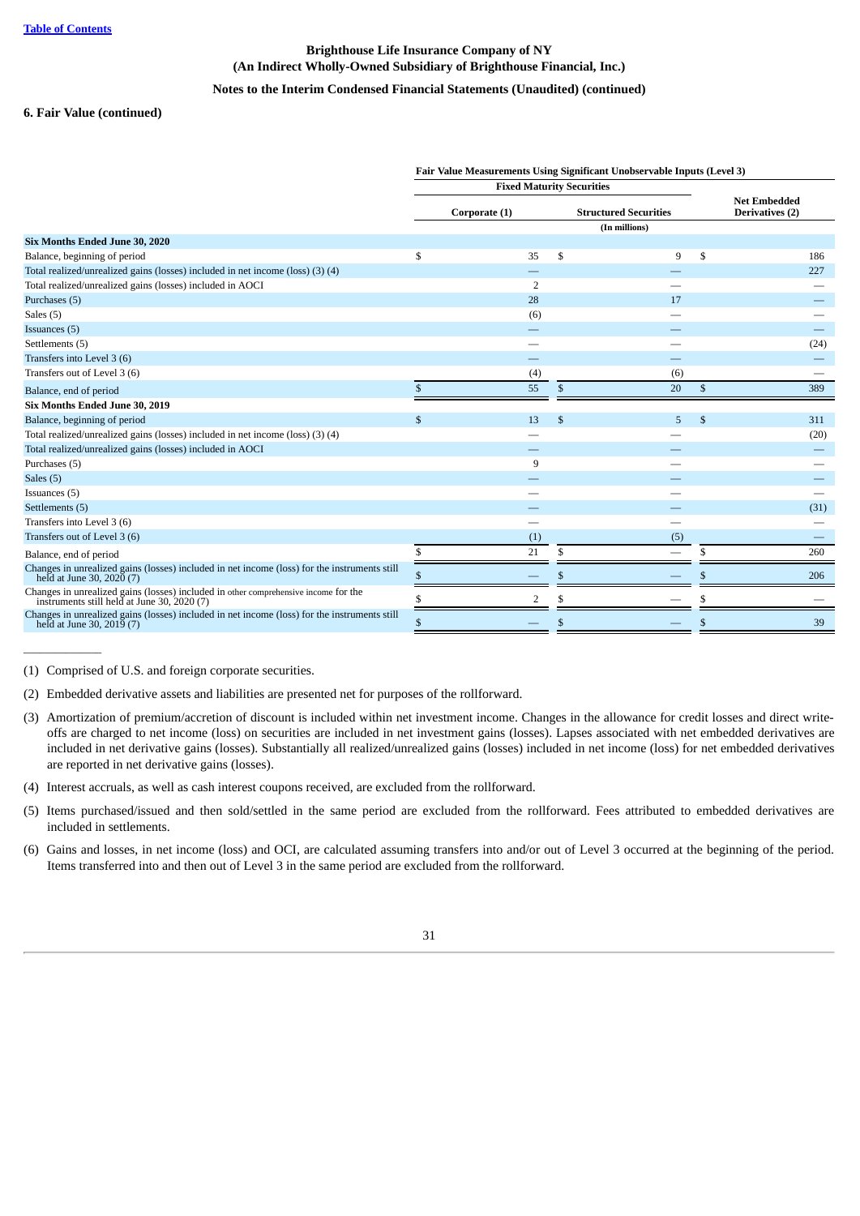**Brighthouse Life Insurance Company of NY**
**(An Indirect Wholly-Owned Subsidiary of Brighthouse Financial, Inc.)**
**Notes to the Interim Condensed Financial Statements (Unaudited) (continued)**

**6. Fair Value (continued)**

| | Fair Value Measurements Using Significant Unobservable Inputs (Level 3) | | |
|---|---|---|---|
| | Fixed Maturity Securities | | |
| | Corporate (1) | Structured Securities | Net Embedded Derivatives (2) |
| | (In millions) | | |
| **Six Months Ended June 30, 2020** | | | |
| Balance, beginning of period | $ 35 | $ 9 | $ 186 |
| Total realized/unrealized gains (losses) included in net income (loss) (3) (4) | — | — | 227 |
| Total realized/unrealized gains (losses) included in AOCI | 2 | — | — |
| Purchases (5) | 28 | 17 | — |
| Sales (5) | (6) | — | — |
| Issuances (5) | — | — | — |
| Settlements (5) | — | — | (24) |
| Transfers into Level 3 (6) | — | — | — |
| Transfers out of Level 3 (6) | (4) | (6) | — |
| Balance, end of period | $ 55 | $ 20 | $ 389 |
| **Six Months Ended June 30, 2019** | | | |
| Balance, beginning of period | $ 13 | $ 5 | $ 311 |
| Total realized/unrealized gains (losses) included in net income (loss) (3) (4) | — | — | (20) |
| Total realized/unrealized gains (losses) included in AOCI | — | — | — |
| Purchases (5) | 9 | — | — |
| Sales (5) | — | — | — |
| Issuances (5) | — | — | — |
| Settlements (5) | — | — | (31) |
| Transfers into Level 3 (6) | — | — | — |
| Transfers out of Level 3 (6) | (1) | (5) | — |
| Balance, end of period | $ 21 | $ — | $ 260 |
| Changes in unrealized gains (losses) included in net income (loss) for the instruments still held at June 30, 2020 (7) | $ — | $ — | $ 206 |
| Changes in unrealized gains (losses) included in other comprehensive income for the instruments still held at June 30, 2020 (7) | $ 2 | $ — | $ — |
| Changes in unrealized gains (losses) included in net income (loss) for the instruments still held at June 30, 2019 (7) | $ — | $ — | $ 39 |

(1) Comprised of U.S. and foreign corporate securities.

(2) Embedded derivative assets and liabilities are presented net for purposes of the rollforward.

(3) Amortization of premium/accretion of discount is included within net investment income. Changes in the allowance for credit losses and direct write-offs are charged to net income (loss) on securities are included in net investment gains (losses). Lapses associated with net embedded derivatives are included in net derivative gains (losses). Substantially all realized/unrealized gains (losses) included in net income (loss) for net embedded derivatives are reported in net derivative gains (losses).

(4) Interest accruals, as well as cash interest coupons received, are excluded from the rollforward.

(5) Items purchased/issued and then sold/settled in the same period are excluded from the rollforward. Fees attributed to embedded derivatives are included in settlements.

(6) Gains and losses, in net income (loss) and OCI, are calculated assuming transfers into and/or out of Level 3 occurred at the beginning of the period. Items transferred into and then out of Level 3 in the same period are excluded from the rollforward.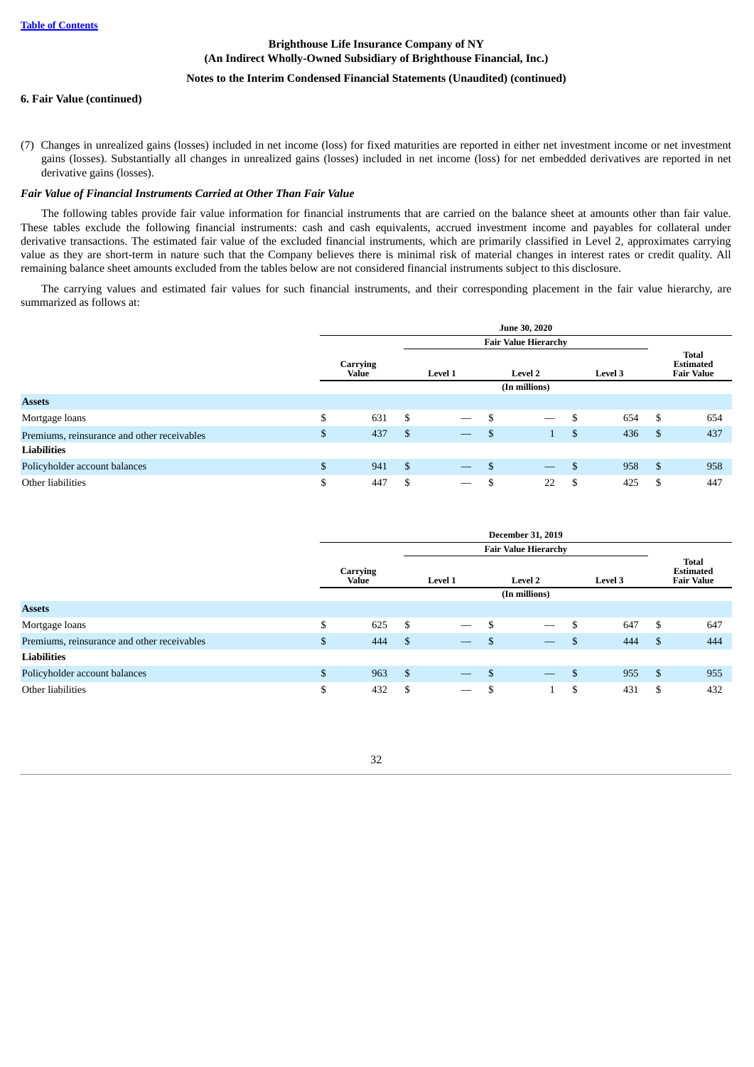**6. Fair Value (continued)**

(7) Changes in unrealized gains (losses) included in net income (loss) for fixed maturities are reported in either net investment income or net investment gains (losses). Substantially all changes in unrealized gains (losses) included in net income (loss) for net embedded derivatives are reported in net derivative gains (losses).

***Fair Value of Financial Instruments Carried at Other Than Fair Value***

The following tables provide fair value information for financial instruments that are carried on the balance sheet at amounts other than fair value. These tables exclude the following financial instruments: cash and cash equivalents, accrued investment income and payables for collateral under derivative transactions. The estimated fair value of the excluded financial instruments, which are primarily classified in Level 2, approximates carrying value as they are short-term in nature such that the Company believes there is minimal risk of material changes in interest rates or credit quality. All remaining balance sheet amounts excluded from the tables below are not considered financial instruments subject to this disclosure.

The carrying values and estimated fair values for such financial instruments, and their corresponding placement in the fair value hierarchy, are summarized as follows at:

| | June 30, 2020 | | | | |
|---|---|---|---|---|---|
| | | Fair Value Hierarchy | | | |
| | Carrying Value | Level 1 | Level 2 | Level 3 | Total Estimated Fair Value |
| | (In millions) | | | | |
| **Assets** | | | | | |
| Mortgage loans | $ 631 | $ — | $ — | $ 654 | $ 654 |
| Premiums, reinsurance and other receivables | $ 437 | $ — | $ 1 | $ 436 | $ 437 |
| **Liabilities** | | | | | |
| Policyholder account balances | $ 941 | $ — | $ — | $ 958 | $ 958 |
| Other liabilities | $ 447 | $ — | $ 22 | $ 425 | $ 447 |

| | December 31, 2019 | | | | |
|---|---|---|---|---|---|
| | | Fair Value Hierarchy | | | |
| | Carrying Value | Level 1 | Level 2 | Level 3 | Total Estimated Fair Value |
| | (In millions) | | | | |
| **Assets** | | | | | |
| Mortgage loans | $ 625 | $ — | $ — | $ 647 | $ 647 |
| Premiums, reinsurance and other receivables | $ 444 | $ — | $ — | $ 444 | $ 444 |
| **Liabilities** | | | | | |
| Policyholder account balances | $ 963 | $ — | $ — | $ 955 | $ 955 |
| Other liabilities | $ 432 | $ — | $ 1 | $ 431 | $ 432 |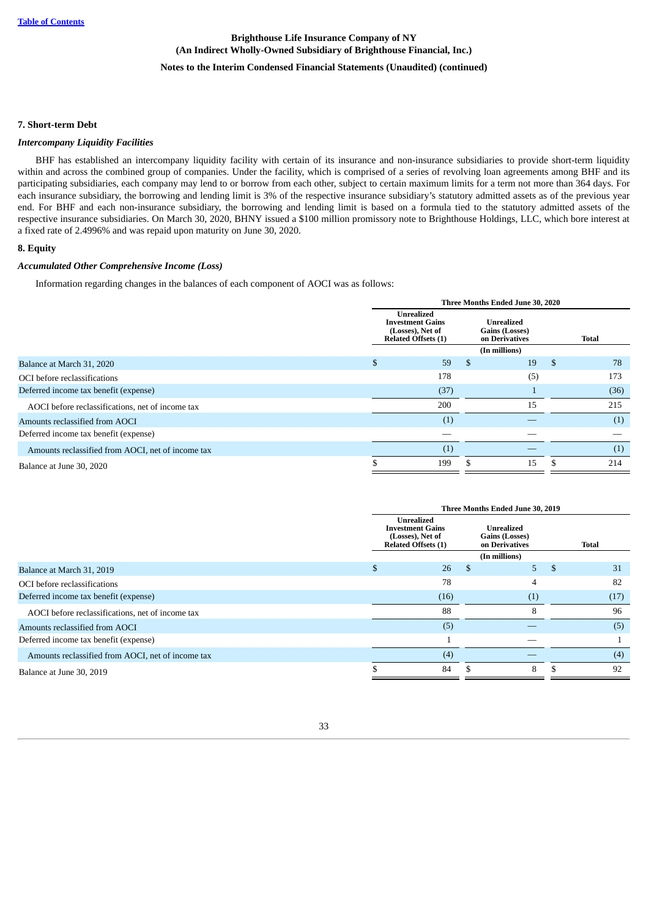## 7. Short-term Debt

### *Intercompany Liquidity Facilities*

BHF has established an intercompany liquidity facility with certain of its insurance and non-insurance subsidiaries to provide short-term liquidity within and across the combined group of companies. Under the facility, which is comprised of a series of revolving loan agreements among BHF and its participating subsidiaries, each company may lend to or borrow from each other, subject to certain maximum limits for a term not more than 364 days. For each insurance subsidiary, the borrowing and lending limit is 3% of the respective insurance subsidiary's statutory admitted assets as of the previous year end. For BHF and each non-insurance subsidiary, the borrowing and lending limit is based on a formula tied to the statutory admitted assets of the respective insurance subsidiaries. On March 30, 2020, BHNY issued a $100 million promissory note to Brighthouse Holdings, LLC, which bore interest at a fixed rate of 2.4996% and was repaid upon maturity on June 30, 2020.

## 8. Equity

### *Accumulated Other Comprehensive Income (Loss)*

Information regarding changes in the balances of each component of AOCI was as follows:

| | Three Months Ended June 30, 2020 | | |
|---|---|---|---|
| | Unrealized Investment Gains (Losses), Net of Related Offsets (1) | Unrealized Gains (Losses) on Derivatives | Total |
| | (In millions) | | |
| Balance at March 31, 2020 | $ 59 | $ 19 | $ 78 |
| OCI before reclassifications | 178 | (5) | 173 |
| Deferred income tax benefit (expense) | (37) | 1 | (36) |
| AOCI before reclassifications, net of income tax | 200 | 15 | 215 |
| Amounts reclassified from AOCI | (1) | — | (1) |
| Deferred income tax benefit (expense) | — | — | — |
| Amounts reclassified from AOCI, net of income tax | (1) | — | (1) |
| Balance at June 30, 2020 | $ 199 | $ 15 | $ 214 |

| | Three Months Ended June 30, 2019 | | |
|---|---|---|---|
| | Unrealized Investment Gains (Losses), Net of Related Offsets (1) | Unrealized Gains (Losses) on Derivatives | Total |
| | (In millions) | | |
| Balance at March 31, 2019 | $ 26 | $ 5 | $ 31 |
| OCI before reclassifications | 78 | 4 | 82 |
| Deferred income tax benefit (expense) | (16) | (1) | (17) |
| AOCI before reclassifications, net of income tax | 88 | 8 | 96 |
| Amounts reclassified from AOCI | (5) | — | (5) |
| Deferred income tax benefit (expense) | 1 | — | 1 |
| Amounts reclassified from AOCI, net of income tax | (4) | — | (4) |
| Balance at June 30, 2019 | $ 84 | $ 8 | $ 92 |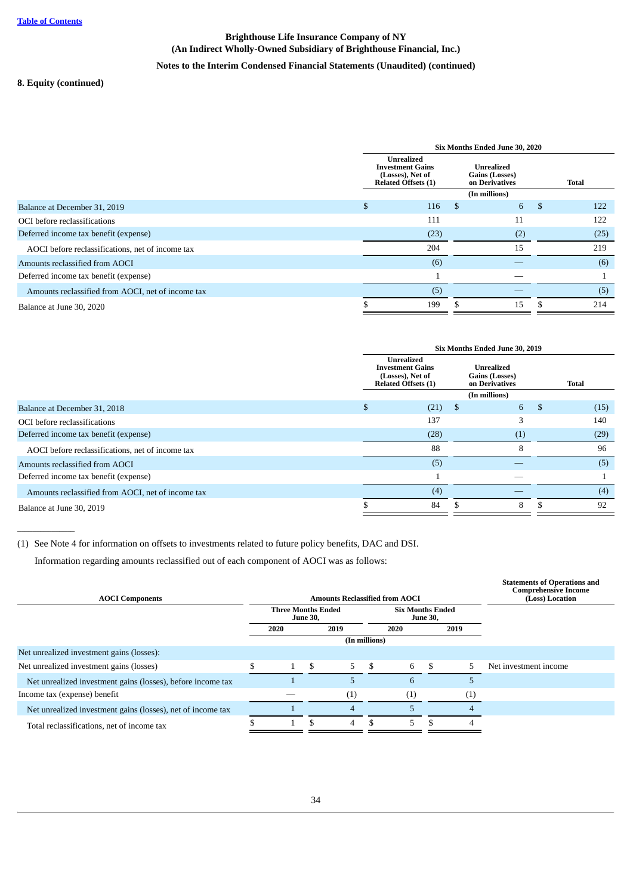**Brighthouse Life Insurance Company of NY**
**(An Indirect Wholly-Owned Subsidiary of Brighthouse Financial, Inc.)**
**Notes to the Interim Condensed Financial Statements (Unaudited) (continued)**

**8. Equity (continued)**

| | Six Months Ended June 30, 2020 | | |
|---|---|---|---|
| | Unrealized Investment Gains (Losses), Net of Related Offsets (1) | Unrealized Gains (Losses) on Derivatives | Total |
| | (In millions) | | |
| Balance at December 31, 2019 | $ 116 | $ 6 | $ 122 |
| OCI before reclassifications | 111 | 11 | 122 |
| Deferred income tax benefit (expense) | (23) | (2) | (25) |
| AOCI before reclassifications, net of income tax | 204 | 15 | 219 |
| Amounts reclassified from AOCI | (6) | — | (6) |
| Deferred income tax benefit (expense) | 1 | — | 1 |
| Amounts reclassified from AOCI, net of income tax | (5) | — | (5) |
| Balance at June 30, 2020 | $ 199 | $ 15 | $ 214 |

| | Six Months Ended June 30, 2019 | | |
|---|---|---|---|
| | Unrealized Investment Gains (Losses), Net of Related Offsets (1) | Unrealized Gains (Losses) on Derivatives | Total |
| | (In millions) | | |
| Balance at December 31, 2018 | $ (21) | $ 6 | $ (15) |
| OCI before reclassifications | 137 | 3 | 140 |
| Deferred income tax benefit (expense) | (28) | (1) | (29) |
| AOCI before reclassifications, net of income tax | 88 | 8 | 96 |
| Amounts reclassified from AOCI | (5) | — | (5) |
| Deferred income tax benefit (expense) | 1 | — | 1 |
| Amounts reclassified from AOCI, net of income tax | (4) | — | (4) |
| Balance at June 30, 2019 | $ 84 | $ 8 | $ 92 |

(1) See Note 4 for information on offsets to investments related to future policy benefits, DAC and DSI.

Information regarding amounts reclassified out of each component of AOCI was as follows:

| AOCI Components | Amounts Reclassified from AOCI | | | | Statements of Operations and Comprehensive Income (Loss) Location |
|---|---|---|---|---|---|
| | Three Months Ended June 30, | | Six Months Ended June 30, | | |
| | 2020 | 2019 | 2020 | 2019 | |
| | (In millions) | | | | |
| Net unrealized investment gains (losses): | | | | | |
| Net unrealized investment gains (losses) | $ 1 | $ 5 | $ 6 | $ 5 | Net investment income |
| Net unrealized investment gains (losses), before income tax | 1 | 5 | 6 | 5 | |
| Income tax (expense) benefit | — | (1) | (1) | (1) | |
| Net unrealized investment gains (losses), net of income tax | 1 | 4 | 5 | 4 | |
| Total reclassifications, net of income tax | $ 1 | $ 4 | $ 5 | $ 4 | |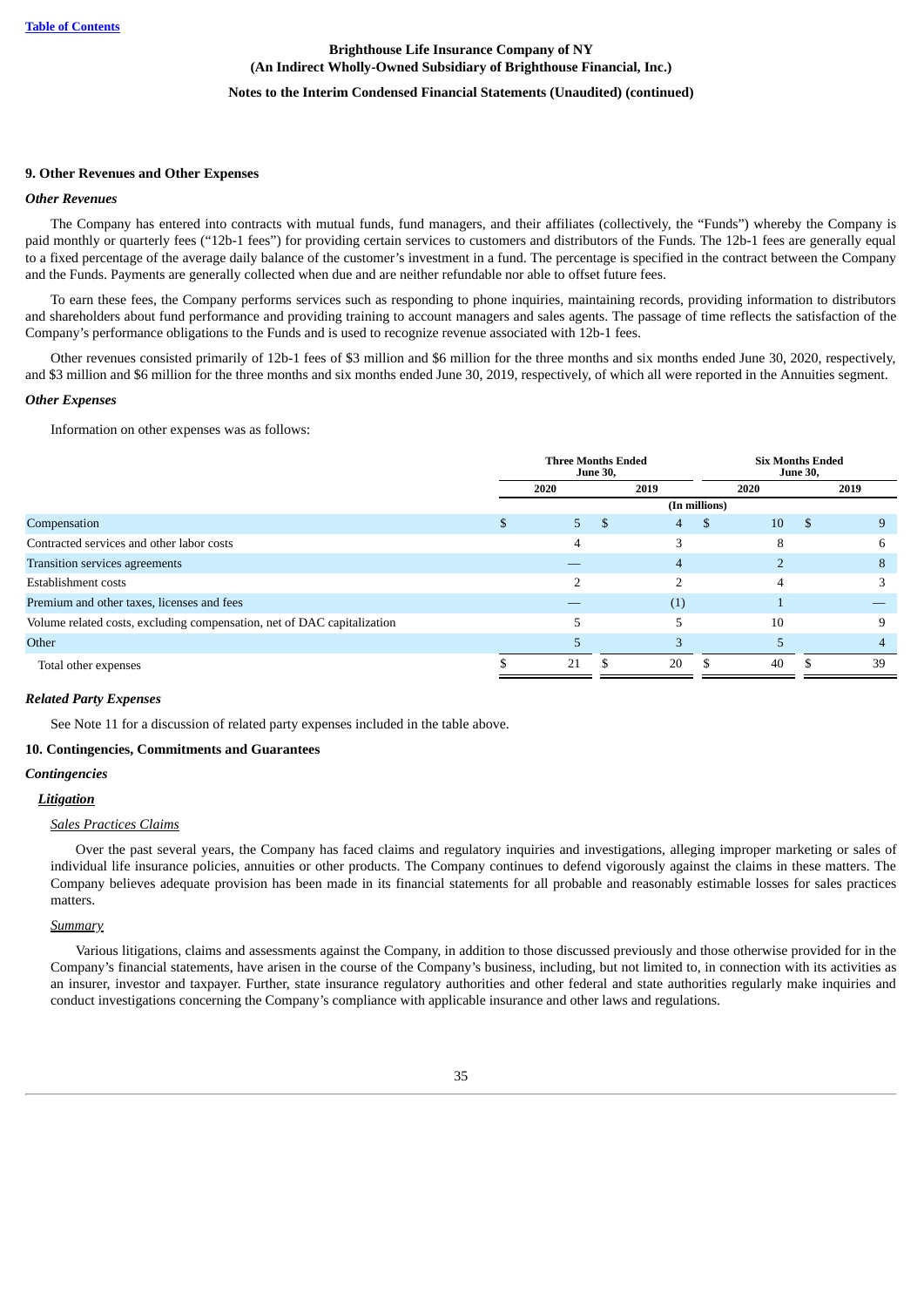### 9. Other Revenues and Other Expenses

*Other Revenues*

The Company has entered into contracts with mutual funds, fund managers, and their affiliates (collectively, the "Funds") whereby the Company is paid monthly or quarterly fees ("12b-1 fees") for providing certain services to customers and distributors of the Funds. The 12b-1 fees are generally equal to a fixed percentage of the average daily balance of the customer's investment in a fund. The percentage is specified in the contract between the Company and the Funds. Payments are generally collected when due and are neither refundable nor able to offset future fees.

To earn these fees, the Company performs services such as responding to phone inquiries, maintaining records, providing information to distributors and shareholders about fund performance and providing training to account managers and sales agents. The passage of time reflects the satisfaction of the Company's performance obligations to the Funds and is used to recognize revenue associated with 12b-1 fees.

Other revenues consisted primarily of 12b-1 fees of $3 million and $6 million for the three months and six months ended June 30, 2020, respectively, and $3 million and $6 million for the three months and six months ended June 30, 2019, respectively, of which all were reported in the Annuities segment.

*Other Expenses*

Information on other expenses was as follows:

| | Three Months Ended June 30, | | Six Months Ended June 30, | |
|---|---|---|---|---|
| | 2020 | 2019 | 2020 | 2019 |
| | (In millions) | | | |
| Compensation | $ 5 | $ 4 | $ 10 | $ 9 |
| Contracted services and other labor costs | 4 | 3 | 8 | 6 |
| Transition services agreements | — | 4 | 2 | 8 |
| Establishment costs | 2 | 2 | 4 | 3 |
| Premium and other taxes, licenses and fees | — | (1) | 1 | — |
| Volume related costs, excluding compensation, net of DAC capitalization | 5 | 5 | 10 | 9 |
| Other | 5 | 3 | 5 | 4 |
| Total other expenses | $ 21 | $ 20 | $ 40 | $ 39 |

*Related Party Expenses*

See Note 11 for a discussion of related party expenses included in the table above.

### 10. Contingencies, Commitments and Guarantees

*Contingencies*

***Litigation***

*Sales Practices Claims*

Over the past several years, the Company has faced claims and regulatory inquiries and investigations, alleging improper marketing or sales of individual life insurance policies, annuities or other products. The Company continues to defend vigorously against the claims in these matters. The Company believes adequate provision has been made in its financial statements for all probable and reasonably estimable losses for sales practices matters.

*Summary*

Various litigations, claims and assessments against the Company, in addition to those discussed previously and those otherwise provided for in the Company's financial statements, have arisen in the course of the Company's business, including, but not limited to, in connection with its activities as an insurer, investor and taxpayer. Further, state insurance regulatory authorities and other federal and state authorities regularly make inquiries and conduct investigations concerning the Company's compliance with applicable insurance and other laws and regulations.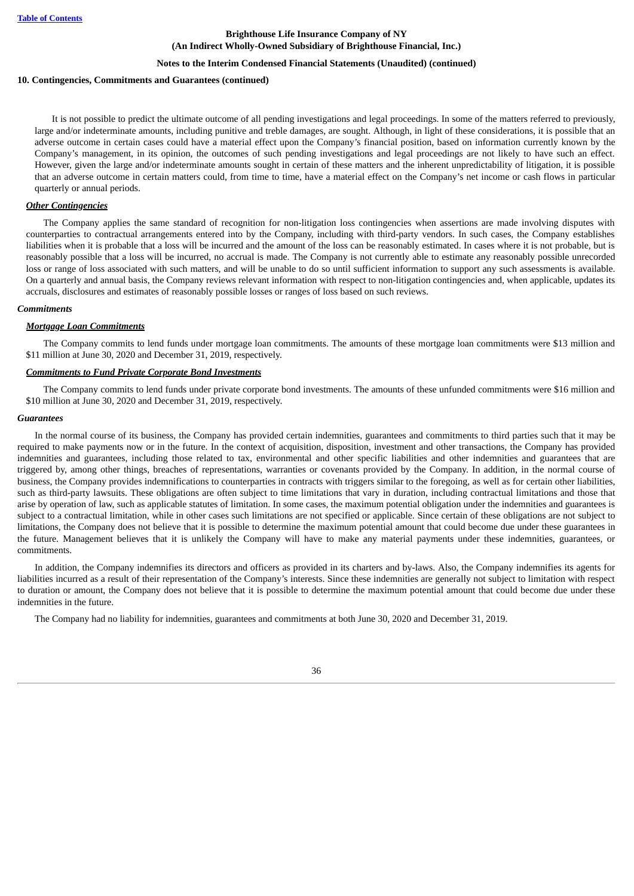It is not possible to predict the ultimate outcome of all pending investigations and legal proceedings. In some of the matters referred to previously, large and/or indeterminate amounts, including punitive and treble damages, are sought. Although, in light of these considerations, it is possible that an adverse outcome in certain cases could have a material effect upon the Company's financial position, based on information currently known by the Company's management, in its opinion, the outcomes of such pending investigations and legal proceedings are not likely to have such an effect. However, given the large and/or indeterminate amounts sought in certain of these matters and the inherent unpredictability of litigation, it is possible that an adverse outcome in certain matters could, from time to time, have a material effect on the Company's net income or cash flows in particular quarterly or annual periods.

***Other Contingencies***

The Company applies the same standard of recognition for non-litigation loss contingencies when assertions are made involving disputes with counterparties to contractual arrangements entered into by the Company, including with third-party vendors. In such cases, the Company establishes liabilities when it is probable that a loss will be incurred and the amount of the loss can be reasonably estimated. In cases where it is not probable, but is reasonably possible that a loss will be incurred, no accrual is made. The Company is not currently able to estimate any reasonably possible unrecorded loss or range of loss associated with such matters, and will be unable to do so until sufficient information to support any such assessments is available. On a quarterly and annual basis, the Company reviews relevant information with respect to non-litigation contingencies and, when applicable, updates its accruals, disclosures and estimates of reasonably possible losses or ranges of loss based on such reviews.

***Commitments***

***Mortgage Loan Commitments***

The Company commits to lend funds under mortgage loan commitments. The amounts of these mortgage loan commitments were $13 million and $11 million at June 30, 2020 and December 31, 2019, respectively.

***Commitments to Fund Private Corporate Bond Investments***

The Company commits to lend funds under private corporate bond investments. The amounts of these unfunded commitments were $16 million and $10 million at June 30, 2020 and December 31, 2019, respectively.

***Guarantees***

In the normal course of its business, the Company has provided certain indemnities, guarantees and commitments to third parties such that it may be required to make payments now or in the future. In the context of acquisition, disposition, investment and other transactions, the Company has provided indemnities and guarantees, including those related to tax, environmental and other specific liabilities and other indemnities and guarantees that are triggered by, among other things, breaches of representations, warranties or covenants provided by the Company. In addition, in the normal course of business, the Company provides indemnifications to counterparties in contracts with triggers similar to the foregoing, as well as for certain other liabilities, such as third-party lawsuits. These obligations are often subject to time limitations that vary in duration, including contractual limitations and those that arise by operation of law, such as applicable statutes of limitation. In some cases, the maximum potential obligation under the indemnities and guarantees is subject to a contractual limitation, while in other cases such limitations are not specified or applicable. Since certain of these obligations are not subject to limitations, the Company does not believe that it is possible to determine the maximum potential amount that could become due under these guarantees in the future. Management believes that it is unlikely the Company will have to make any material payments under these indemnities, guarantees, or commitments.

In addition, the Company indemnifies its directors and officers as provided in its charters and by-laws. Also, the Company indemnifies its agents for liabilities incurred as a result of their representation of the Company's interests. Since these indemnities are generally not subject to limitation with respect to duration or amount, the Company does not believe that it is possible to determine the maximum potential amount that could become due under these indemnities in the future.

The Company had no liability for indemnities, guarantees and commitments at both June 30, 2020 and December 31, 2019.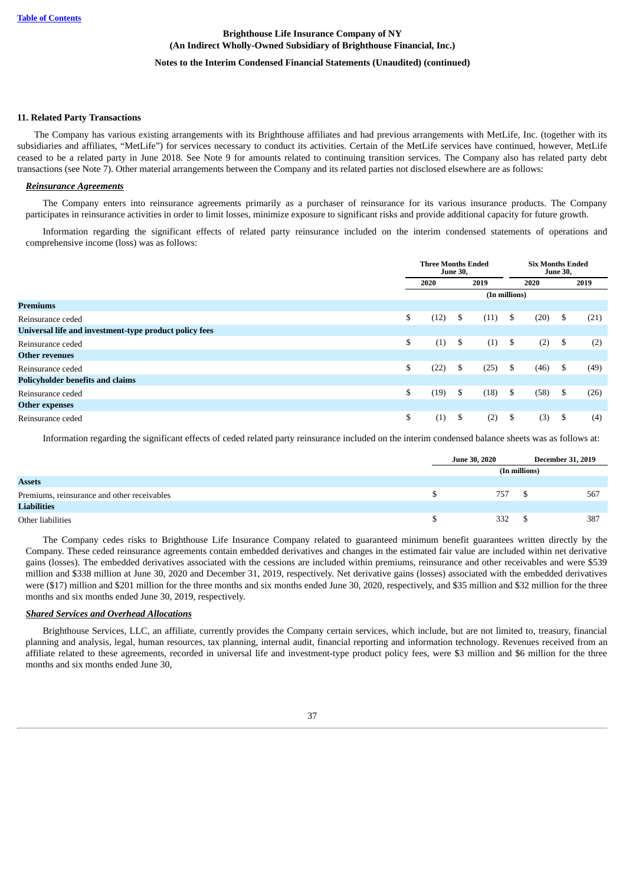**Brighthouse Life Insurance Company of NY**
**(An Indirect Wholly-Owned Subsidiary of Brighthouse Financial, Inc.)**
**Notes to the Interim Condensed Financial Statements (Unaudited) (continued)**

### 11. Related Party Transactions

The Company has various existing arrangements with its Brighthouse affiliates and had previous arrangements with MetLife, Inc. (together with its subsidiaries and affiliates, "MetLife") for services necessary to conduct its activities. Certain of the MetLife services have continued, however, MetLife ceased to be a related party in June 2018. See Note 9 for amounts related to continuing transition services. The Company also has related party debt transactions (see Note 7). Other material arrangements between the Company and its related parties not disclosed elsewhere are as follows:

***Reinsurance Agreements***

The Company enters into reinsurance agreements primarily as a purchaser of reinsurance for its various insurance products. The Company participates in reinsurance activities in order to limit losses, minimize exposure to significant risks and provide additional capacity for future growth.

Information regarding the significant effects of related party reinsurance included on the interim condensed statements of operations and comprehensive income (loss) was as follows:

| | Three Months Ended June 30, | | Six Months Ended June 30, | |
|---|---|---|---|---|
| | 2020 | 2019 | 2020 | 2019 |
| | (In millions) | | | |
| **Premiums** | | | | |
| Reinsurance ceded | $ (12) | $ (11) | $ (20) | $ (21) |
| **Universal life and investment-type product policy fees** | | | | |
| Reinsurance ceded | $ (1) | $ (1) | $ (2) | $ (2) |
| **Other revenues** | | | | |
| Reinsurance ceded | $ (22) | $ (25) | $ (46) | $ (49) |
| **Policyholder benefits and claims** | | | | |
| Reinsurance ceded | $ (19) | $ (18) | $ (58) | $ (26) |
| **Other expenses** | | | | |
| Reinsurance ceded | $ (1) | $ (2) | $ (3) | $ (4) |

Information regarding the significant effects of ceded related party reinsurance included on the interim condensed balance sheets was as follows at:

| | June 30, 2020 | December 31, 2019 |
|---|---|---|
| | (In millions) | |
| **Assets** | | |
| Premiums, reinsurance and other receivables | $ 757 | $ 567 |
| **Liabilities** | | |
| Other liabilities | $ 332 | $ 387 |

The Company cedes risks to Brighthouse Life Insurance Company related to guaranteed minimum benefit guarantees written directly by the Company. These ceded reinsurance agreements contain embedded derivatives and changes in the estimated fair value are included within net derivative gains (losses). The embedded derivatives associated with the cessions are included within premiums, reinsurance and other receivables and were $539 million and $338 million at June 30, 2020 and December 31, 2019, respectively. Net derivative gains (losses) associated with the embedded derivatives were ($17) million and $201 million for the three months and six months ended June 30, 2020, respectively, and $35 million and $32 million for the three months and six months ended June 30, 2019, respectively.

***Shared Services and Overhead Allocations***

Brighthouse Services, LLC, an affiliate, currently provides the Company certain services, which include, but are not limited to, treasury, financial planning and analysis, legal, human resources, tax planning, internal audit, financial reporting and information technology. Revenues received from an affiliate related to these agreements, recorded in universal life and investment-type product policy fees, were $3 million and $6 million for the three months and six months ended June 30,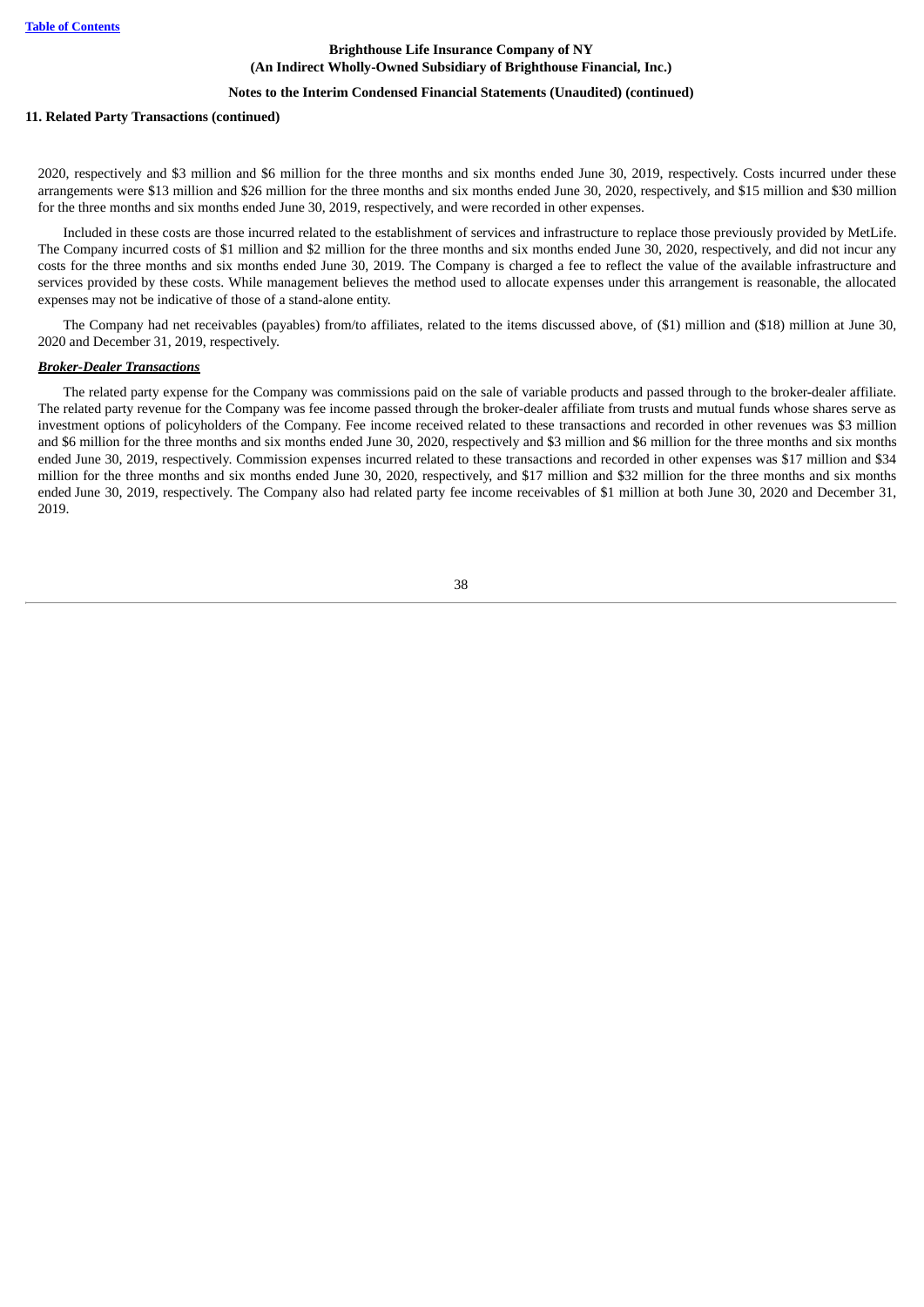2020, respectively and $3 million and $6 million for the three months and six months ended June 30, 2019, respectively. Costs incurred under these arrangements were $13 million and $26 million for the three months and six months ended June 30, 2020, respectively, and $15 million and $30 million for the three months and six months ended June 30, 2019, respectively, and were recorded in other expenses.

Included in these costs are those incurred related to the establishment of services and infrastructure to replace those previously provided by MetLife. The Company incurred costs of $1 million and $2 million for the three months and six months ended June 30, 2020, respectively, and did not incur any costs for the three months and six months ended June 30, 2019. The Company is charged a fee to reflect the value of the available infrastructure and services provided by these costs. While management believes the method used to allocate expenses under this arrangement is reasonable, the allocated expenses may not be indicative of those of a stand-alone entity.

The Company had net receivables (payables) from/to affiliates, related to the items discussed above, of ($1) million and ($18) million at June 30, 2020 and December 31, 2019, respectively.

***Broker-Dealer Transactions***

The related party expense for the Company was commissions paid on the sale of variable products and passed through to the broker-dealer affiliate. The related party revenue for the Company was fee income passed through the broker-dealer affiliate from trusts and mutual funds whose shares serve as investment options of policyholders of the Company. Fee income received related to these transactions and recorded in other revenues was $3 million and $6 million for the three months and six months ended June 30, 2020, respectively and $3 million and $6 million for the three months and six months ended June 30, 2019, respectively. Commission expenses incurred related to these transactions and recorded in other expenses was $17 million and $34 million for the three months and six months ended June 30, 2020, respectively, and $17 million and $32 million for the three months and six months ended June 30, 2019, respectively. The Company also had related party fee income receivables of $1 million at both June 30, 2020 and December 31, 2019.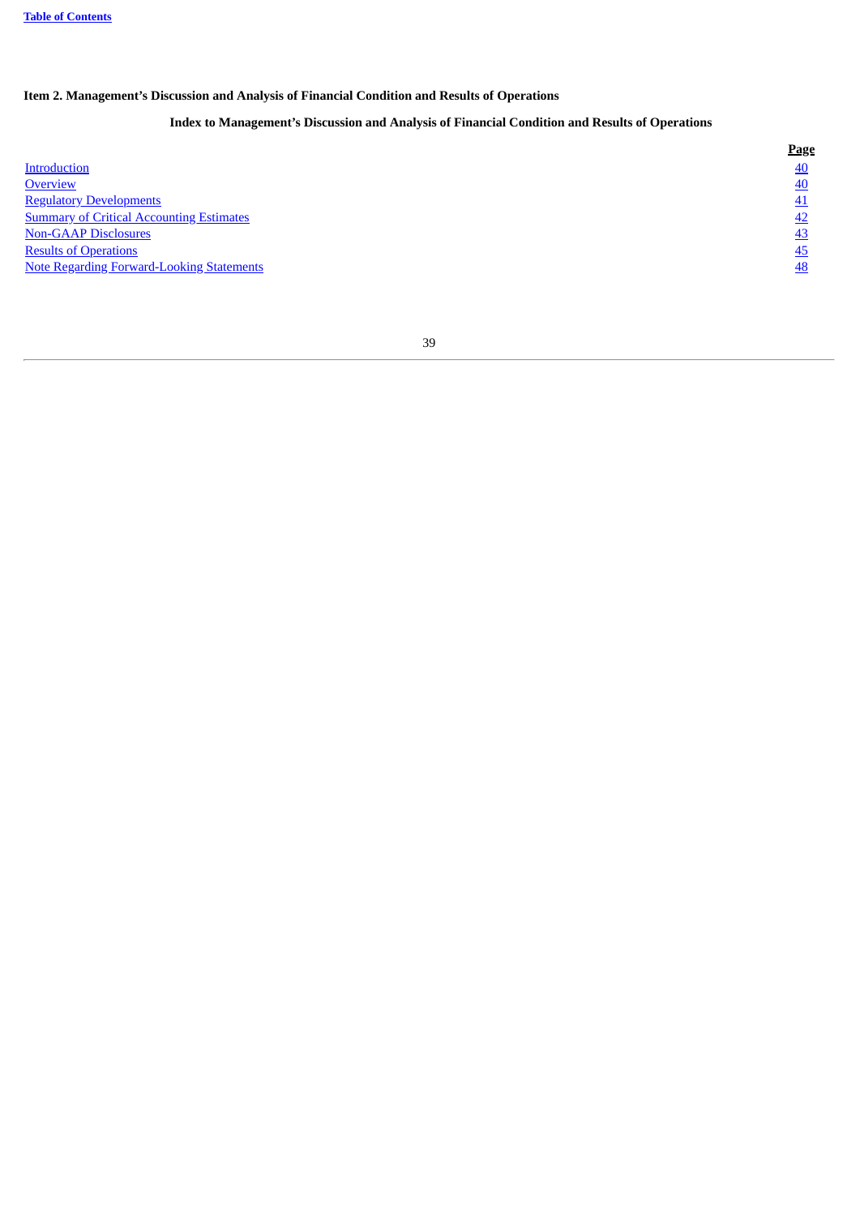## Item 2. Management's Discussion and Analysis of Financial Condition and Results of Operations

### Index to Management's Discussion and Analysis of Financial Condition and Results of Operations

| | Page |
|---|---|
| Introduction | 40 |
| Overview | 40 |
| Regulatory Developments | 41 |
| Summary of Critical Accounting Estimates | 42 |
| Non-GAAP Disclosures | 43 |
| Results of Operations | 45 |
| Note Regarding Forward-Looking Statements | 48 |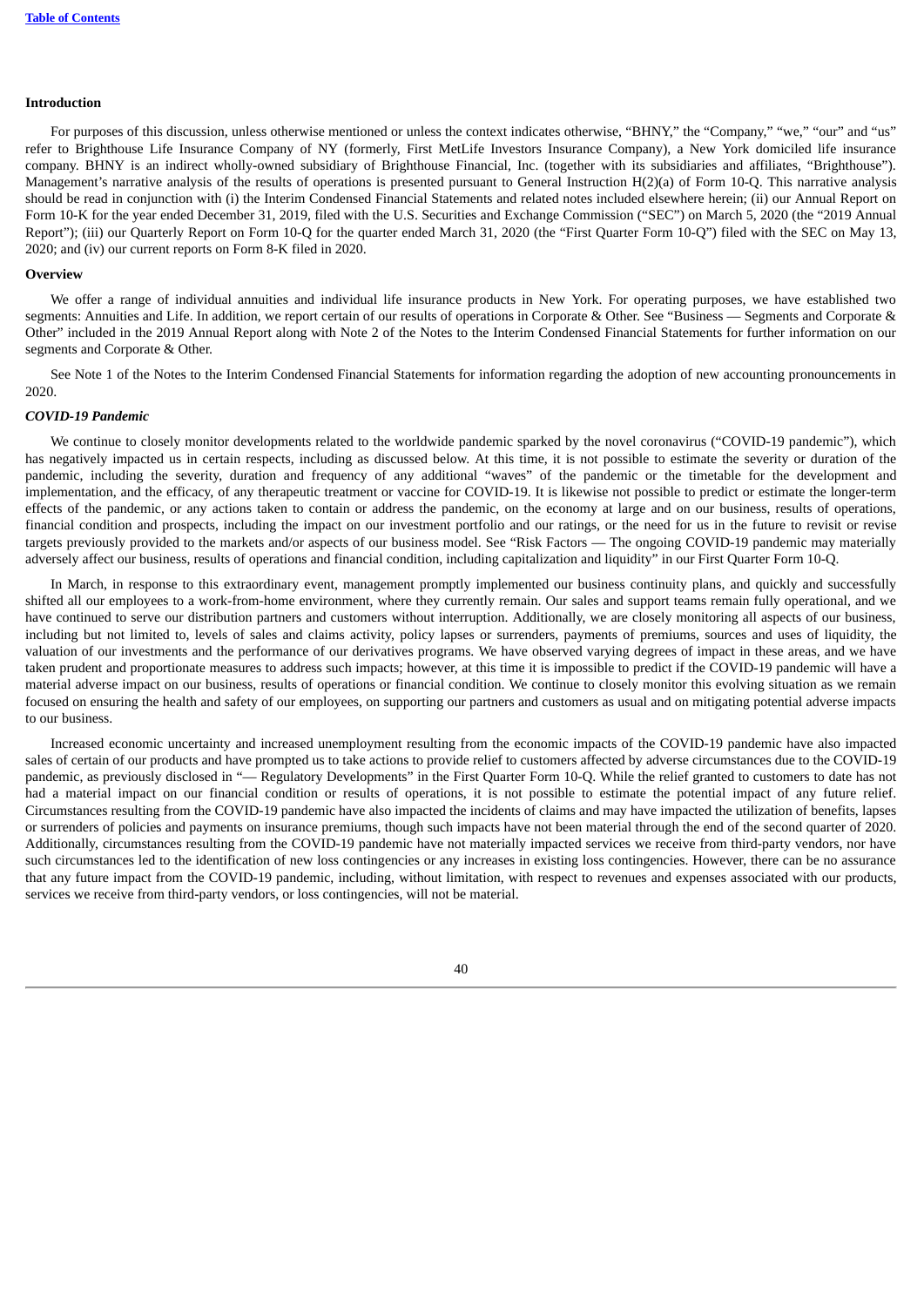## Introduction

For purposes of this discussion, unless otherwise mentioned or unless the context indicates otherwise, "BHNY," the "Company," "we," "our" and "us" refer to Brighthouse Life Insurance Company of NY (formerly, First MetLife Investors Insurance Company), a New York domiciled life insurance company. BHNY is an indirect wholly-owned subsidiary of Brighthouse Financial, Inc. (together with its subsidiaries and affiliates, "Brighthouse"). Management's narrative analysis of the results of operations is presented pursuant to General Instruction H(2)(a) of Form 10-Q. This narrative analysis should be read in conjunction with (i) the Interim Condensed Financial Statements and related notes included elsewhere herein; (ii) our Annual Report on Form 10-K for the year ended December 31, 2019, filed with the U.S. Securities and Exchange Commission ("SEC") on March 5, 2020 (the "2019 Annual Report"); (iii) our Quarterly Report on Form 10-Q for the quarter ended March 31, 2020 (the "First Quarter Form 10-Q") filed with the SEC on May 13, 2020; and (iv) our current reports on Form 8-K filed in 2020.

## Overview

We offer a range of individual annuities and individual life insurance products in New York. For operating purposes, we have established two segments: Annuities and Life. In addition, we report certain of our results of operations in Corporate & Other. See "Business — Segments and Corporate & Other" included in the 2019 Annual Report along with Note 2 of the Notes to the Interim Condensed Financial Statements for further information on our segments and Corporate & Other.

See Note 1 of the Notes to the Interim Condensed Financial Statements for information regarding the adoption of new accounting pronouncements in 2020.

### *COVID-19 Pandemic*

We continue to closely monitor developments related to the worldwide pandemic sparked by the novel coronavirus ("COVID-19 pandemic"), which has negatively impacted us in certain respects, including as discussed below. At this time, it is not possible to estimate the severity or duration of the pandemic, including the severity, duration and frequency of any additional "waves" of the pandemic or the timetable for the development and implementation, and the efficacy, of any therapeutic treatment or vaccine for COVID-19. It is likewise not possible to predict or estimate the longer-term effects of the pandemic, or any actions taken to contain or address the pandemic, on the economy at large and on our business, results of operations, financial condition and prospects, including the impact on our investment portfolio and our ratings, or the need for us in the future to revisit or revise targets previously provided to the markets and/or aspects of our business model. See "Risk Factors — The ongoing COVID-19 pandemic may materially adversely affect our business, results of operations and financial condition, including capitalization and liquidity" in our First Quarter Form 10-Q.

In March, in response to this extraordinary event, management promptly implemented our business continuity plans, and quickly and successfully shifted all our employees to a work-from-home environment, where they currently remain. Our sales and support teams remain fully operational, and we have continued to serve our distribution partners and customers without interruption. Additionally, we are closely monitoring all aspects of our business, including but not limited to, levels of sales and claims activity, policy lapses or surrenders, payments of premiums, sources and uses of liquidity, the valuation of our investments and the performance of our derivatives programs. We have observed varying degrees of impact in these areas, and we have taken prudent and proportionate measures to address such impacts; however, at this time it is impossible to predict if the COVID-19 pandemic will have a material adverse impact on our business, results of operations or financial condition. We continue to closely monitor this evolving situation as we remain focused on ensuring the health and safety of our employees, on supporting our partners and customers as usual and on mitigating potential adverse impacts to our business.

Increased economic uncertainty and increased unemployment resulting from the economic impacts of the COVID-19 pandemic have also impacted sales of certain of our products and have prompted us to take actions to provide relief to customers affected by adverse circumstances due to the COVID-19 pandemic, as previously disclosed in "— Regulatory Developments" in the First Quarter Form 10-Q. While the relief granted to customers to date has not had a material impact on our financial condition or results of operations, it is not possible to estimate the potential impact of any future relief. Circumstances resulting from the COVID-19 pandemic have also impacted the incidents of claims and may have impacted the utilization of benefits, lapses or surrenders of policies and payments on insurance premiums, though such impacts have not been material through the end of the second quarter of 2020. Additionally, circumstances resulting from the COVID-19 pandemic have not materially impacted services we receive from third-party vendors, nor have such circumstances led to the identification of new loss contingencies or any increases in existing loss contingencies. However, there can be no assurance that any future impact from the COVID-19 pandemic, including, without limitation, with respect to revenues and expenses associated with our products, services we receive from third-party vendors, or loss contingencies, will not be material.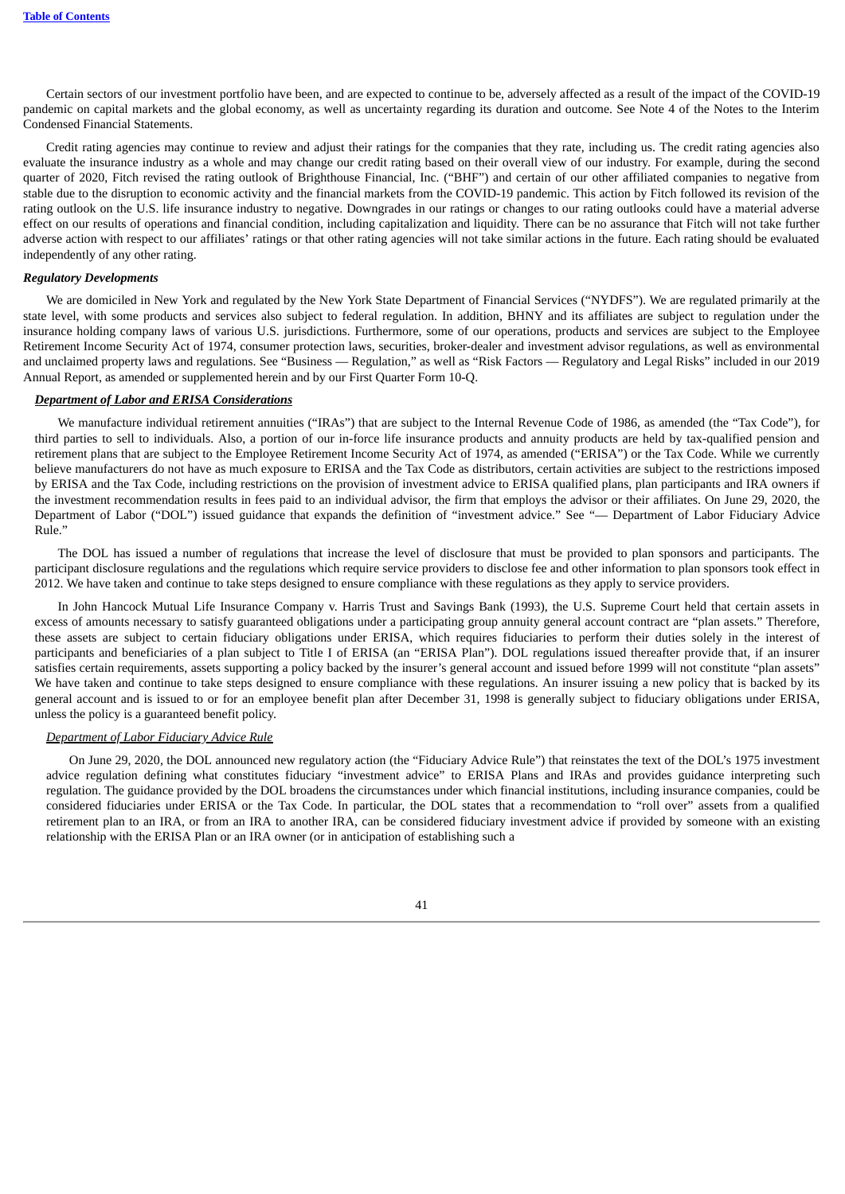Certain sectors of our investment portfolio have been, and are expected to continue to be, adversely affected as a result of the impact of the COVID-19 pandemic on capital markets and the global economy, as well as uncertainty regarding its duration and outcome. See Note 4 of the Notes to the Interim Condensed Financial Statements.

Credit rating agencies may continue to review and adjust their ratings for the companies that they rate, including us. The credit rating agencies also evaluate the insurance industry as a whole and may change our credit rating based on their overall view of our industry. For example, during the second quarter of 2020, Fitch revised the rating outlook of Brighthouse Financial, Inc. ("BHF") and certain of our other affiliated companies to negative from stable due to the disruption to economic activity and the financial markets from the COVID-19 pandemic. This action by Fitch followed its revision of the rating outlook on the U.S. life insurance industry to negative. Downgrades in our ratings or changes to our rating outlooks could have a material adverse effect on our results of operations and financial condition, including capitalization and liquidity. There can be no assurance that Fitch will not take further adverse action with respect to our affiliates' ratings or that other rating agencies will not take similar actions in the future. Each rating should be evaluated independently of any other rating.

***Regulatory Developments***

We are domiciled in New York and regulated by the New York State Department of Financial Services ("NYDFS"). We are regulated primarily at the state level, with some products and services also subject to federal regulation. In addition, BHNY and its affiliates are subject to regulation under the insurance holding company laws of various U.S. jurisdictions. Furthermore, some of our operations, products and services are subject to the Employee Retirement Income Security Act of 1974, consumer protection laws, securities, broker-dealer and investment advisor regulations, as well as environmental and unclaimed property laws and regulations. See "Business — Regulation," as well as "Risk Factors — Regulatory and Legal Risks" included in our 2019 Annual Report, as amended or supplemented herein and by our First Quarter Form 10-Q.

***Department of Labor and ERISA Considerations***

We manufacture individual retirement annuities ("IRAs") that are subject to the Internal Revenue Code of 1986, as amended (the "Tax Code"), for third parties to sell to individuals. Also, a portion of our in-force life insurance products and annuity products are held by tax-qualified pension and retirement plans that are subject to the Employee Retirement Income Security Act of 1974, as amended ("ERISA") or the Tax Code. While we currently believe manufacturers do not have as much exposure to ERISA and the Tax Code as distributors, certain activities are subject to the restrictions imposed by ERISA and the Tax Code, including restrictions on the provision of investment advice to ERISA qualified plans, plan participants and IRA owners if the investment recommendation results in fees paid to an individual advisor, the firm that employs the advisor or their affiliates. On June 29, 2020, the Department of Labor ("DOL") issued guidance that expands the definition of "investment advice." See "— Department of Labor Fiduciary Advice Rule."

The DOL has issued a number of regulations that increase the level of disclosure that must be provided to plan sponsors and participants. The participant disclosure regulations and the regulations which require service providers to disclose fee and other information to plan sponsors took effect in 2012. We have taken and continue to take steps designed to ensure compliance with these regulations as they apply to service providers.

In John Hancock Mutual Life Insurance Company v. Harris Trust and Savings Bank (1993), the U.S. Supreme Court held that certain assets in excess of amounts necessary to satisfy guaranteed obligations under a participating group annuity general account contract are "plan assets." Therefore, these assets are subject to certain fiduciary obligations under ERISA, which requires fiduciaries to perform their duties solely in the interest of participants and beneficiaries of a plan subject to Title I of ERISA (an "ERISA Plan"). DOL regulations issued thereafter provide that, if an insurer satisfies certain requirements, assets supporting a policy backed by the insurer's general account and issued before 1999 will not constitute "plan assets" We have taken and continue to take steps designed to ensure compliance with these regulations. An insurer issuing a new policy that is backed by its general account and is issued to or for an employee benefit plan after December 31, 1998 is generally subject to fiduciary obligations under ERISA, unless the policy is a guaranteed benefit policy.

*Department of Labor Fiduciary Advice Rule*

On June 29, 2020, the DOL announced new regulatory action (the "Fiduciary Advice Rule") that reinstates the text of the DOL's 1975 investment advice regulation defining what constitutes fiduciary "investment advice" to ERISA Plans and IRAs and provides guidance interpreting such regulation. The guidance provided by the DOL broadens the circumstances under which financial institutions, including insurance companies, could be considered fiduciaries under ERISA or the Tax Code. In particular, the DOL states that a recommendation to "roll over" assets from a qualified retirement plan to an IRA, or from an IRA to another IRA, can be considered fiduciary investment advice if provided by someone with an existing relationship with the ERISA Plan or an IRA owner (or in anticipation of establishing such a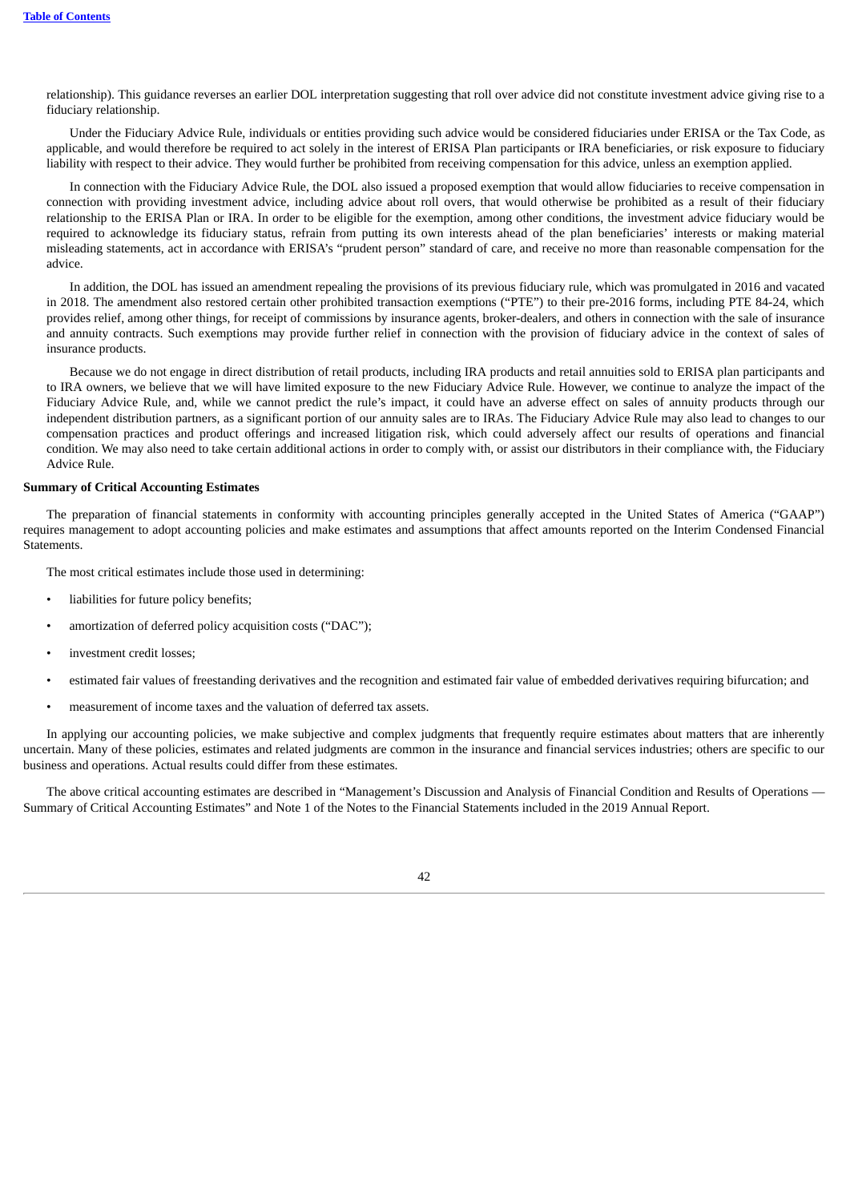relationship). This guidance reverses an earlier DOL interpretation suggesting that roll over advice did not constitute investment advice giving rise to a fiduciary relationship.

Under the Fiduciary Advice Rule, individuals or entities providing such advice would be considered fiduciaries under ERISA or the Tax Code, as applicable, and would therefore be required to act solely in the interest of ERISA Plan participants or IRA beneficiaries, or risk exposure to fiduciary liability with respect to their advice. They would further be prohibited from receiving compensation for this advice, unless an exemption applied.

In connection with the Fiduciary Advice Rule, the DOL also issued a proposed exemption that would allow fiduciaries to receive compensation in connection with providing investment advice, including advice about roll overs, that would otherwise be prohibited as a result of their fiduciary relationship to the ERISA Plan or IRA. In order to be eligible for the exemption, among other conditions, the investment advice fiduciary would be required to acknowledge its fiduciary status, refrain from putting its own interests ahead of the plan beneficiaries' interests or making material misleading statements, act in accordance with ERISA's "prudent person" standard of care, and receive no more than reasonable compensation for the advice.

In addition, the DOL has issued an amendment repealing the provisions of its previous fiduciary rule, which was promulgated in 2016 and vacated in 2018. The amendment also restored certain other prohibited transaction exemptions ("PTE") to their pre-2016 forms, including PTE 84-24, which provides relief, among other things, for receipt of commissions by insurance agents, broker-dealers, and others in connection with the sale of insurance and annuity contracts. Such exemptions may provide further relief in connection with the provision of fiduciary advice in the context of sales of insurance products.

Because we do not engage in direct distribution of retail products, including IRA products and retail annuities sold to ERISA plan participants and to IRA owners, we believe that we will have limited exposure to the new Fiduciary Advice Rule. However, we continue to analyze the impact of the Fiduciary Advice Rule, and, while we cannot predict the rule's impact, it could have an adverse effect on sales of annuity products through our independent distribution partners, as a significant portion of our annuity sales are to IRAs. The Fiduciary Advice Rule may also lead to changes to our compensation practices and product offerings and increased litigation risk, which could adversely affect our results of operations and financial condition. We may also need to take certain additional actions in order to comply with, or assist our distributors in their compliance with, the Fiduciary Advice Rule.

### Summary of Critical Accounting Estimates

The preparation of financial statements in conformity with accounting principles generally accepted in the United States of America ("GAAP") requires management to adopt accounting policies and make estimates and assumptions that affect amounts reported on the Interim Condensed Financial Statements.

The most critical estimates include those used in determining:

- liabilities for future policy benefits;
- amortization of deferred policy acquisition costs ("DAC");
- investment credit losses;
- estimated fair values of freestanding derivatives and the recognition and estimated fair value of embedded derivatives requiring bifurcation; and
- measurement of income taxes and the valuation of deferred tax assets.

In applying our accounting policies, we make subjective and complex judgments that frequently require estimates about matters that are inherently uncertain. Many of these policies, estimates and related judgments are common in the insurance and financial services industries; others are specific to our business and operations. Actual results could differ from these estimates.

The above critical accounting estimates are described in "Management's Discussion and Analysis of Financial Condition and Results of Operations — Summary of Critical Accounting Estimates" and Note 1 of the Notes to the Financial Statements included in the 2019 Annual Report.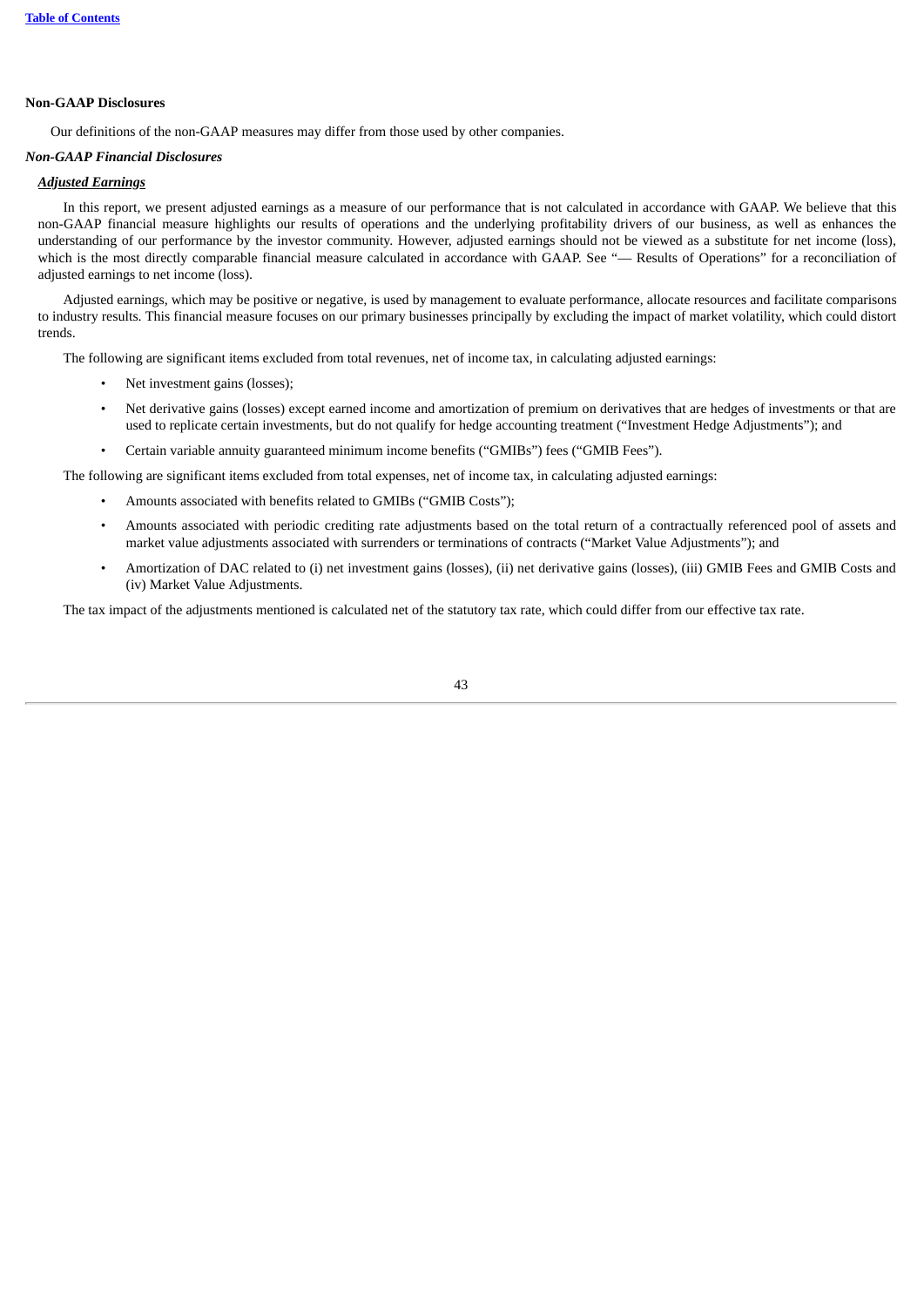## Non-GAAP Disclosures

Our definitions of the non-GAAP measures may differ from those used by other companies.

### *Non-GAAP Financial Disclosures*

#### ***Adjusted Earnings***

In this report, we present adjusted earnings as a measure of our performance that is not calculated in accordance with GAAP. We believe that this non-GAAP financial measure highlights our results of operations and the underlying profitability drivers of our business, as well as enhances the understanding of our performance by the investor community. However, adjusted earnings should not be viewed as a substitute for net income (loss), which is the most directly comparable financial measure calculated in accordance with GAAP. See "— Results of Operations" for a reconciliation of adjusted earnings to net income (loss).

Adjusted earnings, which may be positive or negative, is used by management to evaluate performance, allocate resources and facilitate comparisons to industry results. This financial measure focuses on our primary businesses principally by excluding the impact of market volatility, which could distort trends.

The following are significant items excluded from total revenues, net of income tax, in calculating adjusted earnings:

- Net investment gains (losses);
- Net derivative gains (losses) except earned income and amortization of premium on derivatives that are hedges of investments or that are used to replicate certain investments, but do not qualify for hedge accounting treatment ("Investment Hedge Adjustments"); and
- Certain variable annuity guaranteed minimum income benefits ("GMIBs") fees ("GMIB Fees").

The following are significant items excluded from total expenses, net of income tax, in calculating adjusted earnings:

- Amounts associated with benefits related to GMIBs ("GMIB Costs");
- Amounts associated with periodic crediting rate adjustments based on the total return of a contractually referenced pool of assets and market value adjustments associated with surrenders or terminations of contracts ("Market Value Adjustments"); and
- Amortization of DAC related to (i) net investment gains (losses), (ii) net derivative gains (losses), (iii) GMIB Fees and GMIB Costs and (iv) Market Value Adjustments.

The tax impact of the adjustments mentioned is calculated net of the statutory tax rate, which could differ from our effective tax rate.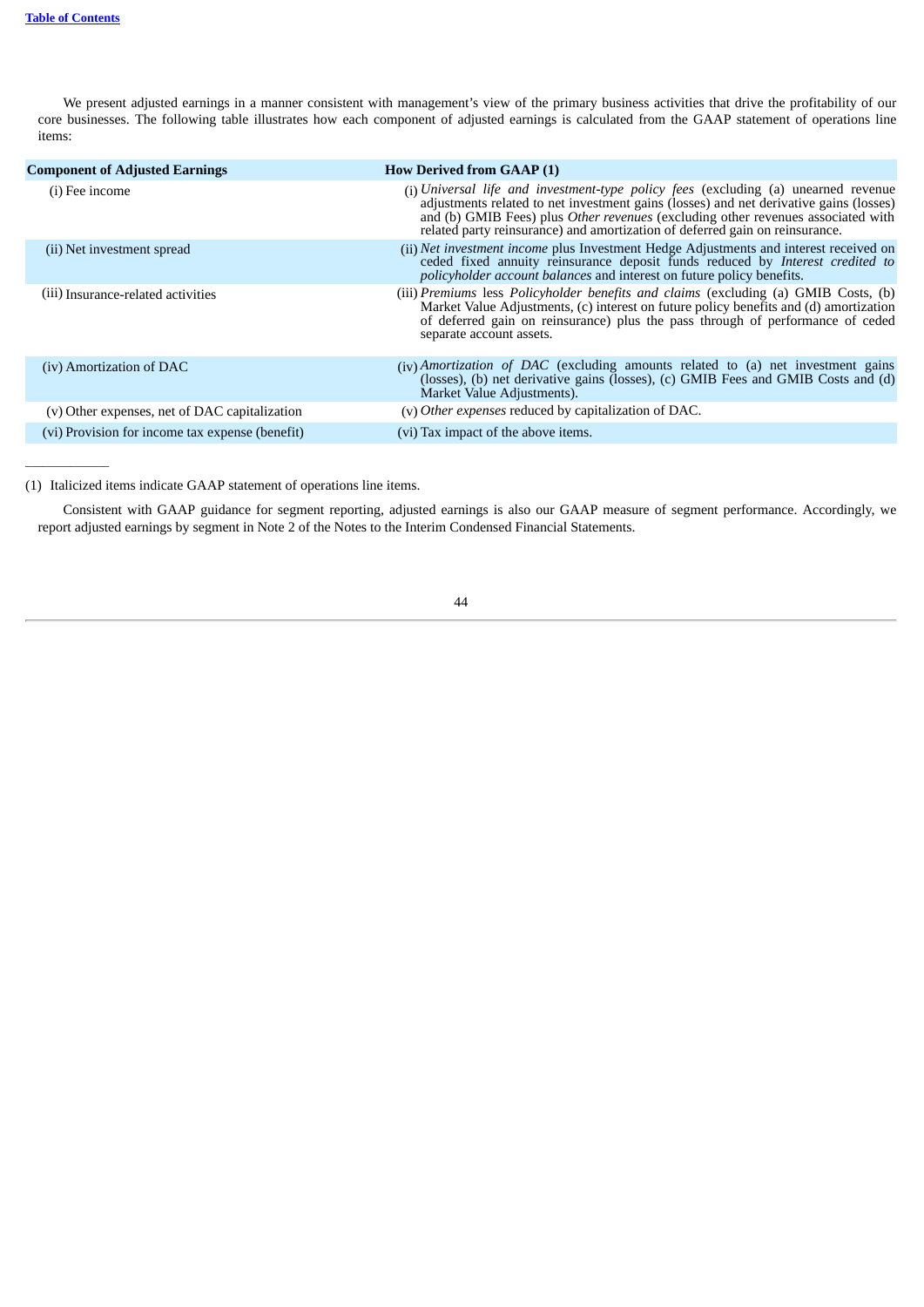We present adjusted earnings in a manner consistent with management's view of the primary business activities that drive the profitability of our core businesses. The following table illustrates how each component of adjusted earnings is calculated from the GAAP statement of operations line items:

| **Component of Adjusted Earnings** | **How Derived from GAAP (1)** |
|---|---|
| (i) Fee income | (i) *Universal life and investment-type policy fees* (excluding (a) unearned revenue adjustments related to net investment gains (losses) and net derivative gains (losses) and (b) GMIB Fees) plus *Other revenues* (excluding other revenues associated with related party reinsurance) and amortization of deferred gain on reinsurance. |
| (ii) Net investment spread | (ii) *Net investment income* plus Investment Hedge Adjustments and interest received on ceded fixed annuity reinsurance deposit funds reduced by *Interest credited to policyholder account balances* and interest on future policy benefits. |
| (iii) Insurance-related activities | (iii) *Premiums* less *Policyholder benefits and claims* (excluding (a) GMIB Costs, (b) Market Value Adjustments, (c) interest on future policy benefits and (d) amortization of deferred gain on reinsurance) plus the pass through of performance of ceded separate account assets. |
| (iv) Amortization of DAC | (iv) *Amortization of DAC* (excluding amounts related to (a) net investment gains (losses), (b) net derivative gains (losses), (c) GMIB Fees and GMIB Costs and (d) Market Value Adjustments). |
| (v) Other expenses, net of DAC capitalization | (v) *Other expenses* reduced by capitalization of DAC. |
| (vi) Provision for income tax expense (benefit) | (vi) Tax impact of the above items. |

(1) Italicized items indicate GAAP statement of operations line items.

Consistent with GAAP guidance for segment reporting, adjusted earnings is also our GAAP measure of segment performance. Accordingly, we report adjusted earnings by segment in Note 2 of the Notes to the Interim Condensed Financial Statements.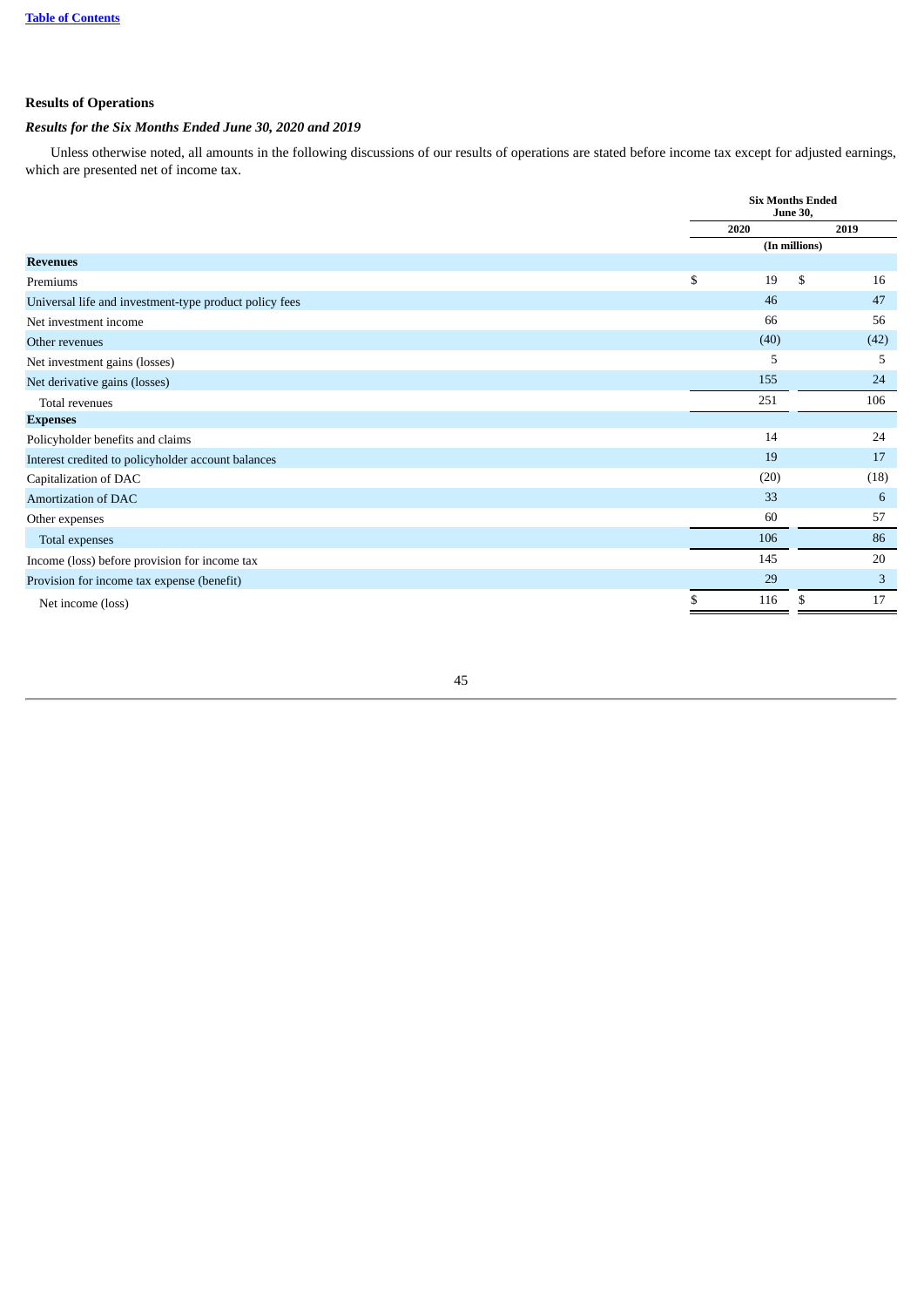## Results of Operations

### *Results for the Six Months Ended June 30, 2020 and 2019*

Unless otherwise noted, all amounts in the following discussions of our results of operations are stated before income tax except for adjusted earnings, which are presented net of income tax.

| | Six Months Ended June 30, | |
|---|---|---|
| | 2020 | 2019 |
| | (In millions) | |
| **Revenues** | | |
| Premiums | $ 19 | $ 16 |
| Universal life and investment-type product policy fees | 46 | 47 |
| Net investment income | 66 | 56 |
| Other revenues | (40) | (42) |
| Net investment gains (losses) | 5 | 5 |
| Net derivative gains (losses) | 155 | 24 |
| Total revenues | 251 | 106 |
| **Expenses** | | |
| Policyholder benefits and claims | 14 | 24 |
| Interest credited to policyholder account balances | 19 | 17 |
| Capitalization of DAC | (20) | (18) |
| Amortization of DAC | 33 | 6 |
| Other expenses | 60 | 57 |
| Total expenses | 106 | 86 |
| Income (loss) before provision for income tax | 145 | 20 |
| Provision for income tax expense (benefit) | 29 | 3 |
| Net income (loss) | $ 116 | $ 17 |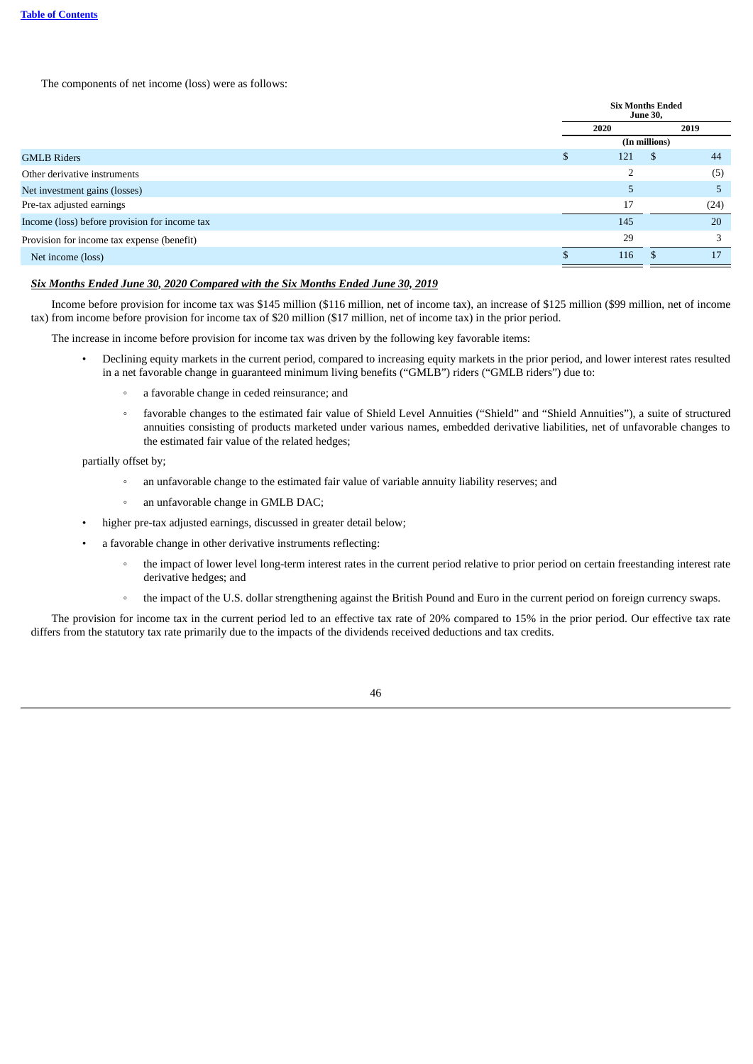The components of net income (loss) were as follows:

| | Six Months Ended June 30, | |
|---|---|---|
| | 2020 | 2019 |
| | (In millions) | |
| GMLB Riders | $ 121 | $ 44 |
| Other derivative instruments | 2 | (5) |
| Net investment gains (losses) | 5 | 5 |
| Pre-tax adjusted earnings | 17 | (24) |
| Income (loss) before provision for income tax | 145 | 20 |
| Provision for income tax expense (benefit) | 29 | 3 |
| Net income (loss) | $ 116 | $ 17 |

***Six Months Ended June 30, 2020 Compared with the Six Months Ended June 30, 2019***

Income before provision for income tax was $145 million ($116 million, net of income tax), an increase of $125 million ($99 million, net of income tax) from income before provision for income tax of $20 million ($17 million, net of income tax) in the prior period.

The increase in income before provision for income tax was driven by the following key favorable items:

- Declining equity markets in the current period, compared to increasing equity markets in the prior period, and lower interest rates resulted in a net favorable change in guaranteed minimum living benefits ("GMLB") riders ("GMLB riders") due to:
  - a favorable change in ceded reinsurance; and
  - favorable changes to the estimated fair value of Shield Level Annuities ("Shield" and "Shield Annuities"), a suite of structured annuities consisting of products marketed under various names, embedded derivative liabilities, net of unfavorable changes to the estimated fair value of the related hedges;

  partially offset by;

  - an unfavorable change to the estimated fair value of variable annuity liability reserves; and
  - an unfavorable change in GMLB DAC;
- higher pre-tax adjusted earnings, discussed in greater detail below;
- a favorable change in other derivative instruments reflecting:
  - the impact of lower level long-term interest rates in the current period relative to prior period on certain freestanding interest rate derivative hedges; and
  - the impact of the U.S. dollar strengthening against the British Pound and Euro in the current period on foreign currency swaps.

The provision for income tax in the current period led to an effective tax rate of 20% compared to 15% in the prior period. Our effective tax rate differs from the statutory tax rate primarily due to the impacts of the dividends received deductions and tax credits.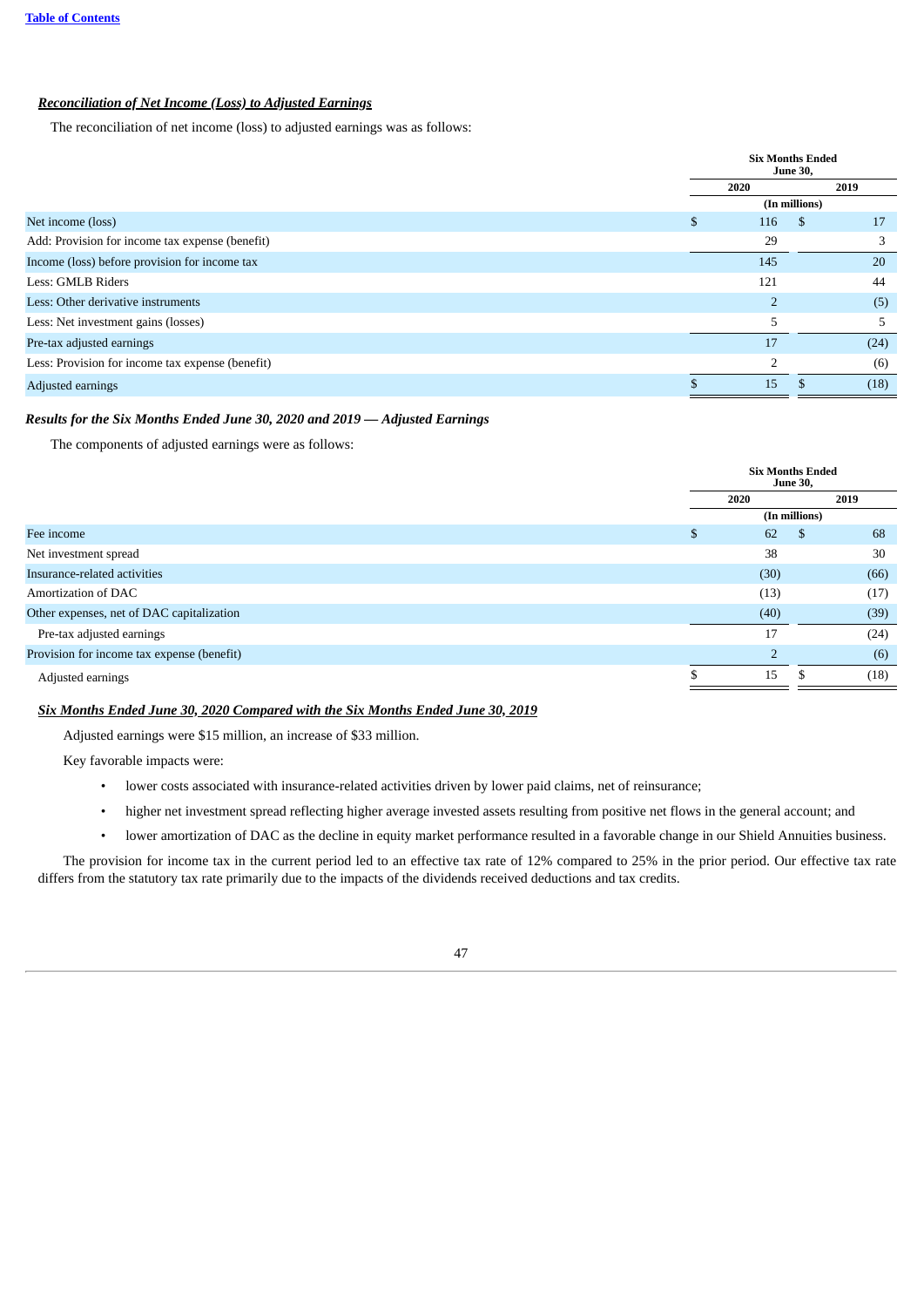**Table of Contents**

***Reconciliation of Net Income (Loss) to Adjusted Earnings***

The reconciliation of net income (loss) to adjusted earnings was as follows:

| | Six Months Ended June 30, | |
|---|---|---|
| | 2020 | 2019 |
| | (In millions) | |
| Net income (loss) | $ 116 | $ 17 |
| Add: Provision for income tax expense (benefit) | 29 | 3 |
| Income (loss) before provision for income tax | 145 | 20 |
| Less: GMLB Riders | 121 | 44 |
| Less: Other derivative instruments | 2 | (5) |
| Less: Net investment gains (losses) | 5 | 5 |
| Pre-tax adjusted earnings | 17 | (24) |
| Less: Provision for income tax expense (benefit) | 2 | (6) |
| Adjusted earnings | $ 15 | $ (18) |

***Results for the Six Months Ended June 30, 2020 and 2019 — Adjusted Earnings***

The components of adjusted earnings were as follows:

| | Six Months Ended June 30, | |
|---|---|---|
| | 2020 | 2019 |
| | (In millions) | |
| Fee income | $ 62 | $ 68 |
| Net investment spread | 38 | 30 |
| Insurance-related activities | (30) | (66) |
| Amortization of DAC | (13) | (17) |
| Other expenses, net of DAC capitalization | (40) | (39) |
| Pre-tax adjusted earnings | 17 | (24) |
| Provision for income tax expense (benefit) | 2 | (6) |
| Adjusted earnings | $ 15 | $ (18) |

***Six Months Ended June 30, 2020 Compared with the Six Months Ended June 30, 2019***

Adjusted earnings were $15 million, an increase of $33 million.

Key favorable impacts were:

- lower costs associated with insurance-related activities driven by lower paid claims, net of reinsurance;
- higher net investment spread reflecting higher average invested assets resulting from positive net flows in the general account; and
- lower amortization of DAC as the decline in equity market performance resulted in a favorable change in our Shield Annuities business.

The provision for income tax in the current period led to an effective tax rate of 12% compared to 25% in the prior period. Our effective tax rate differs from the statutory tax rate primarily due to the impacts of the dividends received deductions and tax credits.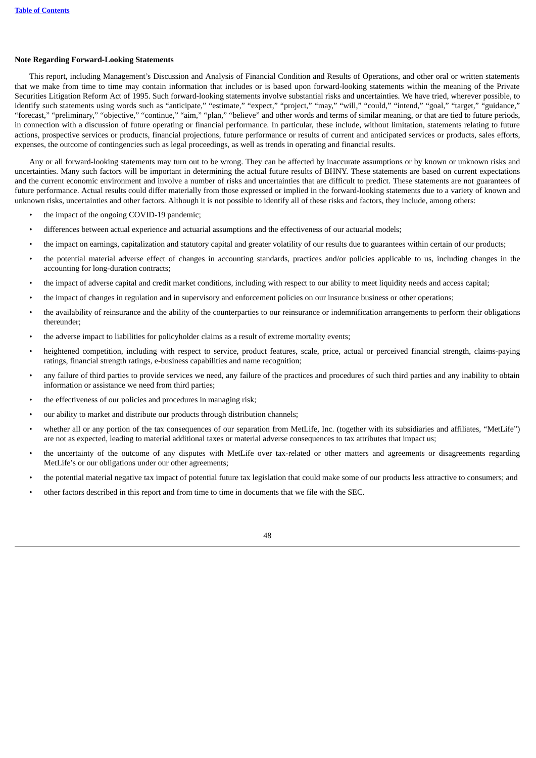**Note Regarding Forward-Looking Statements**

This report, including Management's Discussion and Analysis of Financial Condition and Results of Operations, and other oral or written statements that we make from time to time may contain information that includes or is based upon forward-looking statements within the meaning of the Private Securities Litigation Reform Act of 1995. Such forward-looking statements involve substantial risks and uncertainties. We have tried, wherever possible, to identify such statements using words such as "anticipate," "estimate," "expect," "project," "may," "will," "could," "intend," "goal," "target," "guidance," "forecast," "preliminary," "objective," "continue," "aim," "plan," "believe" and other words and terms of similar meaning, or that are tied to future periods, in connection with a discussion of future operating or financial performance. In particular, these include, without limitation, statements relating to future actions, prospective services or products, financial projections, future performance or results of current and anticipated services or products, sales efforts, expenses, the outcome of contingencies such as legal proceedings, as well as trends in operating and financial results.

Any or all forward-looking statements may turn out to be wrong. They can be affected by inaccurate assumptions or by known or unknown risks and uncertainties. Many such factors will be important in determining the actual future results of BHNY. These statements are based on current expectations and the current economic environment and involve a number of risks and uncertainties that are difficult to predict. These statements are not guarantees of future performance. Actual results could differ materially from those expressed or implied in the forward-looking statements due to a variety of known and unknown risks, uncertainties and other factors. Although it is not possible to identify all of these risks and factors, they include, among others:

- the impact of the ongoing COVID-19 pandemic;
- differences between actual experience and actuarial assumptions and the effectiveness of our actuarial models;
- the impact on earnings, capitalization and statutory capital and greater volatility of our results due to guarantees within certain of our products;
- the potential material adverse effect of changes in accounting standards, practices and/or policies applicable to us, including changes in the accounting for long-duration contracts;
- the impact of adverse capital and credit market conditions, including with respect to our ability to meet liquidity needs and access capital;
- the impact of changes in regulation and in supervisory and enforcement policies on our insurance business or other operations;
- the availability of reinsurance and the ability of the counterparties to our reinsurance or indemnification arrangements to perform their obligations thereunder;
- the adverse impact to liabilities for policyholder claims as a result of extreme mortality events;
- heightened competition, including with respect to service, product features, scale, price, actual or perceived financial strength, claims-paying ratings, financial strength ratings, e-business capabilities and name recognition;
- any failure of third parties to provide services we need, any failure of the practices and procedures of such third parties and any inability to obtain information or assistance we need from third parties;
- the effectiveness of our policies and procedures in managing risk;
- our ability to market and distribute our products through distribution channels;
- whether all or any portion of the tax consequences of our separation from MetLife, Inc. (together with its subsidiaries and affiliates, "MetLife") are not as expected, leading to material additional taxes or material adverse consequences to tax attributes that impact us;
- the uncertainty of the outcome of any disputes with MetLife over tax-related or other matters and agreements or disagreements regarding MetLife's or our obligations under our other agreements;
- the potential material negative tax impact of potential future tax legislation that could make some of our products less attractive to consumers; and
- other factors described in this report and from time to time in documents that we file with the SEC.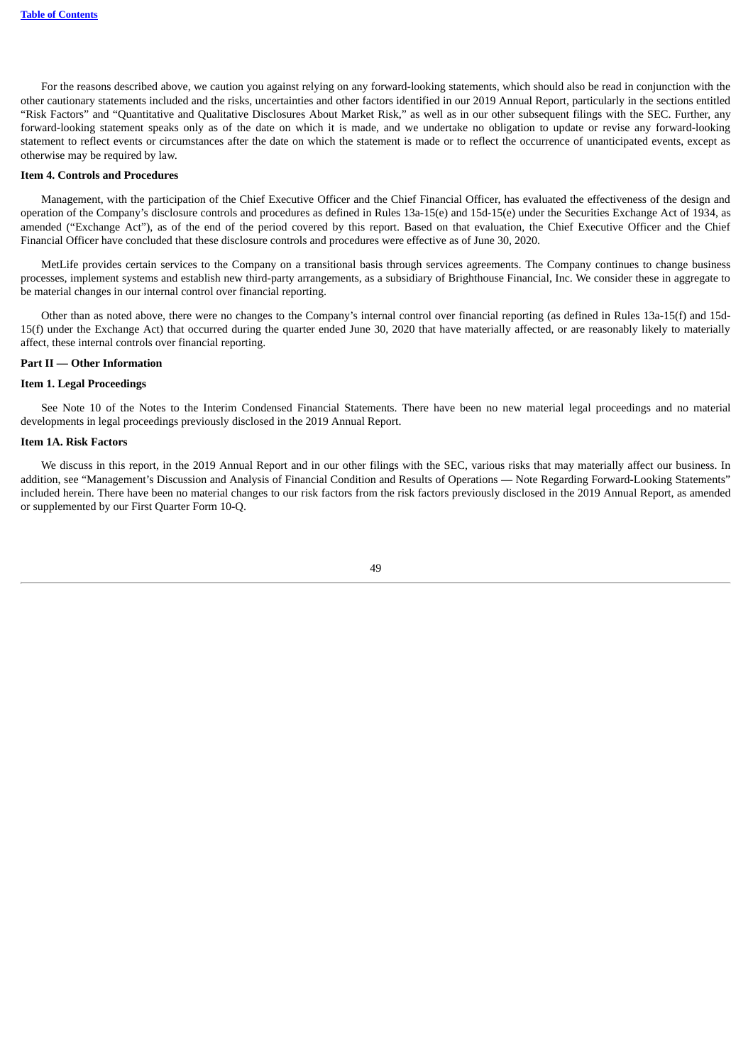For the reasons described above, we caution you against relying on any forward-looking statements, which should also be read in conjunction with the other cautionary statements included and the risks, uncertainties and other factors identified in our 2019 Annual Report, particularly in the sections entitled "Risk Factors" and "Quantitative and Qualitative Disclosures About Market Risk," as well as in our other subsequent filings with the SEC. Further, any forward-looking statement speaks only as of the date on which it is made, and we undertake no obligation to update or revise any forward-looking statement to reflect events or circumstances after the date on which the statement is made or to reflect the occurrence of unanticipated events, except as otherwise may be required by law.

**Item 4. Controls and Procedures**

Management, with the participation of the Chief Executive Officer and the Chief Financial Officer, has evaluated the effectiveness of the design and operation of the Company's disclosure controls and procedures as defined in Rules 13a-15(e) and 15d-15(e) under the Securities Exchange Act of 1934, as amended ("Exchange Act"), as of the end of the period covered by this report. Based on that evaluation, the Chief Executive Officer and the Chief Financial Officer have concluded that these disclosure controls and procedures were effective as of June 30, 2020.

MetLife provides certain services to the Company on a transitional basis through services agreements. The Company continues to change business processes, implement systems and establish new third-party arrangements, as a subsidiary of Brighthouse Financial, Inc. We consider these in aggregate to be material changes in our internal control over financial reporting.

Other than as noted above, there were no changes to the Company's internal control over financial reporting (as defined in Rules 13a-15(f) and 15d-15(f) under the Exchange Act) that occurred during the quarter ended June 30, 2020 that have materially affected, or are reasonably likely to materially affect, these internal controls over financial reporting.

**Part II — Other Information**

**Item 1. Legal Proceedings**

See Note 10 of the Notes to the Interim Condensed Financial Statements. There have been no new material legal proceedings and no material developments in legal proceedings previously disclosed in the 2019 Annual Report.

**Item 1A. Risk Factors**

We discuss in this report, in the 2019 Annual Report and in our other filings with the SEC, various risks that may materially affect our business. In addition, see "Management's Discussion and Analysis of Financial Condition and Results of Operations — Note Regarding Forward-Looking Statements" included herein. There have been no material changes to our risk factors from the risk factors previously disclosed in the 2019 Annual Report, as amended or supplemented by our First Quarter Form 10-Q.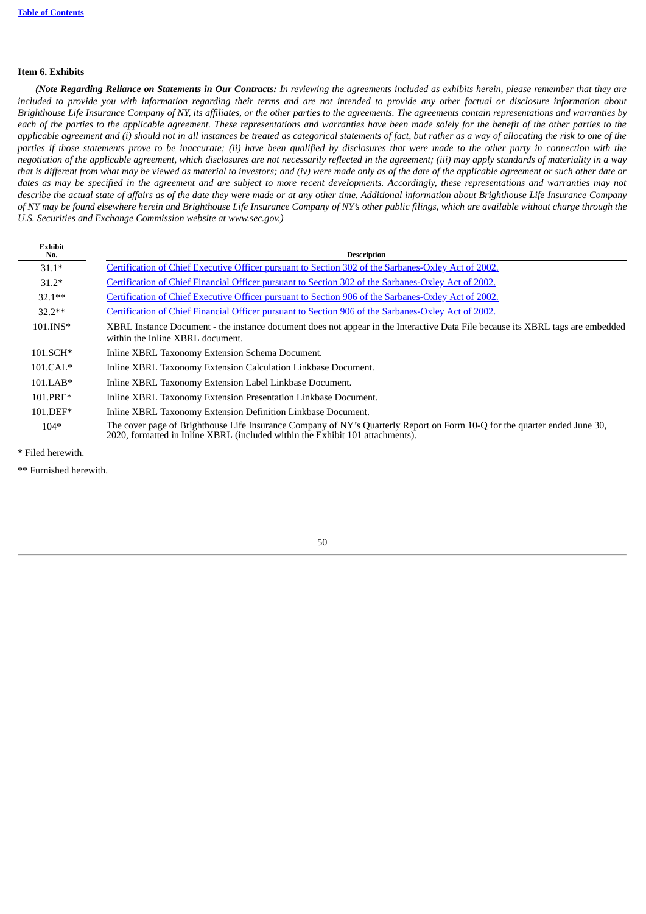### Item 6. Exhibits

***(Note Regarding Reliance on Statements in Our Contracts:*** *In reviewing the agreements included as exhibits herein, please remember that they are included to provide you with information regarding their terms and are not intended to provide any other factual or disclosure information about Brighthouse Life Insurance Company of NY, its affiliates, or the other parties to the agreements. The agreements contain representations and warranties by each of the parties to the applicable agreement. These representations and warranties have been made solely for the benefit of the other parties to the applicable agreement and (i) should not in all instances be treated as categorical statements of fact, but rather as a way of allocating the risk to one of the parties if those statements prove to be inaccurate; (ii) have been qualified by disclosures that were made to the other party in connection with the negotiation of the applicable agreement, which disclosures are not necessarily reflected in the agreement; (iii) may apply standards of materiality in a way that is different from what may be viewed as material to investors; and (iv) were made only as of the date of the applicable agreement or such other date or dates as may be specified in the agreement and are subject to more recent developments. Accordingly, these representations and warranties may not describe the actual state of affairs as of the date they were made or at any other time. Additional information about Brighthouse Life Insurance Company of NY may be found elsewhere herein and Brighthouse Life Insurance Company of NY's other public filings, which are available without charge through the U.S. Securities and Exchange Commission website at www.sec.gov.)*

| Exhibit No. | Description |
|---|---|
| 31.1* | Certification of Chief Executive Officer pursuant to Section 302 of the Sarbanes-Oxley Act of 2002. |
| 31.2* | Certification of Chief Financial Officer pursuant to Section 302 of the Sarbanes-Oxley Act of 2002. |
| 32.1** | Certification of Chief Executive Officer pursuant to Section 906 of the Sarbanes-Oxley Act of 2002. |
| 32.2** | Certification of Chief Financial Officer pursuant to Section 906 of the Sarbanes-Oxley Act of 2002. |
| 101.INS* | XBRL Instance Document - the instance document does not appear in the Interactive Data File because its XBRL tags are embedded within the Inline XBRL document. |
| 101.SCH* | Inline XBRL Taxonomy Extension Schema Document. |
| 101.CAL* | Inline XBRL Taxonomy Extension Calculation Linkbase Document. |
| 101.LAB* | Inline XBRL Taxonomy Extension Label Linkbase Document. |
| 101.PRE* | Inline XBRL Taxonomy Extension Presentation Linkbase Document. |
| 101.DEF* | Inline XBRL Taxonomy Extension Definition Linkbase Document. |
| 104* | The cover page of Brighthouse Life Insurance Company of NY's Quarterly Report on Form 10-Q for the quarter ended June 30, 2020, formatted in Inline XBRL (included within the Exhibit 101 attachments). |

\* Filed herewith.

\** Furnished herewith.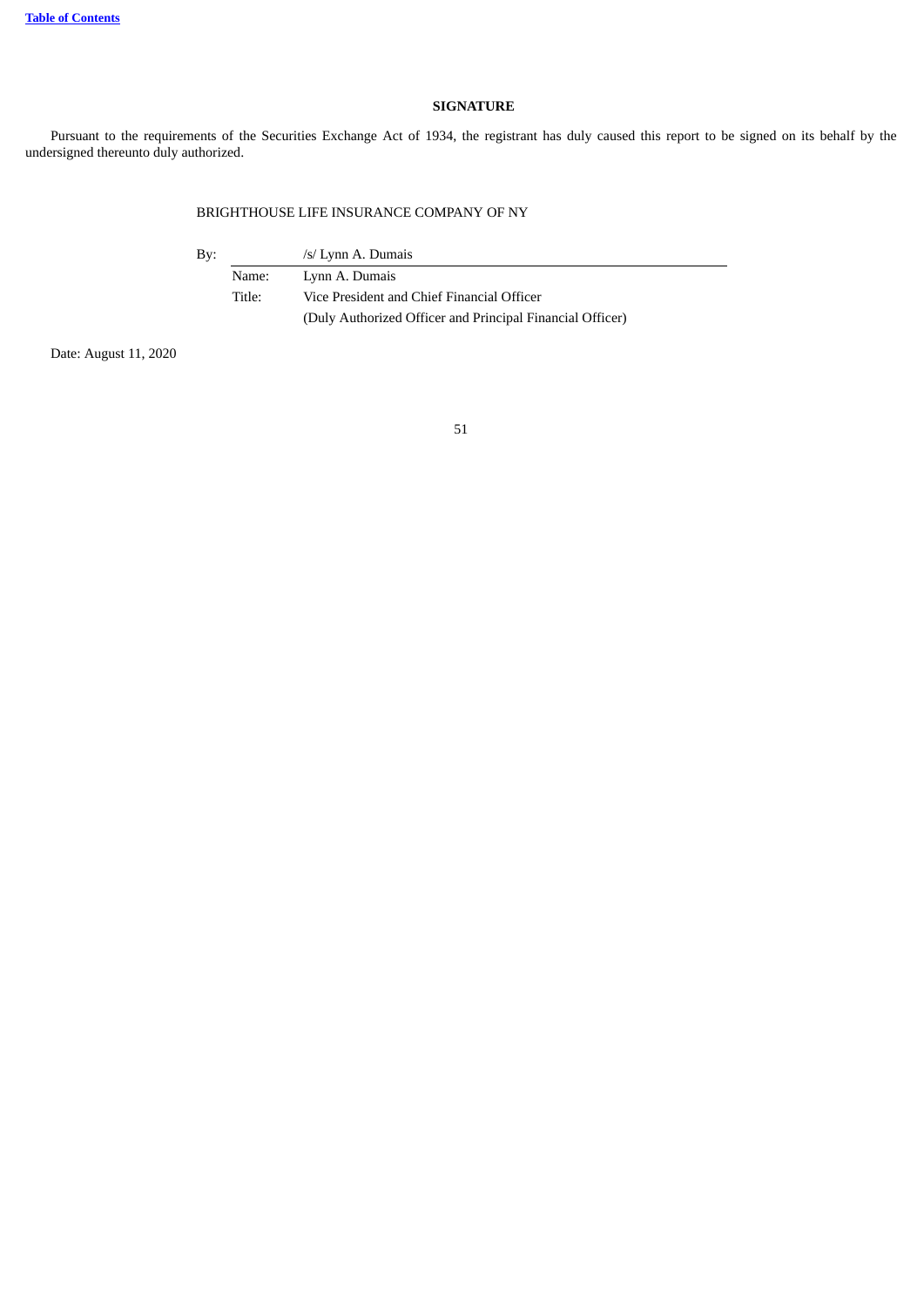**SIGNATURE**

Pursuant to the requirements of the Securities Exchange Act of 1934, the registrant has duly caused this report to be signed on its behalf by the undersigned thereunto duly authorized.

BRIGHTHOUSE LIFE INSURANCE COMPANY OF NY

By: /s/ Lynn A. Dumais

Name: Lynn A. Dumais

Title: Vice President and Chief Financial Officer

(Duly Authorized Officer and Principal Financial Officer)

Date: August 11, 2020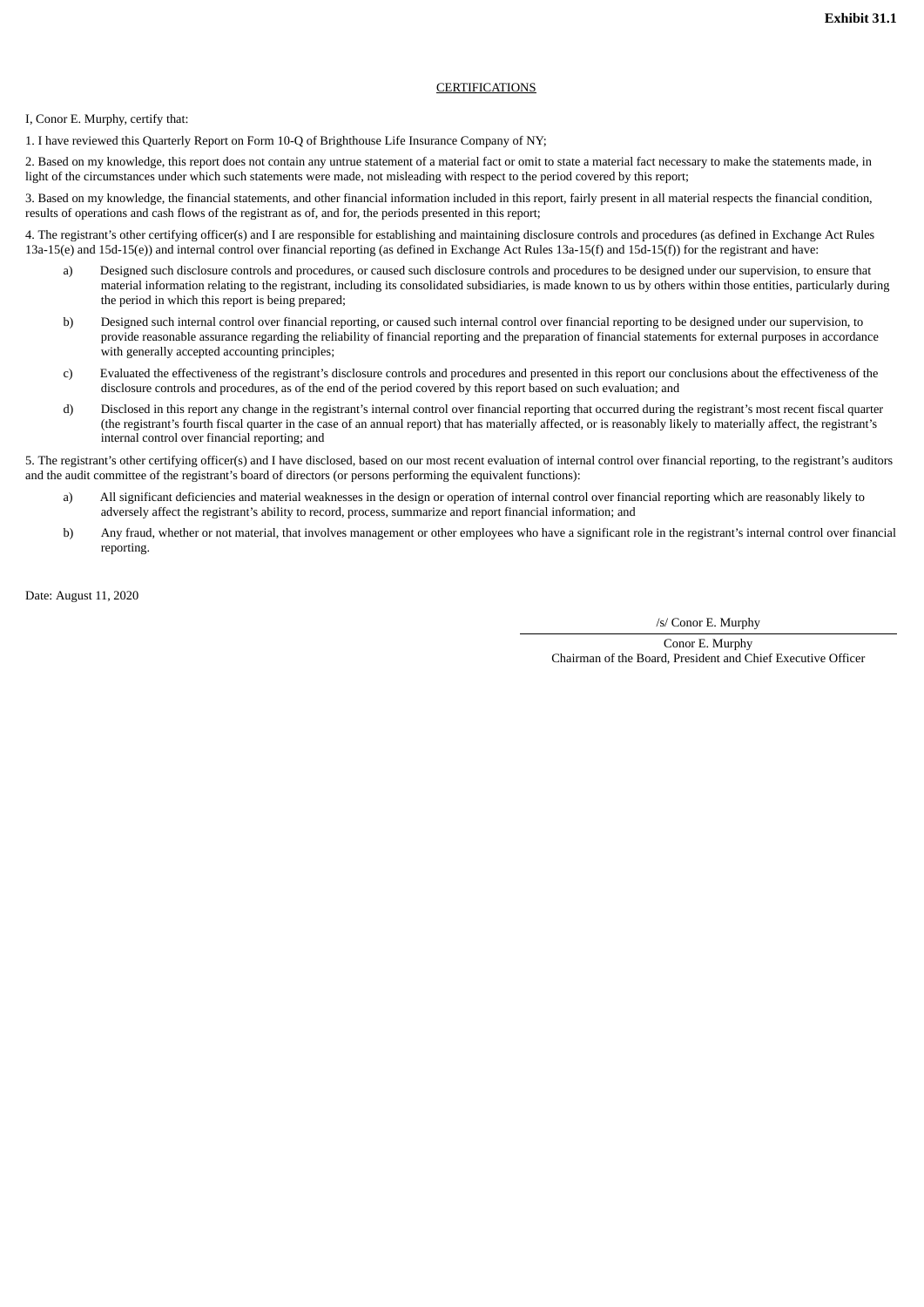**Exhibit 31.1**

CERTIFICATIONS

I, Conor E. Murphy, certify that:

1. I have reviewed this Quarterly Report on Form 10-Q of Brighthouse Life Insurance Company of NY;

2. Based on my knowledge, this report does not contain any untrue statement of a material fact or omit to state a material fact necessary to make the statements made, in light of the circumstances under which such statements were made, not misleading with respect to the period covered by this report;

3. Based on my knowledge, the financial statements, and other financial information included in this report, fairly present in all material respects the financial condition, results of operations and cash flows of the registrant as of, and for, the periods presented in this report;

4. The registrant's other certifying officer(s) and I are responsible for establishing and maintaining disclosure controls and procedures (as defined in Exchange Act Rules 13a-15(e) and 15d-15(e)) and internal control over financial reporting (as defined in Exchange Act Rules 13a-15(f) and 15d-15(f)) for the registrant and have:

a) Designed such disclosure controls and procedures, or caused such disclosure controls and procedures to be designed under our supervision, to ensure that material information relating to the registrant, including its consolidated subsidiaries, is made known to us by others within those entities, particularly during the period in which this report is being prepared;

b) Designed such internal control over financial reporting, or caused such internal control over financial reporting to be designed under our supervision, to provide reasonable assurance regarding the reliability of financial reporting and the preparation of financial statements for external purposes in accordance with generally accepted accounting principles;

c) Evaluated the effectiveness of the registrant's disclosure controls and procedures and presented in this report our conclusions about the effectiveness of the disclosure controls and procedures, as of the end of the period covered by this report based on such evaluation; and

d) Disclosed in this report any change in the registrant's internal control over financial reporting that occurred during the registrant's most recent fiscal quarter (the registrant's fourth fiscal quarter in the case of an annual report) that has materially affected, or is reasonably likely to materially affect, the registrant's internal control over financial reporting; and

5. The registrant's other certifying officer(s) and I have disclosed, based on our most recent evaluation of internal control over financial reporting, to the registrant's auditors and the audit committee of the registrant's board of directors (or persons performing the equivalent functions):

a) All significant deficiencies and material weaknesses in the design or operation of internal control over financial reporting which are reasonably likely to adversely affect the registrant's ability to record, process, summarize and report financial information; and

b) Any fraud, whether or not material, that involves management or other employees who have a significant role in the registrant's internal control over financial reporting.

Date: August 11, 2020

/s/ Conor E. Murphy

Conor E. Murphy
Chairman of the Board, President and Chief Executive Officer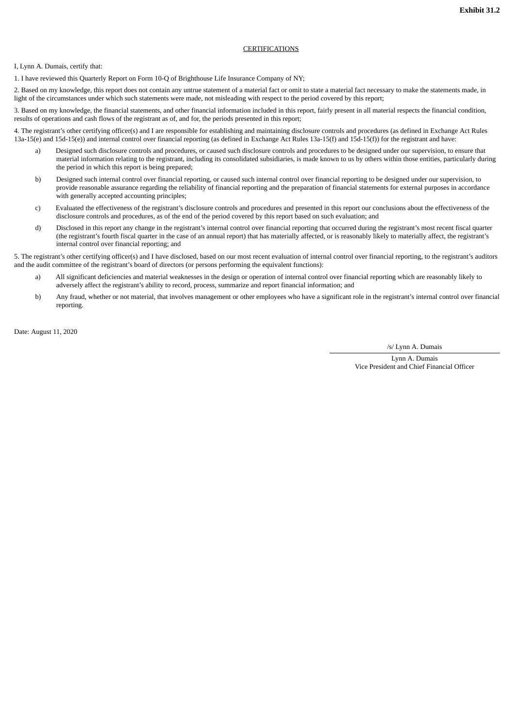**Exhibit 31.2**

CERTIFICATIONS

I, Lynn A. Dumais, certify that:

1. I have reviewed this Quarterly Report on Form 10-Q of Brighthouse Life Insurance Company of NY;

2. Based on my knowledge, this report does not contain any untrue statement of a material fact or omit to state a material fact necessary to make the statements made, in light of the circumstances under which such statements were made, not misleading with respect to the period covered by this report;

3. Based on my knowledge, the financial statements, and other financial information included in this report, fairly present in all material respects the financial condition, results of operations and cash flows of the registrant as of, and for, the periods presented in this report;

4. The registrant's other certifying officer(s) and I are responsible for establishing and maintaining disclosure controls and procedures (as defined in Exchange Act Rules 13a-15(e) and 15d-15(e)) and internal control over financial reporting (as defined in Exchange Act Rules 13a-15(f) and 15d-15(f)) for the registrant and have:

a) Designed such disclosure controls and procedures, or caused such disclosure controls and procedures to be designed under our supervision, to ensure that material information relating to the registrant, including its consolidated subsidiaries, is made known to us by others within those entities, particularly during the period in which this report is being prepared;

b) Designed such internal control over financial reporting, or caused such internal control over financial reporting to be designed under our supervision, to provide reasonable assurance regarding the reliability of financial reporting and the preparation of financial statements for external purposes in accordance with generally accepted accounting principles;

c) Evaluated the effectiveness of the registrant's disclosure controls and procedures and presented in this report our conclusions about the effectiveness of the disclosure controls and procedures, as of the end of the period covered by this report based on such evaluation; and

d) Disclosed in this report any change in the registrant's internal control over financial reporting that occurred during the registrant's most recent fiscal quarter (the registrant's fourth fiscal quarter in the case of an annual report) that has materially affected, or is reasonably likely to materially affect, the registrant's internal control over financial reporting; and

5. The registrant's other certifying officer(s) and I have disclosed, based on our most recent evaluation of internal control over financial reporting, to the registrant's auditors and the audit committee of the registrant's board of directors (or persons performing the equivalent functions):

a) All significant deficiencies and material weaknesses in the design or operation of internal control over financial reporting which are reasonably likely to adversely affect the registrant's ability to record, process, summarize and report financial information; and

b) Any fraud, whether or not material, that involves management or other employees who have a significant role in the registrant's internal control over financial reporting.

Date: August 11, 2020

/s/ Lynn A. Dumais

Lynn A. Dumais
Vice President and Chief Financial Officer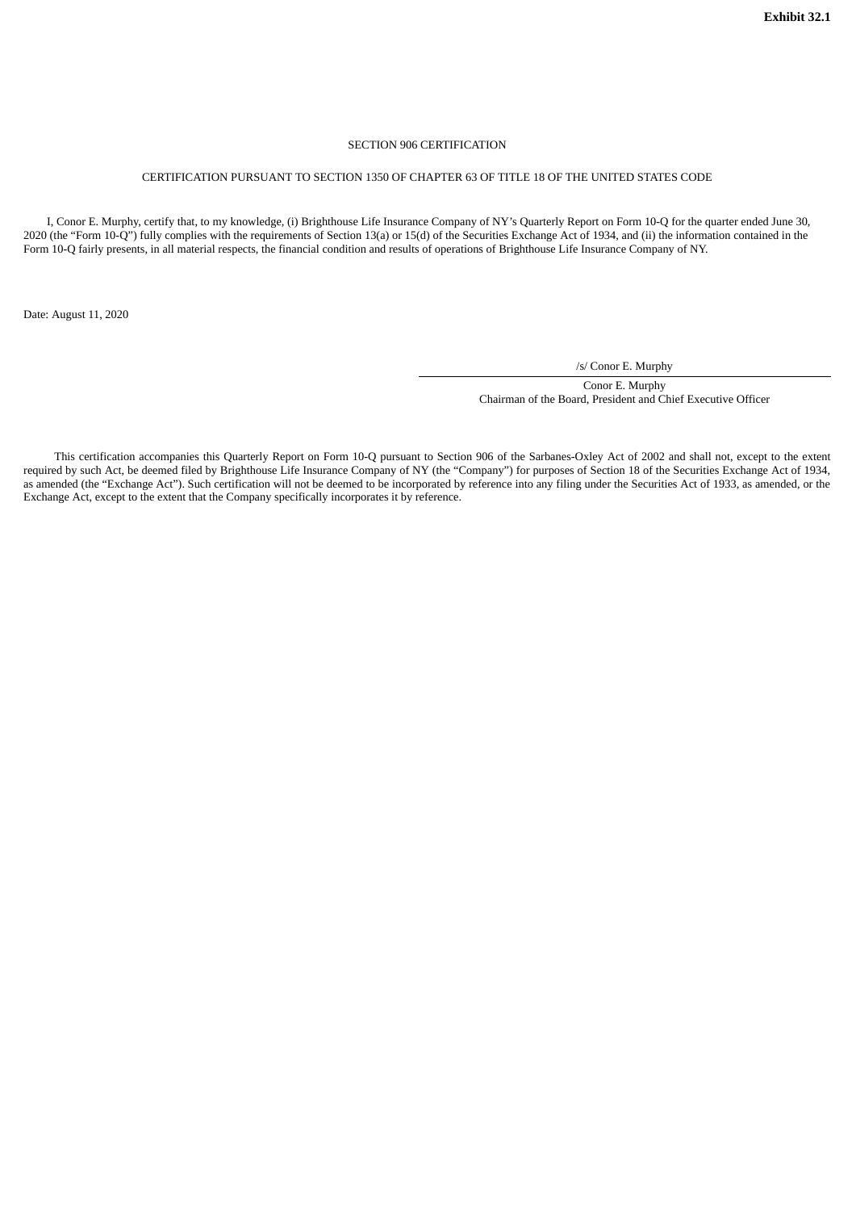**Exhibit 32.1**

SECTION 906 CERTIFICATION

CERTIFICATION PURSUANT TO SECTION 1350 OF CHAPTER 63 OF TITLE 18 OF THE UNITED STATES CODE

I, Conor E. Murphy, certify that, to my knowledge, (i) Brighthouse Life Insurance Company of NY's Quarterly Report on Form 10-Q for the quarter ended June 30, 2020 (the "Form 10-Q") fully complies with the requirements of Section 13(a) or 15(d) of the Securities Exchange Act of 1934, and (ii) the information contained in the Form 10-Q fairly presents, in all material respects, the financial condition and results of operations of Brighthouse Life Insurance Company of NY.

Date: August 11, 2020

/s/ Conor E. Murphy

Conor E. Murphy
Chairman of the Board, President and Chief Executive Officer

This certification accompanies this Quarterly Report on Form 10-Q pursuant to Section 906 of the Sarbanes-Oxley Act of 2002 and shall not, except to the extent required by such Act, be deemed filed by Brighthouse Life Insurance Company of NY (the "Company") for purposes of Section 18 of the Securities Exchange Act of 1934, as amended (the "Exchange Act"). Such certification will not be deemed to be incorporated by reference into any filing under the Securities Act of 1933, as amended, or the Exchange Act, except to the extent that the Company specifically incorporates it by reference.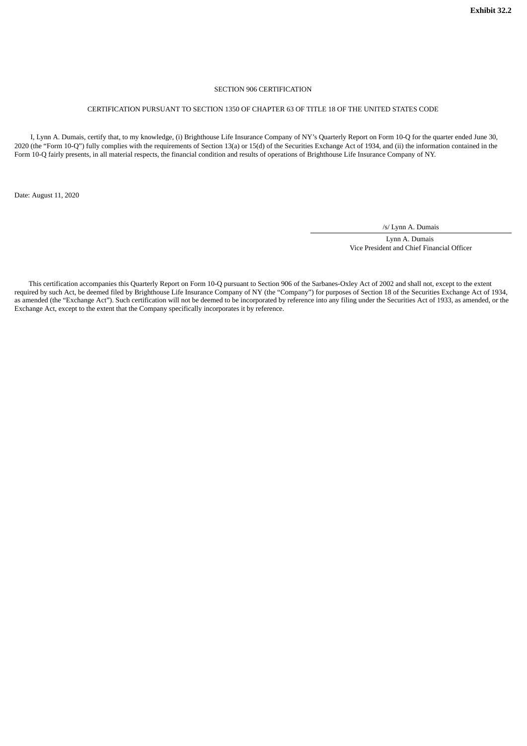**Exhibit 32.2**

SECTION 906 CERTIFICATION

CERTIFICATION PURSUANT TO SECTION 1350 OF CHAPTER 63 OF TITLE 18 OF THE UNITED STATES CODE

I, Lynn A. Dumais, certify that, to my knowledge, (i) Brighthouse Life Insurance Company of NY's Quarterly Report on Form 10-Q for the quarter ended June 30, 2020 (the "Form 10-Q") fully complies with the requirements of Section 13(a) or 15(d) of the Securities Exchange Act of 1934, and (ii) the information contained in the Form 10-Q fairly presents, in all material respects, the financial condition and results of operations of Brighthouse Life Insurance Company of NY.

Date: August 11, 2020

/s/ Lynn A. Dumais

Lynn A. Dumais
Vice President and Chief Financial Officer

This certification accompanies this Quarterly Report on Form 10-Q pursuant to Section 906 of the Sarbanes-Oxley Act of 2002 and shall not, except to the extent required by such Act, be deemed filed by Brighthouse Life Insurance Company of NY (the "Company") for purposes of Section 18 of the Securities Exchange Act of 1934, as amended (the "Exchange Act"). Such certification will not be deemed to be incorporated by reference into any filing under the Securities Act of 1933, as amended, or the Exchange Act, except to the extent that the Company specifically incorporates it by reference.